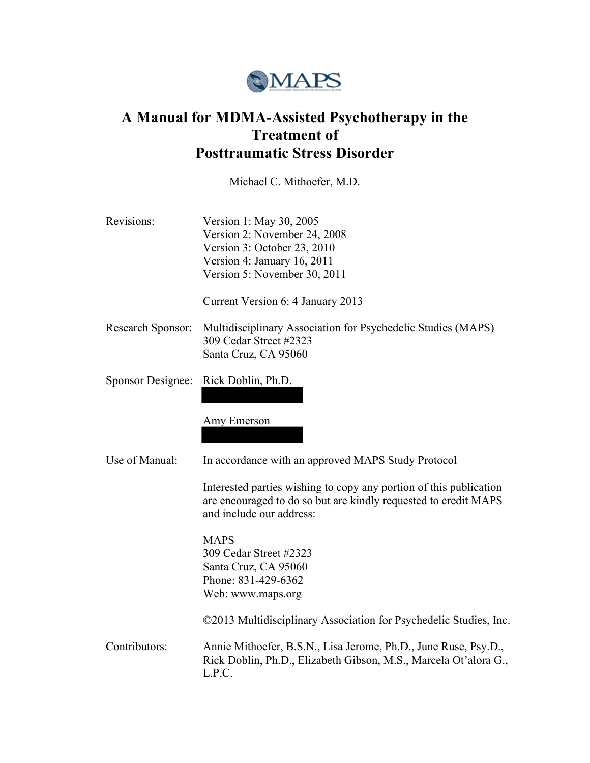MAPS

# A Manual for MDMA-Assisted Psychotherapy in the Treatment of Posttraumatic Stress Disorder

Michael C. Mithoefer, M.D.

Revisions:
Version 1: May 30, 2005
Version 2: November 24, 2008
Version 3: October 23, 2010
Version 4: January 16, 2011
Version 5: November 30, 2011

Current Version 6: 4 January 2013

Research Sponsor: Multidisciplinary Association for Psychedelic Studies (MAPS)
309 Cedar Street #2323
Santa Cruz, CA 95060

Sponsor Designee: Rick Doblin, Ph.D.

Amy Emerson

Use of Manual: In accordance with an approved MAPS Study Protocol

Interested parties wishing to copy any portion of this publication are encouraged to do so but are kindly requested to credit MAPS and include our address:

MAPS
309 Cedar Street #2323
Santa Cruz, CA 95060
Phone: 831-429-6362
Web: www.maps.org

©2013 Multidisciplinary Association for Psychedelic Studies, Inc.

Contributors: Annie Mithoefer, B.S.N., Lisa Jerome, Ph.D., June Ruse, Psy.D., Rick Doblin, Ph.D., Elizabeth Gibson, M.S., Marcela Ot'alora G., L.P.C.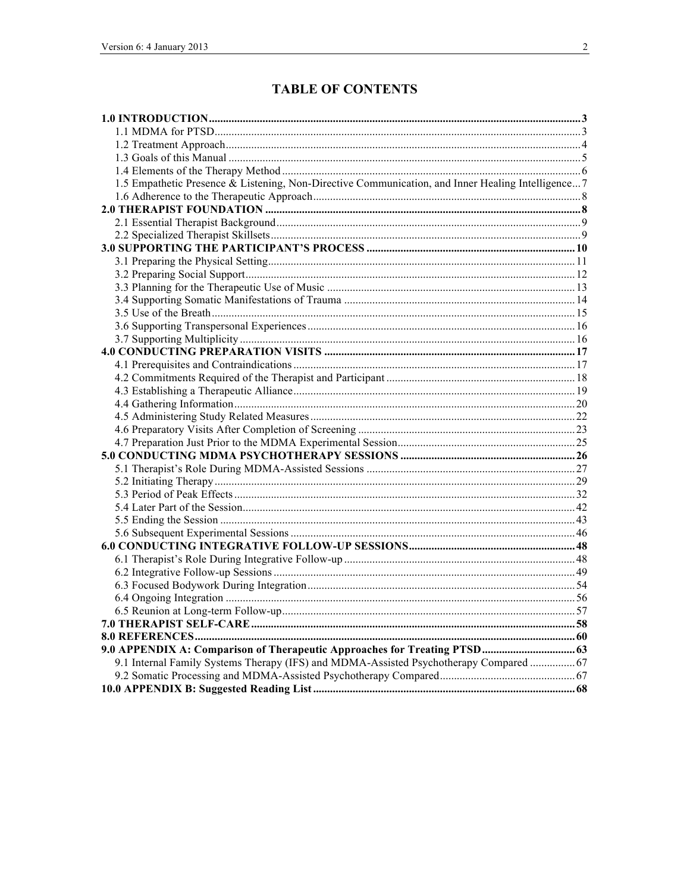# TABLE OF CONTENTS

**1.0 INTRODUCTION** ... 3
- 1.1 MDMA for PTSD ... 3
- 1.2 Treatment Approach ... 4
- 1.3 Goals of this Manual ... 5
- 1.4 Elements of the Therapy Method ... 6
- 1.5 Empathetic Presence & Listening, Non-Directive Communication, and Inner Healing Intelligence ... 7
- 1.6 Adherence to the Therapeutic Approach ... 8

**2.0 THERAPIST FOUNDATION** ... 8
- 2.1 Essential Therapist Background ... 9
- 2.2 Specialized Therapist Skillsets ... 9

**3.0 SUPPORTING THE PARTICIPANT'S PROCESS** ... 10
- 3.1 Preparing the Physical Setting ... 11
- 3.2 Preparing Social Support ... 12
- 3.3 Planning for the Therapeutic Use of Music ... 13
- 3.4 Supporting Somatic Manifestations of Trauma ... 14
- 3.5 Use of the Breath ... 15
- 3.6 Supporting Transpersonal Experiences ... 16
- 3.7 Supporting Multiplicity ... 16

**4.0 CONDUCTING PREPARATION VISITS** ... 17
- 4.1 Prerequisites and Contraindications ... 17
- 4.2 Commitments Required of the Therapist and Participant ... 18
- 4.3 Establishing a Therapeutic Alliance ... 19
- 4.4 Gathering Information ... 20
- 4.5 Administering Study Related Measures ... 22
- 4.6 Preparatory Visits After Completion of Screening ... 23
- 4.7 Preparation Just Prior to the MDMA Experimental Session ... 25

**5.0 CONDUCTING MDMA PSYCHOTHERAPY SESSIONS** ... 26
- 5.1 Therapist's Role During MDMA-Assisted Sessions ... 27
- 5.2 Initiating Therapy ... 29
- 5.3 Period of Peak Effects ... 32
- 5.4 Later Part of the Session ... 42
- 5.5 Ending the Session ... 43
- 5.6 Subsequent Experimental Sessions ... 46

**6.0 CONDUCTING INTEGRATIVE FOLLOW-UP SESSIONS** ... 48
- 6.1 Therapist's Role During Integrative Follow-up ... 48
- 6.2 Integrative Follow-up Sessions ... 49
- 6.3 Focused Bodywork During Integration ... 54
- 6.4 Ongoing Integration ... 56
- 6.5 Reunion at Long-term Follow-up ... 57

**7.0 THERAPIST SELF-CARE** ... 58

**8.0 REFERENCES** ... 60

**9.0 APPENDIX A: Comparison of Therapeutic Approaches for Treating PTSD** ... 63
- 9.1 Internal Family Systems Therapy (IFS) and MDMA-Assisted Psychotherapy Compared ... 67
- 9.2 Somatic Processing and MDMA-Assisted Psychotherapy Compared ... 67

**10.0 APPENDIX B: Suggested Reading List** ... 68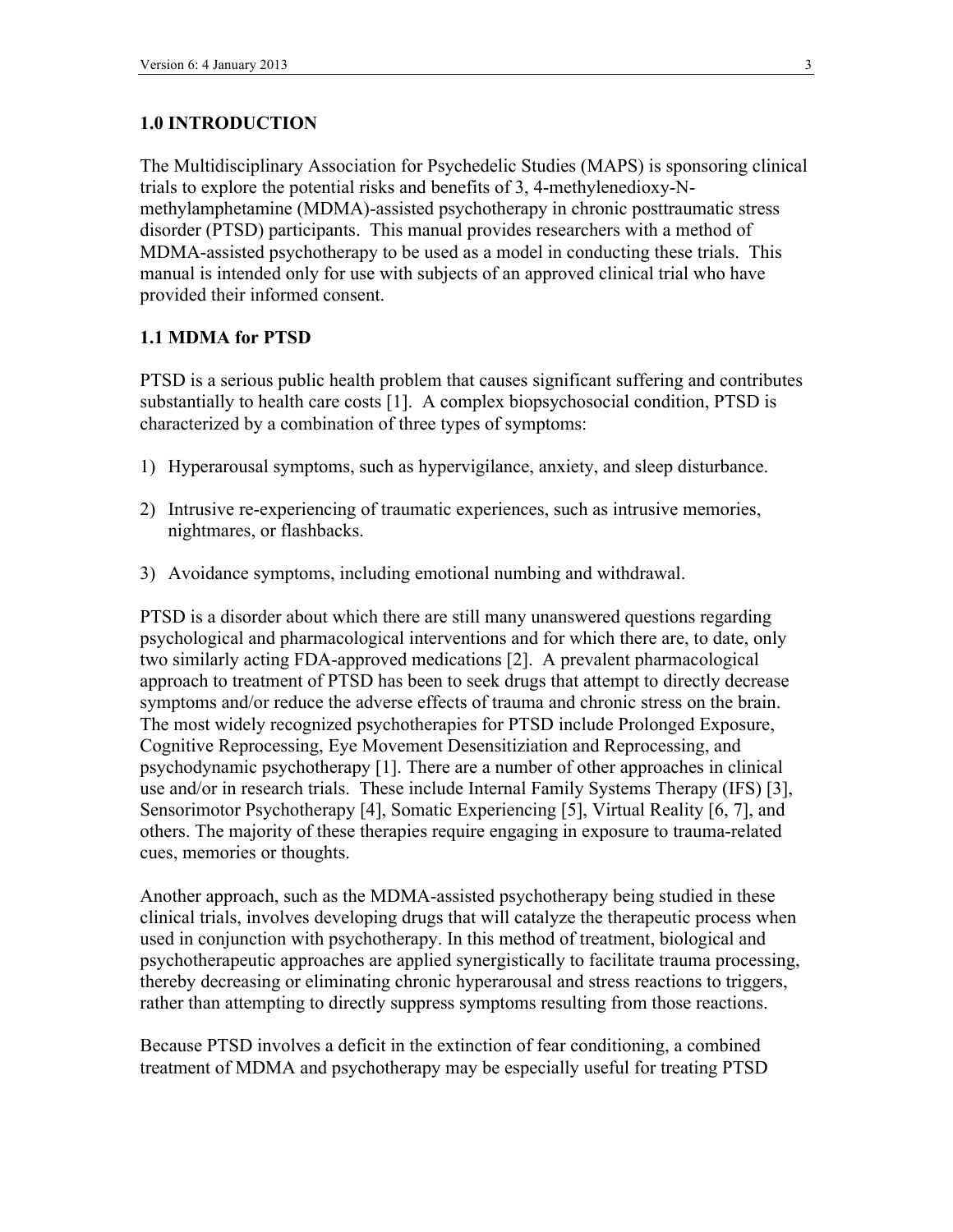## 1.0 INTRODUCTION

The Multidisciplinary Association for Psychedelic Studies (MAPS) is sponsoring clinical trials to explore the potential risks and benefits of 3, 4-methylenedioxy-N-methylamphetamine (MDMA)-assisted psychotherapy in chronic posttraumatic stress disorder (PTSD) participants. This manual provides researchers with a method of MDMA-assisted psychotherapy to be used as a model in conducting these trials. This manual is intended only for use with subjects of an approved clinical trial who have provided their informed consent.

### 1.1 MDMA for PTSD

PTSD is a serious public health problem that causes significant suffering and contributes substantially to health care costs [1]. A complex biopsychosocial condition, PTSD is characterized by a combination of three types of symptoms:

1) Hyperarousal symptoms, such as hypervigilance, anxiety, and sleep disturbance.

2) Intrusive re-experiencing of traumatic experiences, such as intrusive memories, nightmares, or flashbacks.

3) Avoidance symptoms, including emotional numbing and withdrawal.

PTSD is a disorder about which there are still many unanswered questions regarding psychological and pharmacological interventions and for which there are, to date, only two similarly acting FDA-approved medications [2]. A prevalent pharmacological approach to treatment of PTSD has been to seek drugs that attempt to directly decrease symptoms and/or reduce the adverse effects of trauma and chronic stress on the brain. The most widely recognized psychotherapies for PTSD include Prolonged Exposure, Cognitive Reprocessing, Eye Movement Desensitiziation and Reprocessing, and psychodynamic psychotherapy [1]. There are a number of other approaches in clinical use and/or in research trials. These include Internal Family Systems Therapy (IFS) [3], Sensorimotor Psychotherapy [4], Somatic Experiencing [5], Virtual Reality [6, 7], and others. The majority of these therapies require engaging in exposure to trauma-related cues, memories or thoughts.

Another approach, such as the MDMA-assisted psychotherapy being studied in these clinical trials, involves developing drugs that will catalyze the therapeutic process when used in conjunction with psychotherapy. In this method of treatment, biological and psychotherapeutic approaches are applied synergistically to facilitate trauma processing, thereby decreasing or eliminating chronic hyperarousal and stress reactions to triggers, rather than attempting to directly suppress symptoms resulting from those reactions.

Because PTSD involves a deficit in the extinction of fear conditioning, a combined treatment of MDMA and psychotherapy may be especially useful for treating PTSD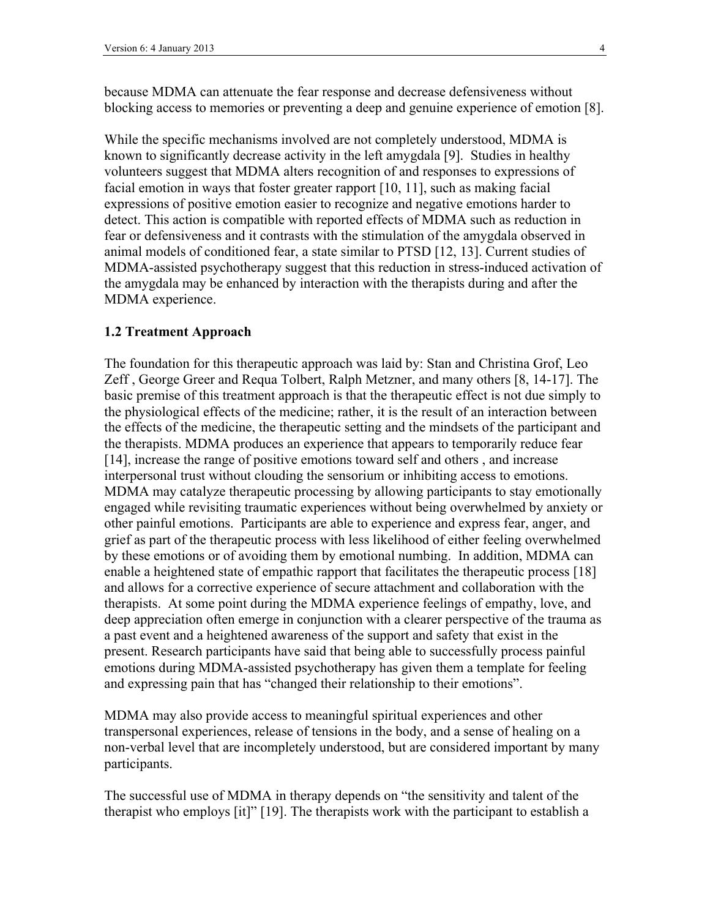because MDMA can attenuate the fear response and decrease defensiveness without blocking access to memories or preventing a deep and genuine experience of emotion [8].

While the specific mechanisms involved are not completely understood, MDMA is known to significantly decrease activity in the left amygdala [9]. Studies in healthy volunteers suggest that MDMA alters recognition of and responses to expressions of facial emotion in ways that foster greater rapport [10, 11], such as making facial expressions of positive emotion easier to recognize and negative emotions harder to detect. This action is compatible with reported effects of MDMA such as reduction in fear or defensiveness and it contrasts with the stimulation of the amygdala observed in animal models of conditioned fear, a state similar to PTSD [12, 13]. Current studies of MDMA-assisted psychotherapy suggest that this reduction in stress-induced activation of the amygdala may be enhanced by interaction with the therapists during and after the MDMA experience.

### 1.2 Treatment Approach

The foundation for this therapeutic approach was laid by: Stan and Christina Grof, Leo Zeff , George Greer and Requa Tolbert, Ralph Metzner, and many others [8, 14-17]. The basic premise of this treatment approach is that the therapeutic effect is not due simply to the physiological effects of the medicine; rather, it is the result of an interaction between the effects of the medicine, the therapeutic setting and the mindsets of the participant and the therapists. MDMA produces an experience that appears to temporarily reduce fear [14], increase the range of positive emotions toward self and others , and increase interpersonal trust without clouding the sensorium or inhibiting access to emotions. MDMA may catalyze therapeutic processing by allowing participants to stay emotionally engaged while revisiting traumatic experiences without being overwhelmed by anxiety or other painful emotions. Participants are able to experience and express fear, anger, and grief as part of the therapeutic process with less likelihood of either feeling overwhelmed by these emotions or of avoiding them by emotional numbing. In addition, MDMA can enable a heightened state of empathic rapport that facilitates the therapeutic process [18] and allows for a corrective experience of secure attachment and collaboration with the therapists. At some point during the MDMA experience feelings of empathy, love, and deep appreciation often emerge in conjunction with a clearer perspective of the trauma as a past event and a heightened awareness of the support and safety that exist in the present. Research participants have said that being able to successfully process painful emotions during MDMA-assisted psychotherapy has given them a template for feeling and expressing pain that has "changed their relationship to their emotions".

MDMA may also provide access to meaningful spiritual experiences and other transpersonal experiences, release of tensions in the body, and a sense of healing on a non-verbal level that are incompletely understood, but are considered important by many participants.

The successful use of MDMA in therapy depends on "the sensitivity and talent of the therapist who employs [it]" [19]. The therapists work with the participant to establish a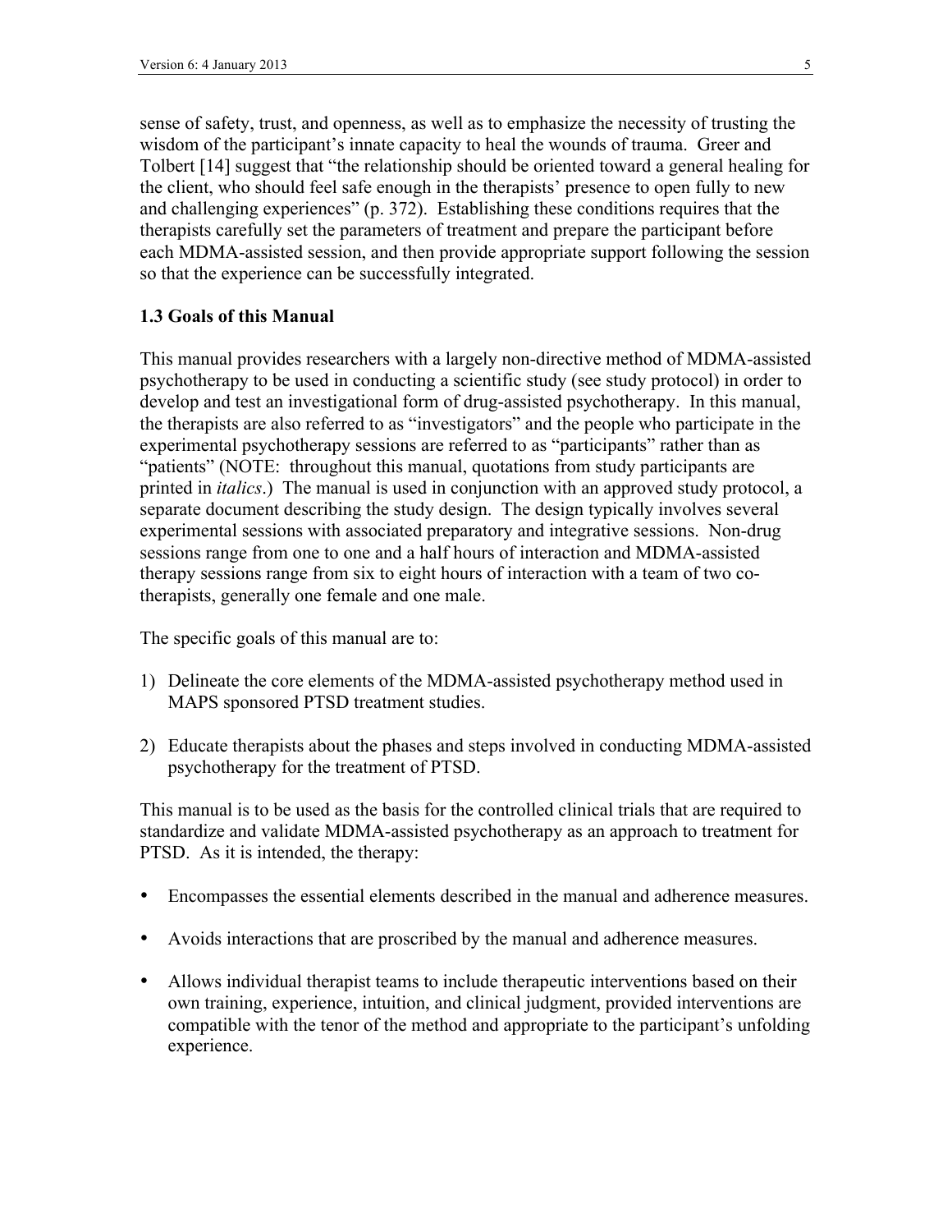sense of safety, trust, and openness, as well as to emphasize the necessity of trusting the wisdom of the participant's innate capacity to heal the wounds of trauma. Greer and Tolbert [14] suggest that "the relationship should be oriented toward a general healing for the client, who should feel safe enough in the therapists' presence to open fully to new and challenging experiences" (p. 372). Establishing these conditions requires that the therapists carefully set the parameters of treatment and prepare the participant before each MDMA-assisted session, and then provide appropriate support following the session so that the experience can be successfully integrated.

### 1.3 Goals of this Manual

This manual provides researchers with a largely non-directive method of MDMA-assisted psychotherapy to be used in conducting a scientific study (see study protocol) in order to develop and test an investigational form of drug-assisted psychotherapy. In this manual, the therapists are also referred to as "investigators" and the people who participate in the experimental psychotherapy sessions are referred to as "participants" rather than as "patients" (NOTE: throughout this manual, quotations from study participants are printed in *italics*.) The manual is used in conjunction with an approved study protocol, a separate document describing the study design. The design typically involves several experimental sessions with associated preparatory and integrative sessions. Non-drug sessions range from one to one and a half hours of interaction and MDMA-assisted therapy sessions range from six to eight hours of interaction with a team of two co-therapists, generally one female and one male.

The specific goals of this manual are to:

1) Delineate the core elements of the MDMA-assisted psychotherapy method used in MAPS sponsored PTSD treatment studies.

2) Educate therapists about the phases and steps involved in conducting MDMA-assisted psychotherapy for the treatment of PTSD.

This manual is to be used as the basis for the controlled clinical trials that are required to standardize and validate MDMA-assisted psychotherapy as an approach to treatment for PTSD. As it is intended, the therapy:

- Encompasses the essential elements described in the manual and adherence measures.

- Avoids interactions that are proscribed by the manual and adherence measures.

- Allows individual therapist teams to include therapeutic interventions based on their own training, experience, intuition, and clinical judgment, provided interventions are compatible with the tenor of the method and appropriate to the participant's unfolding experience.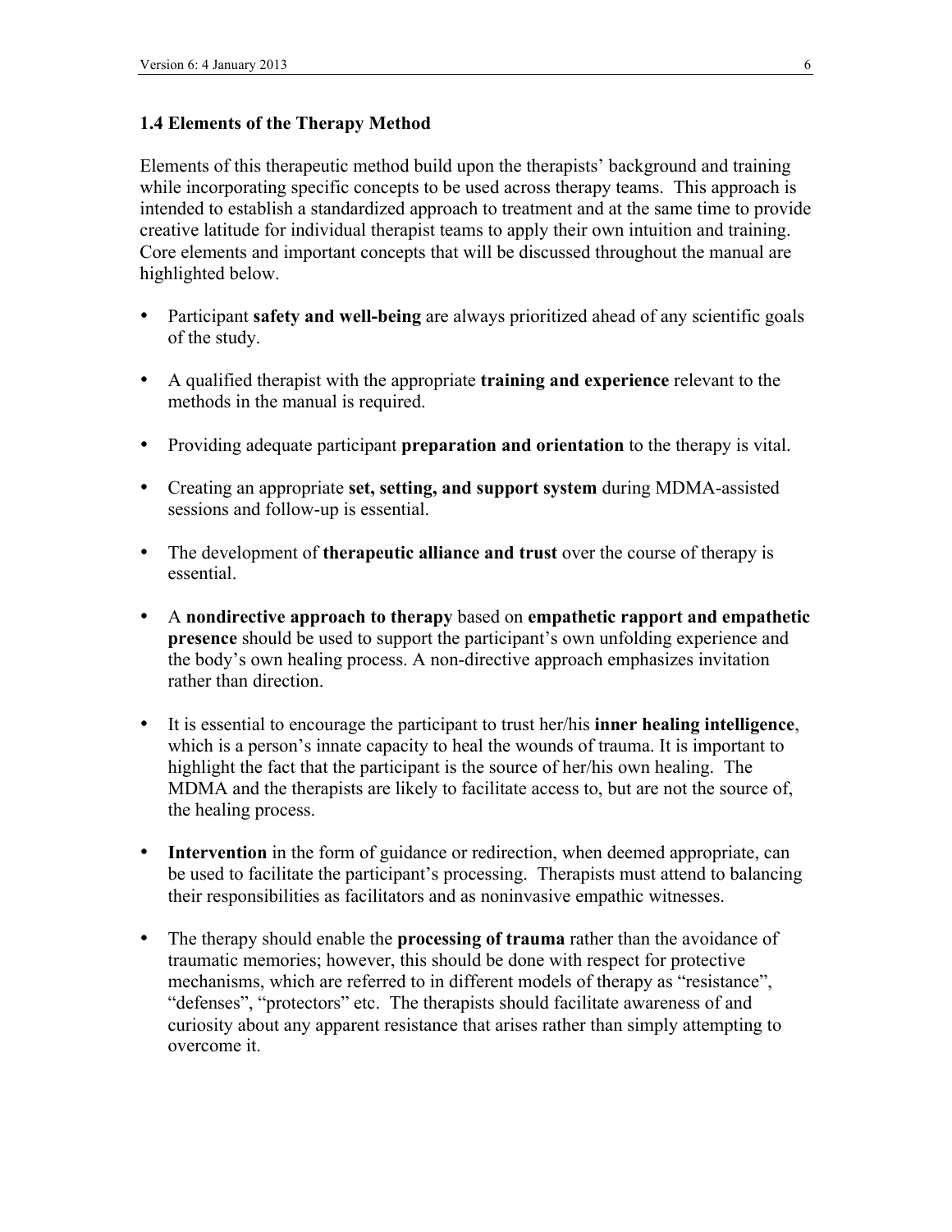### 1.4 Elements of the Therapy Method

Elements of this therapeutic method build upon the therapists' background and training while incorporating specific concepts to be used across therapy teams. This approach is intended to establish a standardized approach to treatment and at the same time to provide creative latitude for individual therapist teams to apply their own intuition and training. Core elements and important concepts that will be discussed throughout the manual are highlighted below.

- Participant **safety and well-being** are always prioritized ahead of any scientific goals of the study.
- A qualified therapist with the appropriate **training and experience** relevant to the methods in the manual is required.
- Providing adequate participant **preparation and orientation** to the therapy is vital.
- Creating an appropriate **set, setting, and support system** during MDMA-assisted sessions and follow-up is essential.
- The development of **therapeutic alliance and trust** over the course of therapy is essential.
- A **nondirective approach to therapy** based on **empathetic rapport and empathetic presence** should be used to support the participant's own unfolding experience and the body's own healing process. A non-directive approach emphasizes invitation rather than direction.
- It is essential to encourage the participant to trust her/his **inner healing intelligence**, which is a person's innate capacity to heal the wounds of trauma. It is important to highlight the fact that the participant is the source of her/his own healing. The MDMA and the therapists are likely to facilitate access to, but are not the source of, the healing process.
- **Intervention** in the form of guidance or redirection, when deemed appropriate, can be used to facilitate the participant's processing. Therapists must attend to balancing their responsibilities as facilitators and as noninvasive empathic witnesses.
- The therapy should enable the **processing of trauma** rather than the avoidance of traumatic memories; however, this should be done with respect for protective mechanisms, which are referred to in different models of therapy as "resistance", "defenses", "protectors" etc. The therapists should facilitate awareness of and curiosity about any apparent resistance that arises rather than simply attempting to overcome it.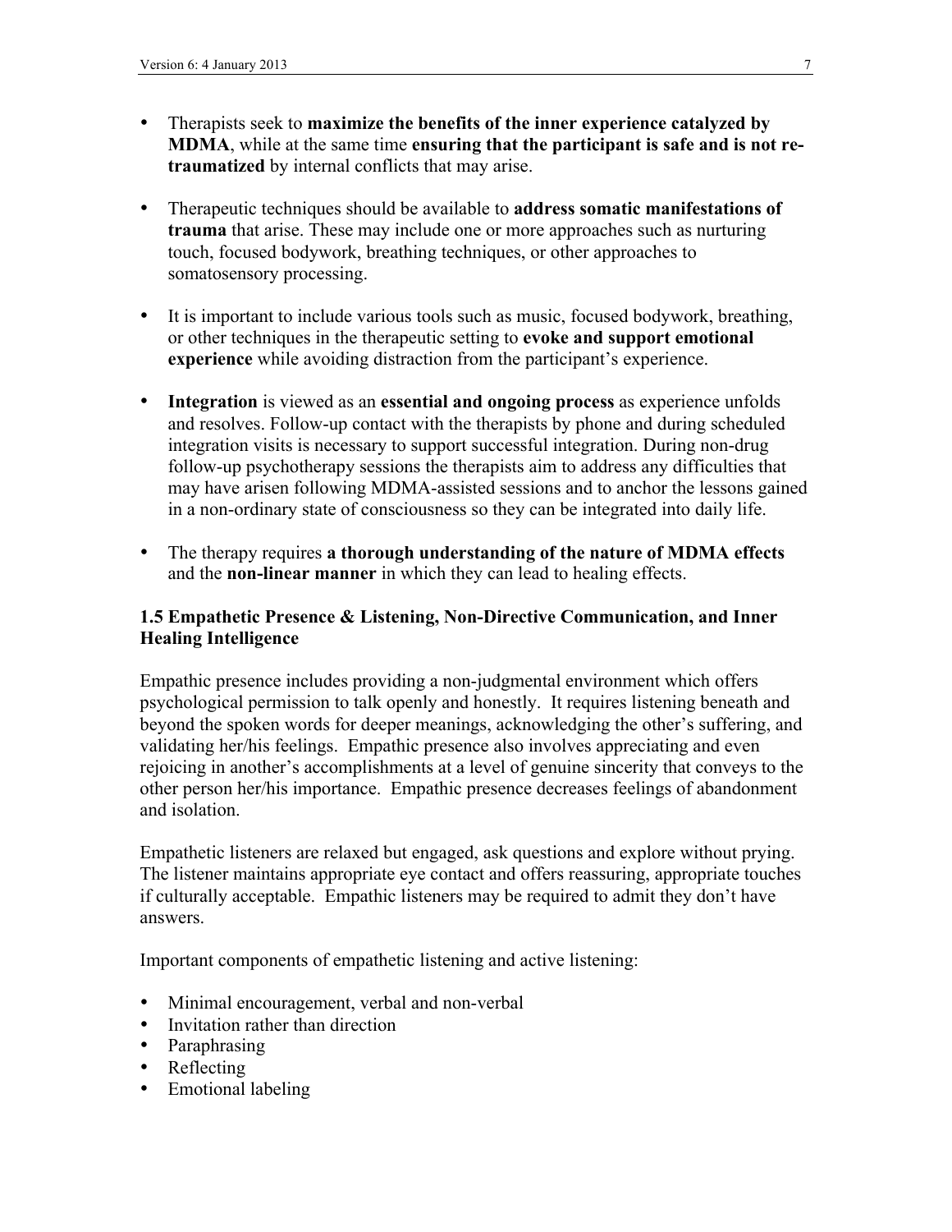- Therapists seek to **maximize the benefits of the inner experience catalyzed by MDMA**, while at the same time **ensuring that the participant is safe and is not re-traumatized** by internal conflicts that may arise.

- Therapeutic techniques should be available to **address somatic manifestations of trauma** that arise. These may include one or more approaches such as nurturing touch, focused bodywork, breathing techniques, or other approaches to somatosensory processing.

- It is important to include various tools such as music, focused bodywork, breathing, or other techniques in the therapeutic setting to **evoke and support emotional experience** while avoiding distraction from the participant's experience.

- **Integration** is viewed as an **essential and ongoing process** as experience unfolds and resolves. Follow-up contact with the therapists by phone and during scheduled integration visits is necessary to support successful integration. During non-drug follow-up psychotherapy sessions the therapists aim to address any difficulties that may have arisen following MDMA-assisted sessions and to anchor the lessons gained in a non-ordinary state of consciousness so they can be integrated into daily life.

- The therapy requires **a thorough understanding of the nature of MDMA effects** and the **non-linear manner** in which they can lead to healing effects.

### 1.5 Empathetic Presence & Listening, Non-Directive Communication, and Inner Healing Intelligence

Empathic presence includes providing a non-judgmental environment which offers psychological permission to talk openly and honestly. It requires listening beneath and beyond the spoken words for deeper meanings, acknowledging the other's suffering, and validating her/his feelings. Empathic presence also involves appreciating and even rejoicing in another's accomplishments at a level of genuine sincerity that conveys to the other person her/his importance. Empathic presence decreases feelings of abandonment and isolation.

Empathetic listeners are relaxed but engaged, ask questions and explore without prying. The listener maintains appropriate eye contact and offers reassuring, appropriate touches if culturally acceptable. Empathic listeners may be required to admit they don't have answers.

Important components of empathetic listening and active listening:

- Minimal encouragement, verbal and non-verbal
- Invitation rather than direction
- Paraphrasing
- Reflecting
- Emotional labeling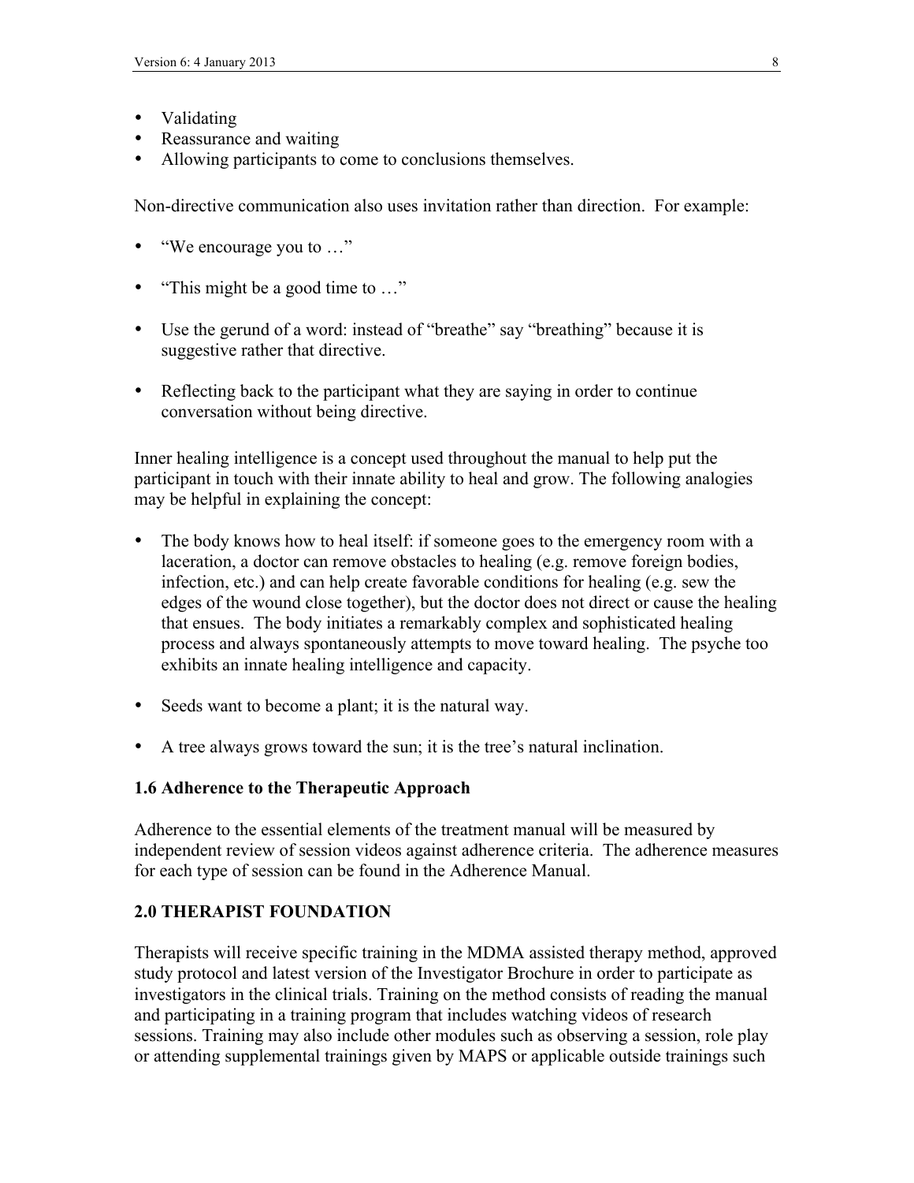- Validating
- Reassurance and waiting
- Allowing participants to come to conclusions themselves.

Non-directive communication also uses invitation rather than direction. For example:

- "We encourage you to …"
- "This might be a good time to …"
- Use the gerund of a word: instead of "breathe" say "breathing" because it is suggestive rather that directive.
- Reflecting back to the participant what they are saying in order to continue conversation without being directive.

Inner healing intelligence is a concept used throughout the manual to help put the participant in touch with their innate ability to heal and grow. The following analogies may be helpful in explaining the concept:

- The body knows how to heal itself: if someone goes to the emergency room with a laceration, a doctor can remove obstacles to healing (e.g. remove foreign bodies, infection, etc.) and can help create favorable conditions for healing (e.g. sew the edges of the wound close together), but the doctor does not direct or cause the healing that ensues. The body initiates a remarkably complex and sophisticated healing process and always spontaneously attempts to move toward healing. The psyche too exhibits an innate healing intelligence and capacity.
- Seeds want to become a plant; it is the natural way.
- A tree always grows toward the sun; it is the tree's natural inclination.

### 1.6 Adherence to the Therapeutic Approach

Adherence to the essential elements of the treatment manual will be measured by independent review of session videos against adherence criteria. The adherence measures for each type of session can be found in the Adherence Manual.

## 2.0 THERAPIST FOUNDATION

Therapists will receive specific training in the MDMA assisted therapy method, approved study protocol and latest version of the Investigator Brochure in order to participate as investigators in the clinical trials. Training on the method consists of reading the manual and participating in a training program that includes watching videos of research sessions. Training may also include other modules such as observing a session, role play or attending supplemental trainings given by MAPS or applicable outside trainings such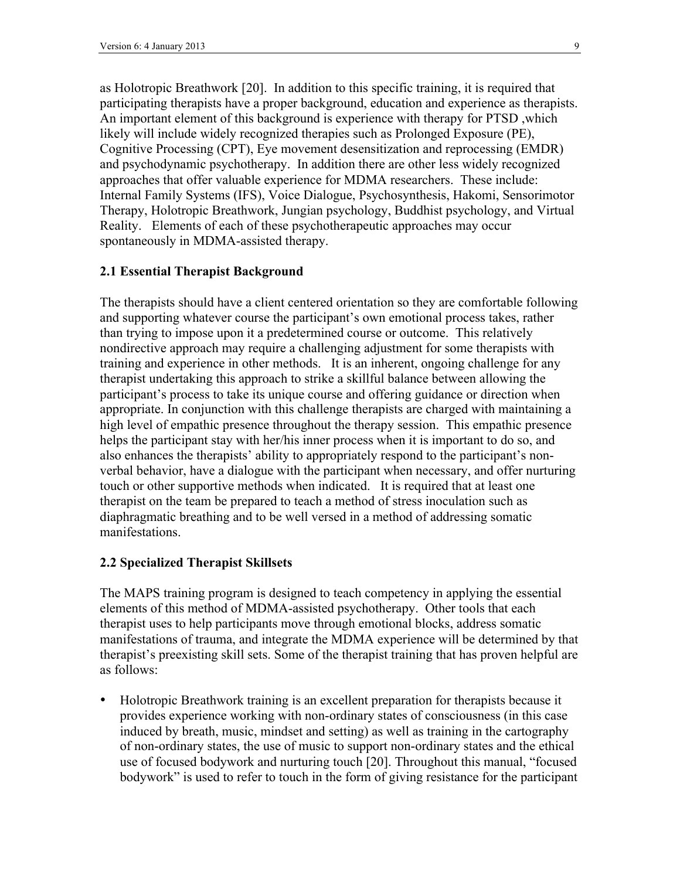as Holotropic Breathwork [20]. In addition to this specific training, it is required that participating therapists have a proper background, education and experience as therapists. An important element of this background is experience with therapy for PTSD ,which likely will include widely recognized therapies such as Prolonged Exposure (PE), Cognitive Processing (CPT), Eye movement desensitization and reprocessing (EMDR) and psychodynamic psychotherapy. In addition there are other less widely recognized approaches that offer valuable experience for MDMA researchers. These include: Internal Family Systems (IFS), Voice Dialogue, Psychosynthesis, Hakomi, Sensorimotor Therapy, Holotropic Breathwork, Jungian psychology, Buddhist psychology, and Virtual Reality. Elements of each of these psychotherapeutic approaches may occur spontaneously in MDMA-assisted therapy.

### 2.1 Essential Therapist Background

The therapists should have a client centered orientation so they are comfortable following and supporting whatever course the participant's own emotional process takes, rather than trying to impose upon it a predetermined course or outcome. This relatively nondirective approach may require a challenging adjustment for some therapists with training and experience in other methods. It is an inherent, ongoing challenge for any therapist undertaking this approach to strike a skillful balance between allowing the participant's process to take its unique course and offering guidance or direction when appropriate. In conjunction with this challenge therapists are charged with maintaining a high level of empathic presence throughout the therapy session. This empathic presence helps the participant stay with her/his inner process when it is important to do so, and also enhances the therapists' ability to appropriately respond to the participant's non-verbal behavior, have a dialogue with the participant when necessary, and offer nurturing touch or other supportive methods when indicated. It is required that at least one therapist on the team be prepared to teach a method of stress inoculation such as diaphragmatic breathing and to be well versed in a method of addressing somatic manifestations.

### 2.2 Specialized Therapist Skillsets

The MAPS training program is designed to teach competency in applying the essential elements of this method of MDMA-assisted psychotherapy. Other tools that each therapist uses to help participants move through emotional blocks, address somatic manifestations of trauma, and integrate the MDMA experience will be determined by that therapist's preexisting skill sets. Some of the therapist training that has proven helpful are as follows:

- Holotropic Breathwork training is an excellent preparation for therapists because it provides experience working with non-ordinary states of consciousness (in this case induced by breath, music, mindset and setting) as well as training in the cartography of non-ordinary states, the use of music to support non-ordinary states and the ethical use of focused bodywork and nurturing touch [20]. Throughout this manual, "focused bodywork" is used to refer to touch in the form of giving resistance for the participant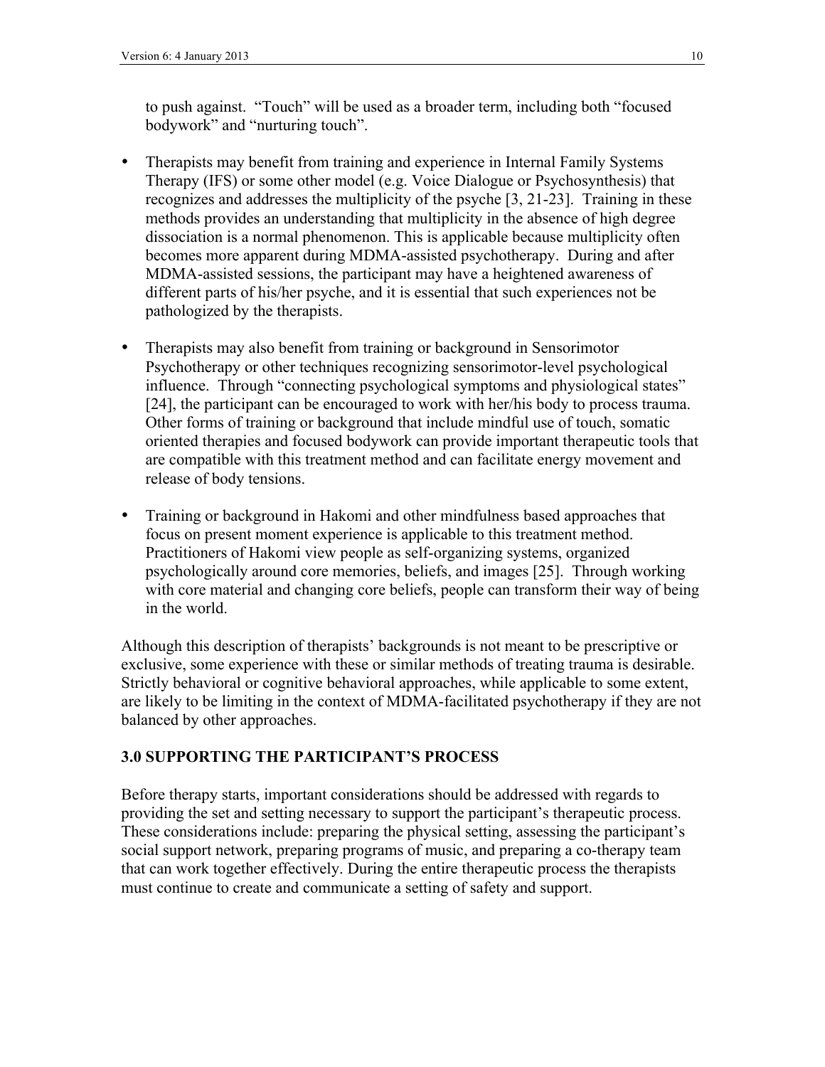to push against. "Touch" will be used as a broader term, including both "focused bodywork" and "nurturing touch".

- Therapists may benefit from training and experience in Internal Family Systems Therapy (IFS) or some other model (e.g. Voice Dialogue or Psychosynthesis) that recognizes and addresses the multiplicity of the psyche [3, 21-23]. Training in these methods provides an understanding that multiplicity in the absence of high degree dissociation is a normal phenomenon. This is applicable because multiplicity often becomes more apparent during MDMA-assisted psychotherapy. During and after MDMA-assisted sessions, the participant may have a heightened awareness of different parts of his/her psyche, and it is essential that such experiences not be pathologized by the therapists.

- Therapists may also benefit from training or background in Sensorimotor Psychotherapy or other techniques recognizing sensorimotor-level psychological influence. Through "connecting psychological symptoms and physiological states" [24], the participant can be encouraged to work with her/his body to process trauma. Other forms of training or background that include mindful use of touch, somatic oriented therapies and focused bodywork can provide important therapeutic tools that are compatible with this treatment method and can facilitate energy movement and release of body tensions.

- Training or background in Hakomi and other mindfulness based approaches that focus on present moment experience is applicable to this treatment method. Practitioners of Hakomi view people as self-organizing systems, organized psychologically around core memories, beliefs, and images [25]. Through working with core material and changing core beliefs, people can transform their way of being in the world.

Although this description of therapists' backgrounds is not meant to be prescriptive or exclusive, some experience with these or similar methods of treating trauma is desirable. Strictly behavioral or cognitive behavioral approaches, while applicable to some extent, are likely to be limiting in the context of MDMA-facilitated psychotherapy if they are not balanced by other approaches.

## 3.0 SUPPORTING THE PARTICIPANT'S PROCESS

Before therapy starts, important considerations should be addressed with regards to providing the set and setting necessary to support the participant's therapeutic process. These considerations include: preparing the physical setting, assessing the participant's social support network, preparing programs of music, and preparing a co-therapy team that can work together effectively. During the entire therapeutic process the therapists must continue to create and communicate a setting of safety and support.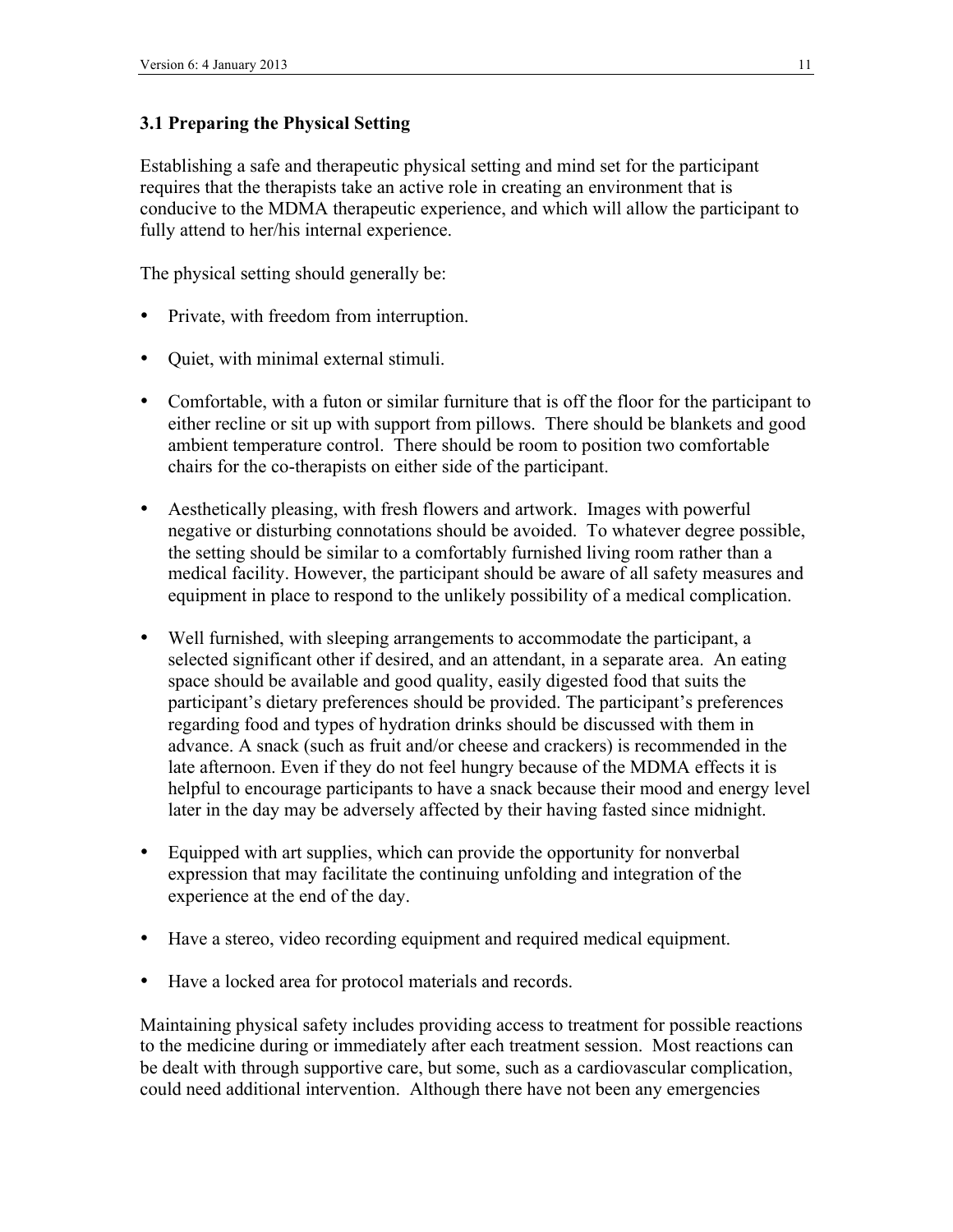### 3.1 Preparing the Physical Setting

Establishing a safe and therapeutic physical setting and mind set for the participant requires that the therapists take an active role in creating an environment that is conducive to the MDMA therapeutic experience, and which will allow the participant to fully attend to her/his internal experience.

The physical setting should generally be:

- Private, with freedom from interruption.
- Quiet, with minimal external stimuli.
- Comfortable, with a futon or similar furniture that is off the floor for the participant to either recline or sit up with support from pillows. There should be blankets and good ambient temperature control. There should be room to position two comfortable chairs for the co-therapists on either side of the participant.
- Aesthetically pleasing, with fresh flowers and artwork. Images with powerful negative or disturbing connotations should be avoided. To whatever degree possible, the setting should be similar to a comfortably furnished living room rather than a medical facility. However, the participant should be aware of all safety measures and equipment in place to respond to the unlikely possibility of a medical complication.
- Well furnished, with sleeping arrangements to accommodate the participant, a selected significant other if desired, and an attendant, in a separate area. An eating space should be available and good quality, easily digested food that suits the participant's dietary preferences should be provided. The participant's preferences regarding food and types of hydration drinks should be discussed with them in advance. A snack (such as fruit and/or cheese and crackers) is recommended in the late afternoon. Even if they do not feel hungry because of the MDMA effects it is helpful to encourage participants to have a snack because their mood and energy level later in the day may be adversely affected by their having fasted since midnight.
- Equipped with art supplies, which can provide the opportunity for nonverbal expression that may facilitate the continuing unfolding and integration of the experience at the end of the day.
- Have a stereo, video recording equipment and required medical equipment.
- Have a locked area for protocol materials and records.

Maintaining physical safety includes providing access to treatment for possible reactions to the medicine during or immediately after each treatment session. Most reactions can be dealt with through supportive care, but some, such as a cardiovascular complication, could need additional intervention. Although there have not been any emergencies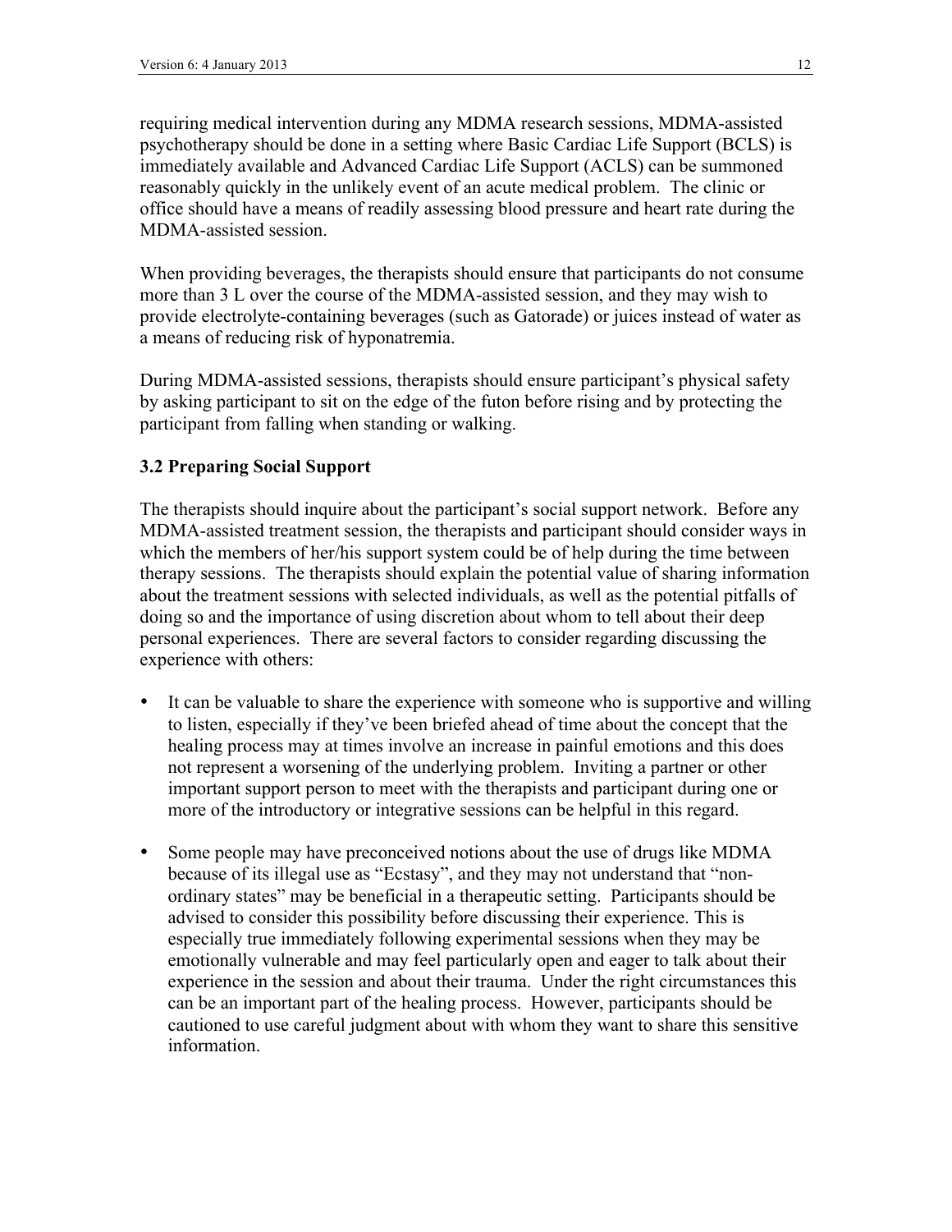requiring medical intervention during any MDMA research sessions, MDMA-assisted psychotherapy should be done in a setting where Basic Cardiac Life Support (BCLS) is immediately available and Advanced Cardiac Life Support (ACLS) can be summoned reasonably quickly in the unlikely event of an acute medical problem. The clinic or office should have a means of readily assessing blood pressure and heart rate during the MDMA-assisted session.

When providing beverages, the therapists should ensure that participants do not consume more than 3 L over the course of the MDMA-assisted session, and they may wish to provide electrolyte-containing beverages (such as Gatorade) or juices instead of water as a means of reducing risk of hyponatremia.

During MDMA-assisted sessions, therapists should ensure participant's physical safety by asking participant to sit on the edge of the futon before rising and by protecting the participant from falling when standing or walking.

### 3.2 Preparing Social Support

The therapists should inquire about the participant's social support network. Before any MDMA-assisted treatment session, the therapists and participant should consider ways in which the members of her/his support system could be of help during the time between therapy sessions. The therapists should explain the potential value of sharing information about the treatment sessions with selected individuals, as well as the potential pitfalls of doing so and the importance of using discretion about whom to tell about their deep personal experiences. There are several factors to consider regarding discussing the experience with others:

- It can be valuable to share the experience with someone who is supportive and willing to listen, especially if they've been briefed ahead of time about the concept that the healing process may at times involve an increase in painful emotions and this does not represent a worsening of the underlying problem. Inviting a partner or other important support person to meet with the therapists and participant during one or more of the introductory or integrative sessions can be helpful in this regard.

- Some people may have preconceived notions about the use of drugs like MDMA because of its illegal use as "Ecstasy", and they may not understand that "non-ordinary states" may be beneficial in a therapeutic setting. Participants should be advised to consider this possibility before discussing their experience. This is especially true immediately following experimental sessions when they may be emotionally vulnerable and may feel particularly open and eager to talk about their experience in the session and about their trauma. Under the right circumstances this can be an important part of the healing process. However, participants should be cautioned to use careful judgment about with whom they want to share this sensitive information.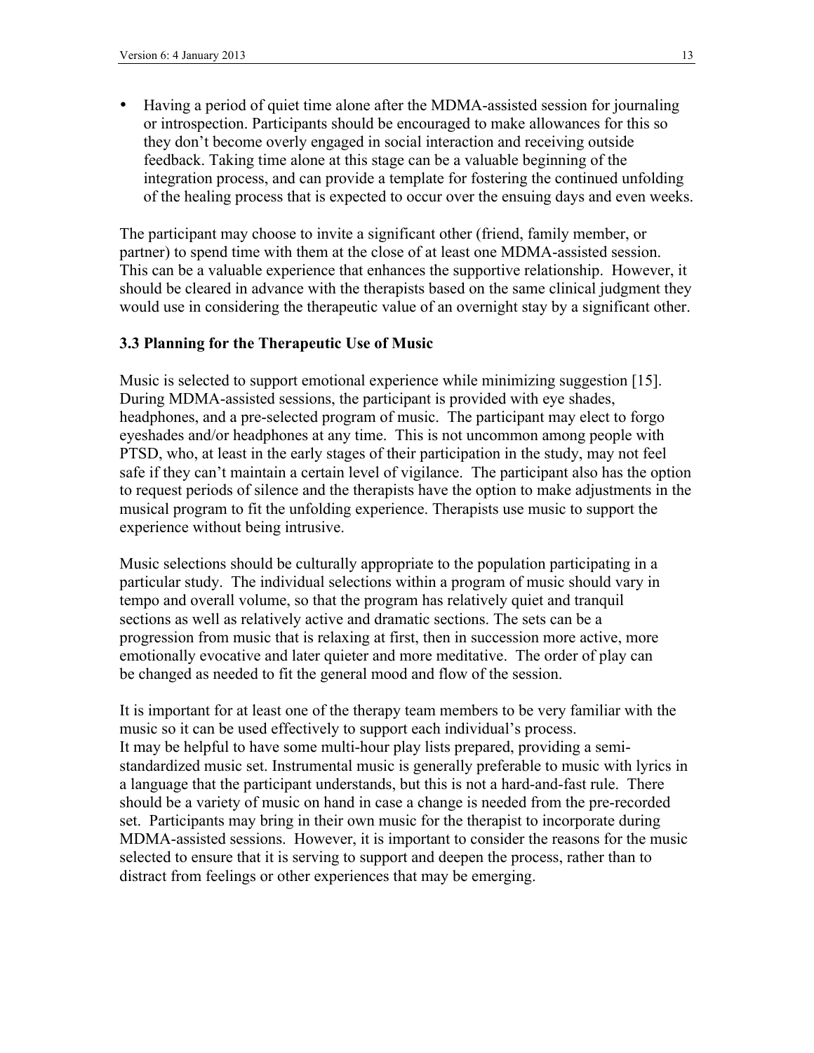- Having a period of quiet time alone after the MDMA-assisted session for journaling or introspection. Participants should be encouraged to make allowances for this so they don't become overly engaged in social interaction and receiving outside feedback. Taking time alone at this stage can be a valuable beginning of the integration process, and can provide a template for fostering the continued unfolding of the healing process that is expected to occur over the ensuing days and even weeks.

The participant may choose to invite a significant other (friend, family member, or partner) to spend time with them at the close of at least one MDMA-assisted session. This can be a valuable experience that enhances the supportive relationship. However, it should be cleared in advance with the therapists based on the same clinical judgment they would use in considering the therapeutic value of an overnight stay by a significant other.

### 3.3 Planning for the Therapeutic Use of Music

Music is selected to support emotional experience while minimizing suggestion [15]. During MDMA-assisted sessions, the participant is provided with eye shades, headphones, and a pre-selected program of music. The participant may elect to forgo eyeshades and/or headphones at any time. This is not uncommon among people with PTSD, who, at least in the early stages of their participation in the study, may not feel safe if they can't maintain a certain level of vigilance. The participant also has the option to request periods of silence and the therapists have the option to make adjustments in the musical program to fit the unfolding experience. Therapists use music to support the experience without being intrusive.

Music selections should be culturally appropriate to the population participating in a particular study. The individual selections within a program of music should vary in tempo and overall volume, so that the program has relatively quiet and tranquil sections as well as relatively active and dramatic sections. The sets can be a progression from music that is relaxing at first, then in succession more active, more emotionally evocative and later quieter and more meditative. The order of play can be changed as needed to fit the general mood and flow of the session.

It is important for at least one of the therapy team members to be very familiar with the music so it can be used effectively to support each individual's process.
It may be helpful to have some multi-hour play lists prepared, providing a semi-standardized music set. Instrumental music is generally preferable to music with lyrics in a language that the participant understands, but this is not a hard-and-fast rule. There should be a variety of music on hand in case a change is needed from the pre-recorded set. Participants may bring in their own music for the therapist to incorporate during MDMA-assisted sessions. However, it is important to consider the reasons for the music selected to ensure that it is serving to support and deepen the process, rather than to distract from feelings or other experiences that may be emerging.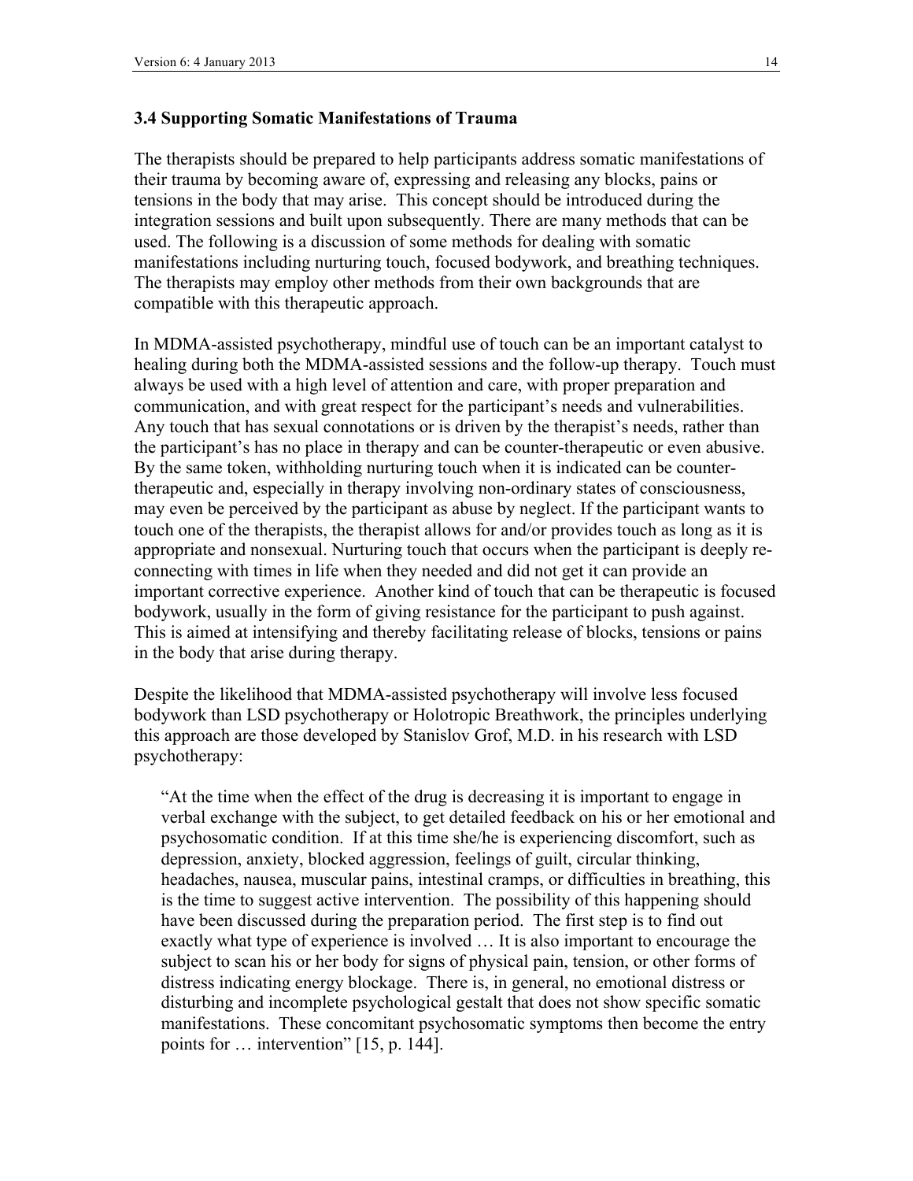### 3.4 Supporting Somatic Manifestations of Trauma

The therapists should be prepared to help participants address somatic manifestations of their trauma by becoming aware of, expressing and releasing any blocks, pains or tensions in the body that may arise. This concept should be introduced during the integration sessions and built upon subsequently. There are many methods that can be used. The following is a discussion of some methods for dealing with somatic manifestations including nurturing touch, focused bodywork, and breathing techniques. The therapists may employ other methods from their own backgrounds that are compatible with this therapeutic approach.

In MDMA-assisted psychotherapy, mindful use of touch can be an important catalyst to healing during both the MDMA-assisted sessions and the follow-up therapy. Touch must always be used with a high level of attention and care, with proper preparation and communication, and with great respect for the participant's needs and vulnerabilities. Any touch that has sexual connotations or is driven by the therapist's needs, rather than the participant's has no place in therapy and can be counter-therapeutic or even abusive. By the same token, withholding nurturing touch when it is indicated can be counter-therapeutic and, especially in therapy involving non-ordinary states of consciousness, may even be perceived by the participant as abuse by neglect. If the participant wants to touch one of the therapists, the therapist allows for and/or provides touch as long as it is appropriate and nonsexual. Nurturing touch that occurs when the participant is deeply re-connecting with times in life when they needed and did not get it can provide an important corrective experience. Another kind of touch that can be therapeutic is focused bodywork, usually in the form of giving resistance for the participant to push against. This is aimed at intensifying and thereby facilitating release of blocks, tensions or pains in the body that arise during therapy.

Despite the likelihood that MDMA-assisted psychotherapy will involve less focused bodywork than LSD psychotherapy or Holotropic Breathwork, the principles underlying this approach are those developed by Stanislov Grof, M.D. in his research with LSD psychotherapy:

> "At the time when the effect of the drug is decreasing it is important to engage in verbal exchange with the subject, to get detailed feedback on his or her emotional and psychosomatic condition. If at this time she/he is experiencing discomfort, such as depression, anxiety, blocked aggression, feelings of guilt, circular thinking, headaches, nausea, muscular pains, intestinal cramps, or difficulties in breathing, this is the time to suggest active intervention. The possibility of this happening should have been discussed during the preparation period. The first step is to find out exactly what type of experience is involved … It is also important to encourage the subject to scan his or her body for signs of physical pain, tension, or other forms of distress indicating energy blockage. There is, in general, no emotional distress or disturbing and incomplete psychological gestalt that does not show specific somatic manifestations. These concomitant psychosomatic symptoms then become the entry points for … intervention" [15, p. 144].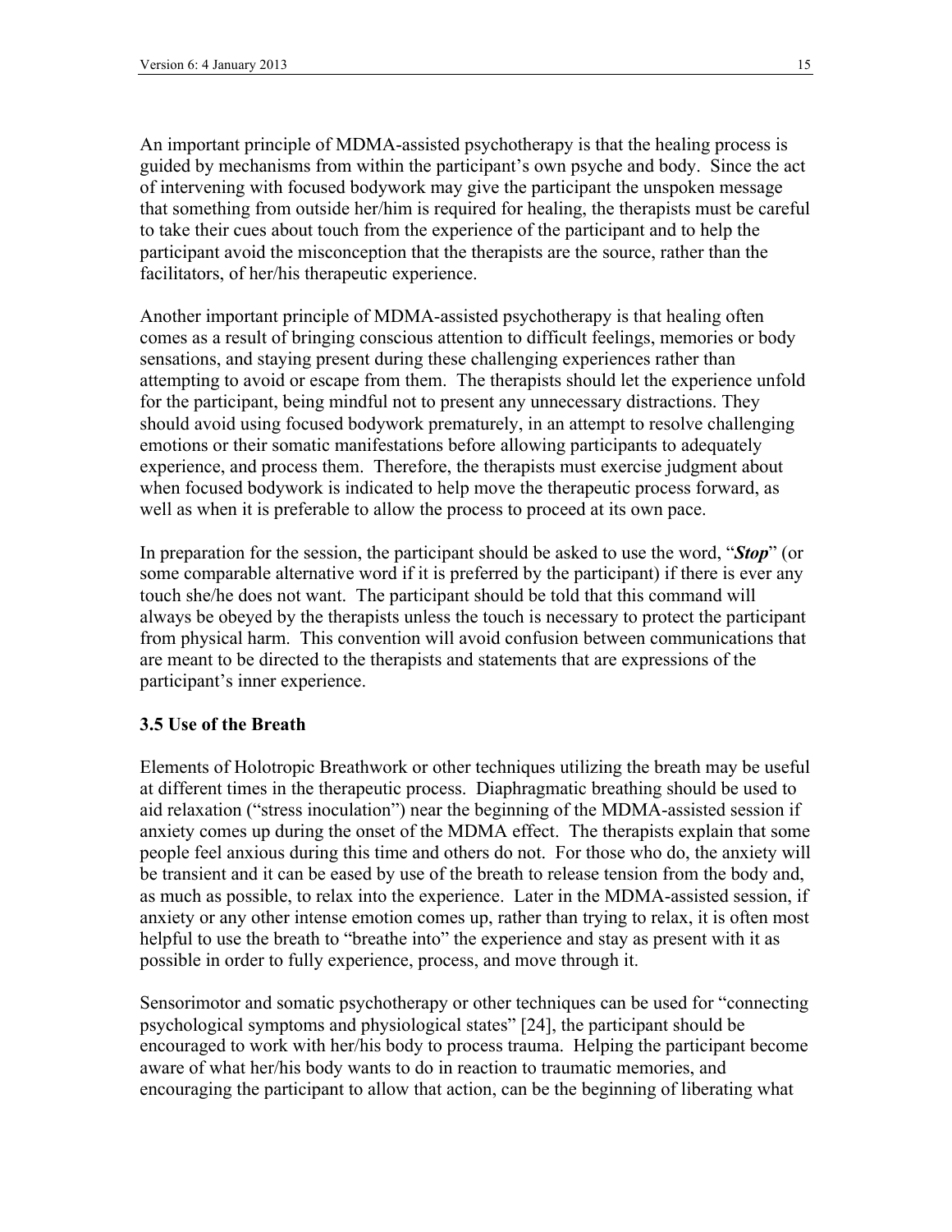An important principle of MDMA-assisted psychotherapy is that the healing process is guided by mechanisms from within the participant's own psyche and body. Since the act of intervening with focused bodywork may give the participant the unspoken message that something from outside her/him is required for healing, the therapists must be careful to take their cues about touch from the experience of the participant and to help the participant avoid the misconception that the therapists are the source, rather than the facilitators, of her/his therapeutic experience.

Another important principle of MDMA-assisted psychotherapy is that healing often comes as a result of bringing conscious attention to difficult feelings, memories or body sensations, and staying present during these challenging experiences rather than attempting to avoid or escape from them. The therapists should let the experience unfold for the participant, being mindful not to present any unnecessary distractions. They should avoid using focused bodywork prematurely, in an attempt to resolve challenging emotions or their somatic manifestations before allowing participants to adequately experience, and process them. Therefore, the therapists must exercise judgment about when focused bodywork is indicated to help move the therapeutic process forward, as well as when it is preferable to allow the process to proceed at its own pace.

In preparation for the session, the participant should be asked to use the word, "***Stop***" (or some comparable alternative word if it is preferred by the participant) if there is ever any touch she/he does not want. The participant should be told that this command will always be obeyed by the therapists unless the touch is necessary to protect the participant from physical harm. This convention will avoid confusion between communications that are meant to be directed to the therapists and statements that are expressions of the participant's inner experience.

### 3.5 Use of the Breath

Elements of Holotropic Breathwork or other techniques utilizing the breath may be useful at different times in the therapeutic process. Diaphragmatic breathing should be used to aid relaxation ("stress inoculation") near the beginning of the MDMA-assisted session if anxiety comes up during the onset of the MDMA effect. The therapists explain that some people feel anxious during this time and others do not. For those who do, the anxiety will be transient and it can be eased by use of the breath to release tension from the body and, as much as possible, to relax into the experience. Later in the MDMA-assisted session, if anxiety or any other intense emotion comes up, rather than trying to relax, it is often most helpful to use the breath to "breathe into" the experience and stay as present with it as possible in order to fully experience, process, and move through it.

Sensorimotor and somatic psychotherapy or other techniques can be used for "connecting psychological symptoms and physiological states" [24], the participant should be encouraged to work with her/his body to process trauma. Helping the participant become aware of what her/his body wants to do in reaction to traumatic memories, and encouraging the participant to allow that action, can be the beginning of liberating what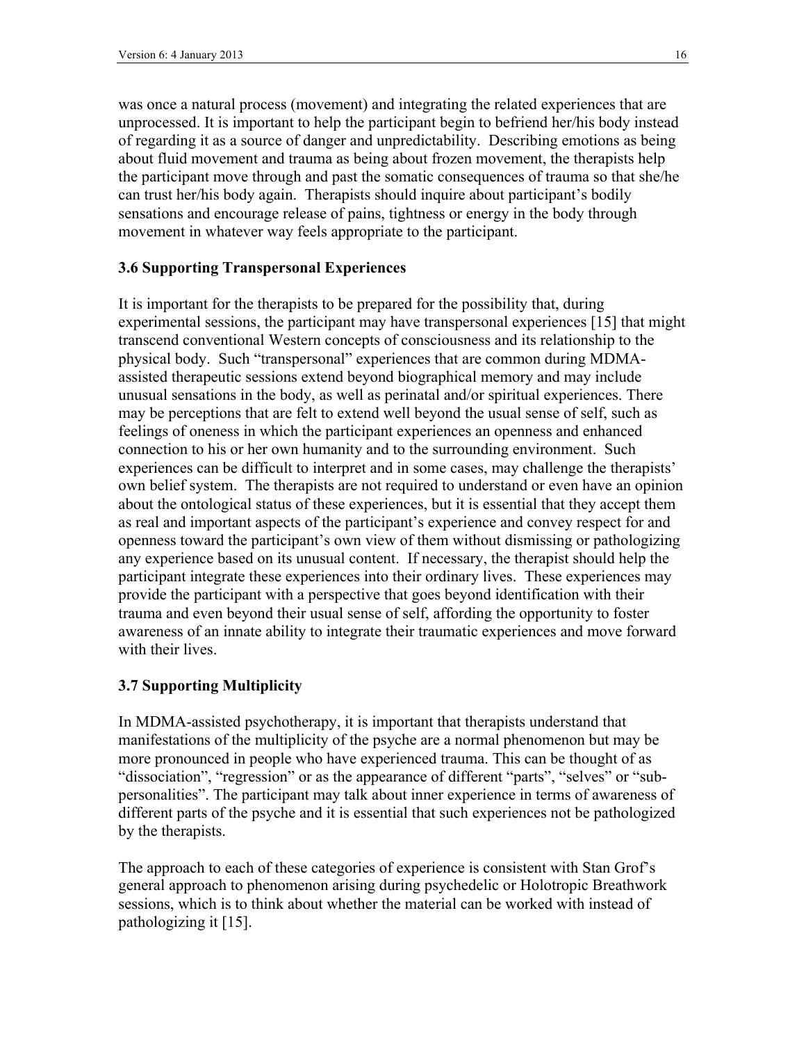was once a natural process (movement) and integrating the related experiences that are unprocessed. It is important to help the participant begin to befriend her/his body instead of regarding it as a source of danger and unpredictability. Describing emotions as being about fluid movement and trauma as being about frozen movement, the therapists help the participant move through and past the somatic consequences of trauma so that she/he can trust her/his body again. Therapists should inquire about participant's bodily sensations and encourage release of pains, tightness or energy in the body through movement in whatever way feels appropriate to the participant.

### 3.6 Supporting Transpersonal Experiences

It is important for the therapists to be prepared for the possibility that, during experimental sessions, the participant may have transpersonal experiences [15] that might transcend conventional Western concepts of consciousness and its relationship to the physical body. Such "transpersonal" experiences that are common during MDMA-assisted therapeutic sessions extend beyond biographical memory and may include unusual sensations in the body, as well as perinatal and/or spiritual experiences. There may be perceptions that are felt to extend well beyond the usual sense of self, such as feelings of oneness in which the participant experiences an openness and enhanced connection to his or her own humanity and to the surrounding environment. Such experiences can be difficult to interpret and in some cases, may challenge the therapists' own belief system. The therapists are not required to understand or even have an opinion about the ontological status of these experiences, but it is essential that they accept them as real and important aspects of the participant's experience and convey respect for and openness toward the participant's own view of them without dismissing or pathologizing any experience based on its unusual content. If necessary, the therapist should help the participant integrate these experiences into their ordinary lives. These experiences may provide the participant with a perspective that goes beyond identification with their trauma and even beyond their usual sense of self, affording the opportunity to foster awareness of an innate ability to integrate their traumatic experiences and move forward with their lives.

### 3.7 Supporting Multiplicity

In MDMA-assisted psychotherapy, it is important that therapists understand that manifestations of the multiplicity of the psyche are a normal phenomenon but may be more pronounced in people who have experienced trauma. This can be thought of as "dissociation", "regression" or as the appearance of different "parts", "selves" or "sub-personalities". The participant may talk about inner experience in terms of awareness of different parts of the psyche and it is essential that such experiences not be pathologized by the therapists.

The approach to each of these categories of experience is consistent with Stan Grof's general approach to phenomenon arising during psychedelic or Holotropic Breathwork sessions, which is to think about whether the material can be worked with instead of pathologizing it [15].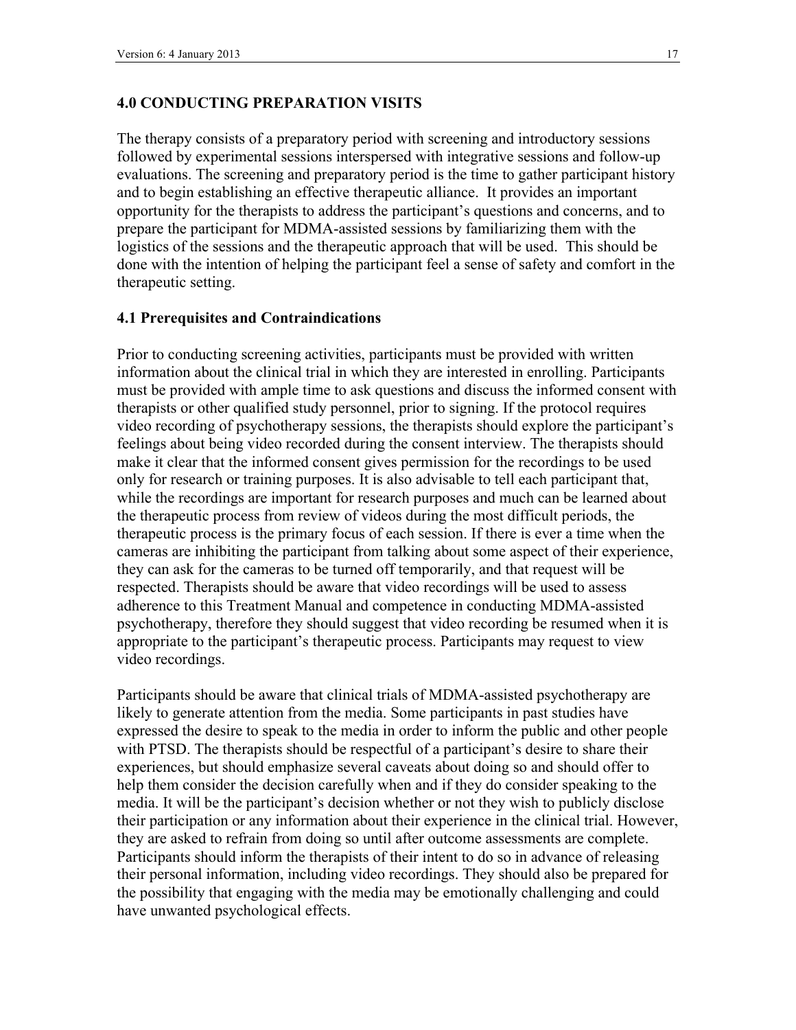## 4.0 CONDUCTING PREPARATION VISITS

The therapy consists of a preparatory period with screening and introductory sessions followed by experimental sessions interspersed with integrative sessions and follow-up evaluations. The screening and preparatory period is the time to gather participant history and to begin establishing an effective therapeutic alliance. It provides an important opportunity for the therapists to address the participant's questions and concerns, and to prepare the participant for MDMA-assisted sessions by familiarizing them with the logistics of the sessions and the therapeutic approach that will be used. This should be done with the intention of helping the participant feel a sense of safety and comfort in the therapeutic setting.

### 4.1 Prerequisites and Contraindications

Prior to conducting screening activities, participants must be provided with written information about the clinical trial in which they are interested in enrolling. Participants must be provided with ample time to ask questions and discuss the informed consent with therapists or other qualified study personnel, prior to signing. If the protocol requires video recording of psychotherapy sessions, the therapists should explore the participant's feelings about being video recorded during the consent interview. The therapists should make it clear that the informed consent gives permission for the recordings to be used only for research or training purposes. It is also advisable to tell each participant that, while the recordings are important for research purposes and much can be learned about the therapeutic process from review of videos during the most difficult periods, the therapeutic process is the primary focus of each session. If there is ever a time when the cameras are inhibiting the participant from talking about some aspect of their experience, they can ask for the cameras to be turned off temporarily, and that request will be respected. Therapists should be aware that video recordings will be used to assess adherence to this Treatment Manual and competence in conducting MDMA-assisted psychotherapy, therefore they should suggest that video recording be resumed when it is appropriate to the participant's therapeutic process. Participants may request to view video recordings.

Participants should be aware that clinical trials of MDMA-assisted psychotherapy are likely to generate attention from the media. Some participants in past studies have expressed the desire to speak to the media in order to inform the public and other people with PTSD. The therapists should be respectful of a participant's desire to share their experiences, but should emphasize several caveats about doing so and should offer to help them consider the decision carefully when and if they do consider speaking to the media. It will be the participant's decision whether or not they wish to publicly disclose their participation or any information about their experience in the clinical trial. However, they are asked to refrain from doing so until after outcome assessments are complete. Participants should inform the therapists of their intent to do so in advance of releasing their personal information, including video recordings. They should also be prepared for the possibility that engaging with the media may be emotionally challenging and could have unwanted psychological effects.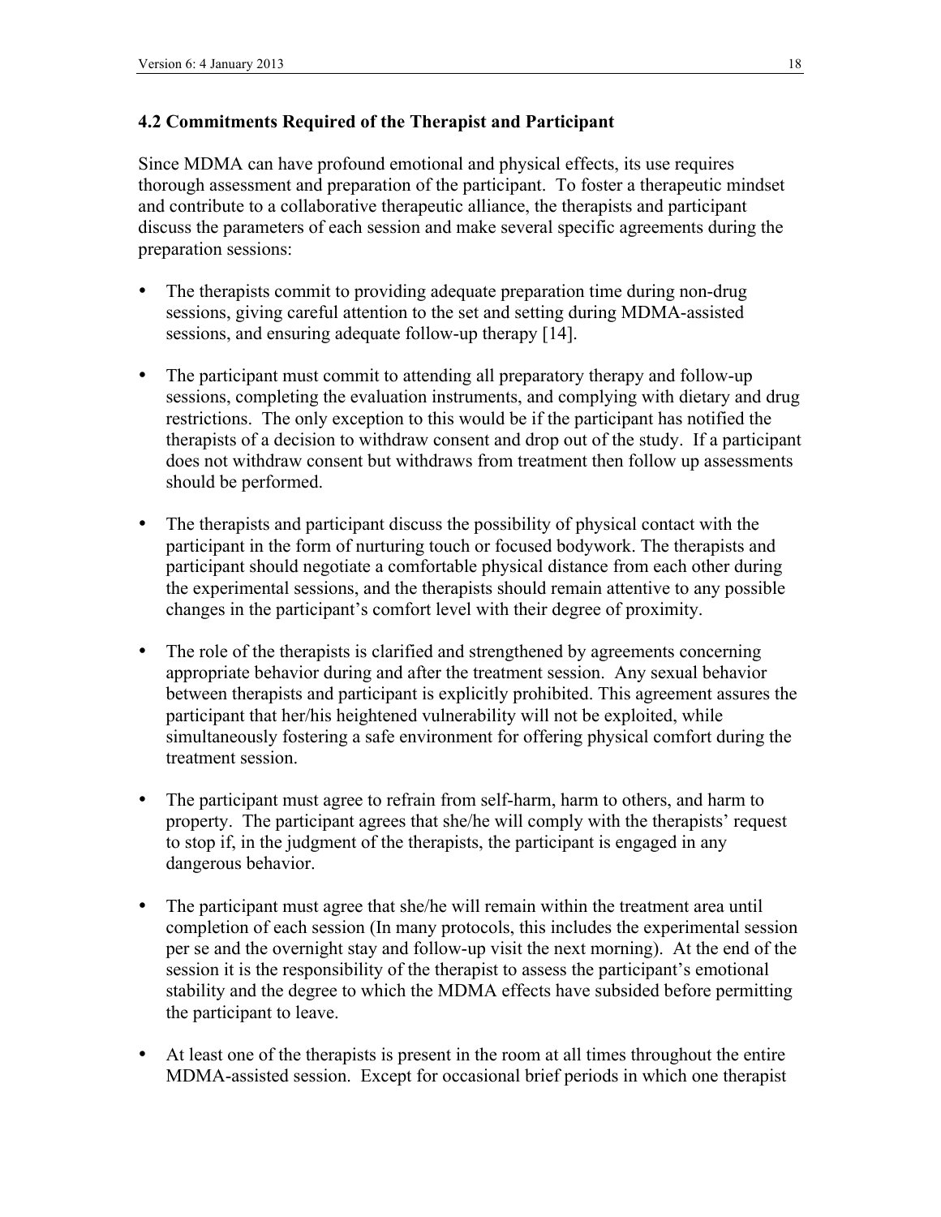### 4.2 Commitments Required of the Therapist and Participant

Since MDMA can have profound emotional and physical effects, its use requires thorough assessment and preparation of the participant. To foster a therapeutic mindset and contribute to a collaborative therapeutic alliance, the therapists and participant discuss the parameters of each session and make several specific agreements during the preparation sessions:

- The therapists commit to providing adequate preparation time during non-drug sessions, giving careful attention to the set and setting during MDMA-assisted sessions, and ensuring adequate follow-up therapy [14].

- The participant must commit to attending all preparatory therapy and follow-up sessions, completing the evaluation instruments, and complying with dietary and drug restrictions. The only exception to this would be if the participant has notified the therapists of a decision to withdraw consent and drop out of the study. If a participant does not withdraw consent but withdraws from treatment then follow up assessments should be performed.

- The therapists and participant discuss the possibility of physical contact with the participant in the form of nurturing touch or focused bodywork. The therapists and participant should negotiate a comfortable physical distance from each other during the experimental sessions, and the therapists should remain attentive to any possible changes in the participant's comfort level with their degree of proximity.

- The role of the therapists is clarified and strengthened by agreements concerning appropriate behavior during and after the treatment session. Any sexual behavior between therapists and participant is explicitly prohibited. This agreement assures the participant that her/his heightened vulnerability will not be exploited, while simultaneously fostering a safe environment for offering physical comfort during the treatment session.

- The participant must agree to refrain from self-harm, harm to others, and harm to property. The participant agrees that she/he will comply with the therapists' request to stop if, in the judgment of the therapists, the participant is engaged in any dangerous behavior.

- The participant must agree that she/he will remain within the treatment area until completion of each session (In many protocols, this includes the experimental session per se and the overnight stay and follow-up visit the next morning). At the end of the session it is the responsibility of the therapist to assess the participant's emotional stability and the degree to which the MDMA effects have subsided before permitting the participant to leave.

- At least one of the therapists is present in the room at all times throughout the entire MDMA-assisted session. Except for occasional brief periods in which one therapist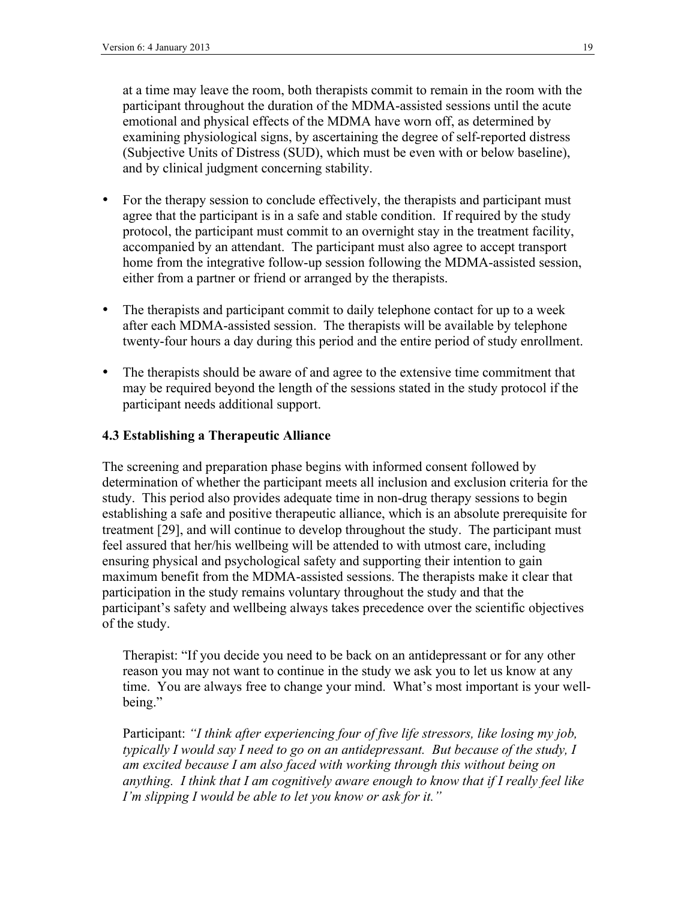at a time may leave the room, both therapists commit to remain in the room with the participant throughout the duration of the MDMA-assisted sessions until the acute emotional and physical effects of the MDMA have worn off, as determined by examining physiological signs, by ascertaining the degree of self-reported distress (Subjective Units of Distress (SUD), which must be even with or below baseline), and by clinical judgment concerning stability.

- For the therapy session to conclude effectively, the therapists and participant must agree that the participant is in a safe and stable condition. If required by the study protocol, the participant must commit to an overnight stay in the treatment facility, accompanied by an attendant. The participant must also agree to accept transport home from the integrative follow-up session following the MDMA-assisted session, either from a partner or friend or arranged by the therapists.
- The therapists and participant commit to daily telephone contact for up to a week after each MDMA-assisted session. The therapists will be available by telephone twenty-four hours a day during this period and the entire period of study enrollment.
- The therapists should be aware of and agree to the extensive time commitment that may be required beyond the length of the sessions stated in the study protocol if the participant needs additional support.

### 4.3 Establishing a Therapeutic Alliance

The screening and preparation phase begins with informed consent followed by determination of whether the participant meets all inclusion and exclusion criteria for the study. This period also provides adequate time in non-drug therapy sessions to begin establishing a safe and positive therapeutic alliance, which is an absolute prerequisite for treatment [29], and will continue to develop throughout the study. The participant must feel assured that her/his wellbeing will be attended to with utmost care, including ensuring physical and psychological safety and supporting their intention to gain maximum benefit from the MDMA-assisted sessions. The therapists make it clear that participation in the study remains voluntary throughout the study and that the participant's safety and wellbeing always takes precedence over the scientific objectives of the study.

> Therapist: "If you decide you need to be back on an antidepressant or for any other reason you may not want to continue in the study we ask you to let us know at any time. You are always free to change your mind. What's most important is your well-being."
>
> Participant: *"I think after experiencing four of five life stressors, like losing my job, typically I would say I need to go on an antidepressant. But because of the study, I am excited because I am also faced with working through this without being on anything. I think that I am cognitively aware enough to know that if I really feel like I'm slipping I would be able to let you know or ask for it."*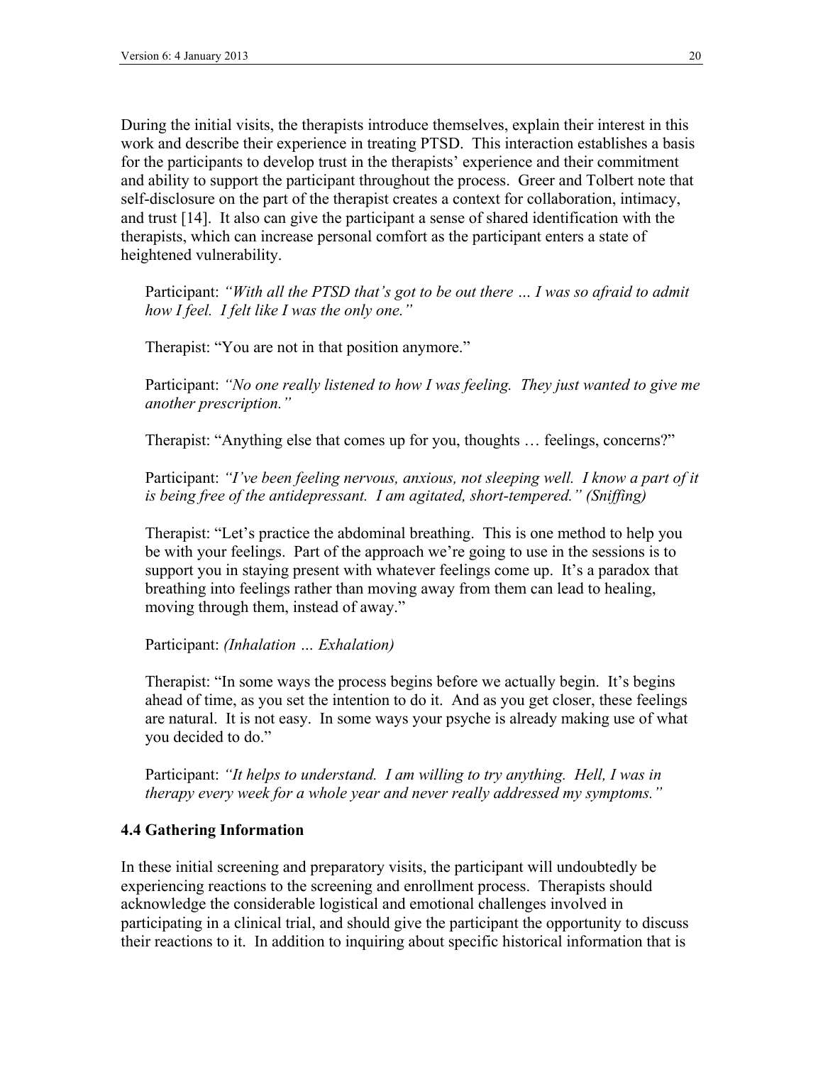During the initial visits, the therapists introduce themselves, explain their interest in this work and describe their experience in treating PTSD. This interaction establishes a basis for the participants to develop trust in the therapists' experience and their commitment and ability to support the participant throughout the process. Greer and Tolbert note that self-disclosure on the part of the therapist creates a context for collaboration, intimacy, and trust [14]. It also can give the participant a sense of shared identification with the therapists, which can increase personal comfort as the participant enters a state of heightened vulnerability.

> Participant: *"With all the PTSD that's got to be out there … I was so afraid to admit how I feel. I felt like I was the only one."*
>
> Therapist: "You are not in that position anymore."
>
> Participant: *"No one really listened to how I was feeling. They just wanted to give me another prescription."*
>
> Therapist: "Anything else that comes up for you, thoughts … feelings, concerns?"
>
> Participant: *"I've been feeling nervous, anxious, not sleeping well. I know a part of it is being free of the antidepressant. I am agitated, short-tempered." (Sniffing)*
>
> Therapist: "Let's practice the abdominal breathing. This is one method to help you be with your feelings. Part of the approach we're going to use in the sessions is to support you in staying present with whatever feelings come up. It's a paradox that breathing into feelings rather than moving away from them can lead to healing, moving through them, instead of away."
>
> Participant: *(Inhalation … Exhalation)*
>
> Therapist: "In some ways the process begins before we actually begin. It's begins ahead of time, as you set the intention to do it. And as you get closer, these feelings are natural. It is not easy. In some ways your psyche is already making use of what you decided to do."
>
> Participant: *"It helps to understand. I am willing to try anything. Hell, I was in therapy every week for a whole year and never really addressed my symptoms."*

### 4.4 Gathering Information

In these initial screening and preparatory visits, the participant will undoubtedly be experiencing reactions to the screening and enrollment process. Therapists should acknowledge the considerable logistical and emotional challenges involved in participating in a clinical trial, and should give the participant the opportunity to discuss their reactions to it. In addition to inquiring about specific historical information that is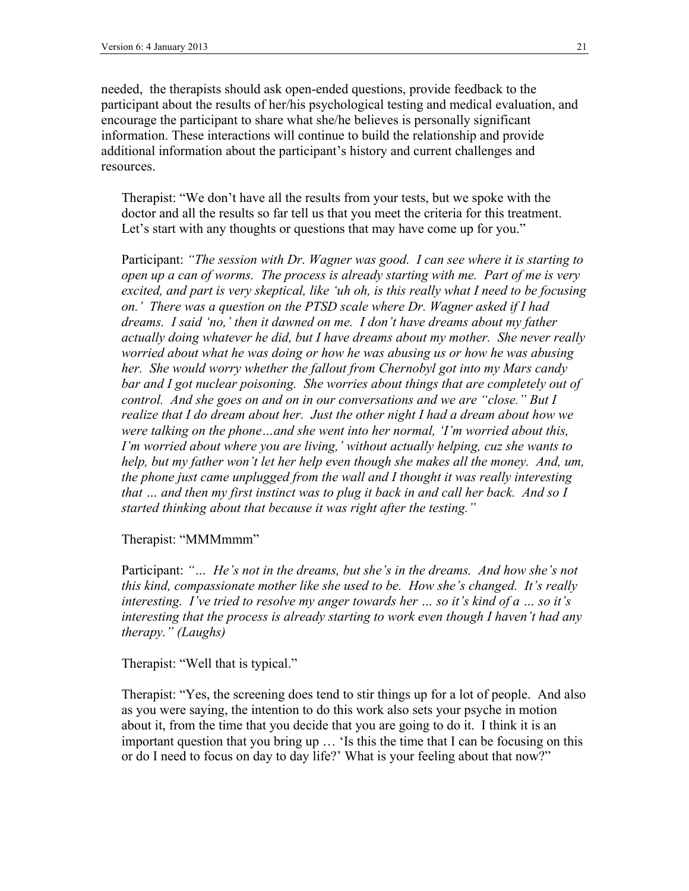needed, the therapists should ask open-ended questions, provide feedback to the participant about the results of her/his psychological testing and medical evaluation, and encourage the participant to share what she/he believes is personally significant information. These interactions will continue to build the relationship and provide additional information about the participant's history and current challenges and resources.

> Therapist: "We don't have all the results from your tests, but we spoke with the doctor and all the results so far tell us that you meet the criteria for this treatment. Let's start with any thoughts or questions that may have come up for you."
>
> Participant: *"The session with Dr. Wagner was good. I can see where it is starting to open up a can of worms. The process is already starting with me. Part of me is very excited, and part is very skeptical, like 'uh oh, is this really what I need to be focusing on.' There was a question on the PTSD scale where Dr. Wagner asked if I had dreams. I said 'no,' then it dawned on me. I don't have dreams about my father actually doing whatever he did, but I have dreams about my mother. She never really worried about what he was doing or how he was abusing us or how he was abusing her. She would worry whether the fallout from Chernobyl got into my Mars candy bar and I got nuclear poisoning. She worries about things that are completely out of control. And she goes on and on in our conversations and we are "close." But I realize that I do dream about her. Just the other night I had a dream about how we were talking on the phone…and she went into her normal, 'I'm worried about this, I'm worried about where you are living,' without actually helping, cuz she wants to help, but my father won't let her help even though she makes all the money. And, um, the phone just came unplugged from the wall and I thought it was really interesting that … and then my first instinct was to plug it back in and call her back. And so I started thinking about that because it was right after the testing."*
>
> Therapist: "MMMmmm"
>
> Participant: *"… He's not in the dreams, but she's in the dreams. And how she's not this kind, compassionate mother like she used to be. How she's changed. It's really interesting. I've tried to resolve my anger towards her … so it's kind of a … so it's interesting that the process is already starting to work even though I haven't had any therapy." (Laughs)*
>
> Therapist: "Well that is typical."
>
> Therapist: "Yes, the screening does tend to stir things up for a lot of people. And also as you were saying, the intention to do this work also sets your psyche in motion about it, from the time that you decide that you are going to do it. I think it is an important question that you bring up … 'Is this the time that I can be focusing on this or do I need to focus on day to day life?' What is your feeling about that now?"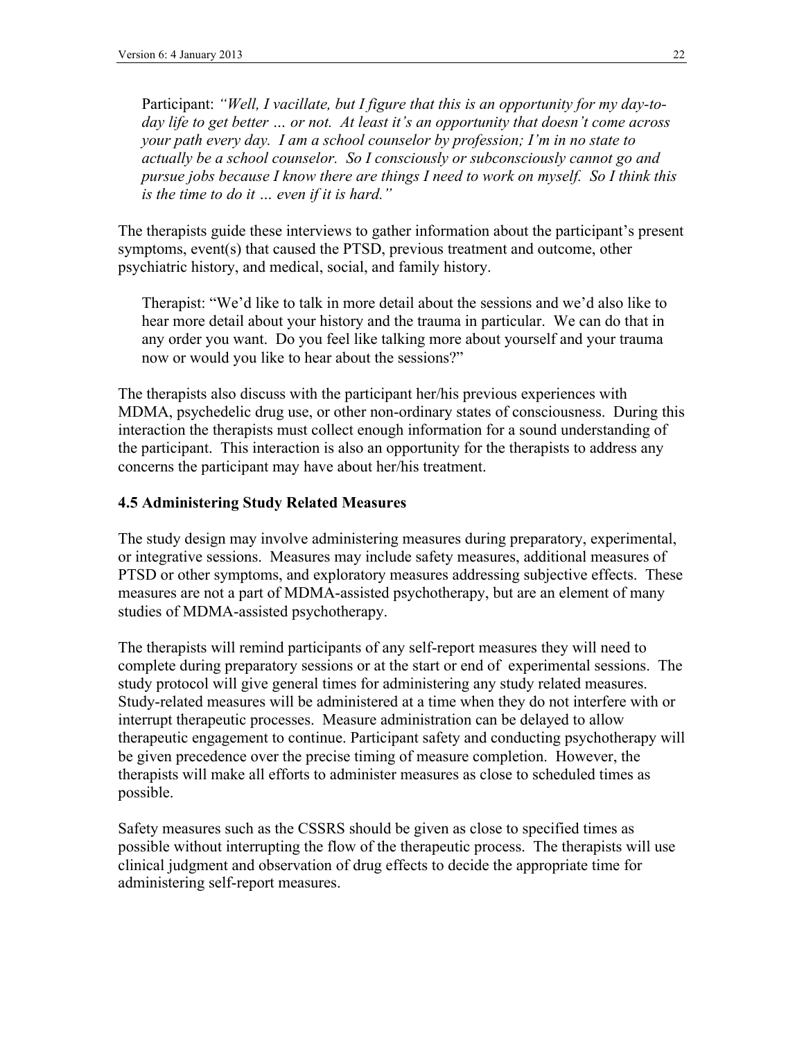> Participant: *"Well, I vacillate, but I figure that this is an opportunity for my day-to-day life to get better … or not. At least it's an opportunity that doesn't come across your path every day. I am a school counselor by profession; I'm in no state to actually be a school counselor. So I consciously or subconsciously cannot go and pursue jobs because I know there are things I need to work on myself. So I think this is the time to do it … even if it is hard."*

The therapists guide these interviews to gather information about the participant's present symptoms, event(s) that caused the PTSD, previous treatment and outcome, other psychiatric history, and medical, social, and family history.

> Therapist: "We'd like to talk in more detail about the sessions and we'd also like to hear more detail about your history and the trauma in particular. We can do that in any order you want. Do you feel like talking more about yourself and your trauma now or would you like to hear about the sessions?"

The therapists also discuss with the participant her/his previous experiences with MDMA, psychedelic drug use, or other non-ordinary states of consciousness. During this interaction the therapists must collect enough information for a sound understanding of the participant. This interaction is also an opportunity for the therapists to address any concerns the participant may have about her/his treatment.

### 4.5 Administering Study Related Measures

The study design may involve administering measures during preparatory, experimental, or integrative sessions. Measures may include safety measures, additional measures of PTSD or other symptoms, and exploratory measures addressing subjective effects. These measures are not a part of MDMA-assisted psychotherapy, but are an element of many studies of MDMA-assisted psychotherapy.

The therapists will remind participants of any self-report measures they will need to complete during preparatory sessions or at the start or end of experimental sessions. The study protocol will give general times for administering any study related measures. Study-related measures will be administered at a time when they do not interfere with or interrupt therapeutic processes. Measure administration can be delayed to allow therapeutic engagement to continue. Participant safety and conducting psychotherapy will be given precedence over the precise timing of measure completion. However, the therapists will make all efforts to administer measures as close to scheduled times as possible.

Safety measures such as the CSSRS should be given as close to specified times as possible without interrupting the flow of the therapeutic process. The therapists will use clinical judgment and observation of drug effects to decide the appropriate time for administering self-report measures.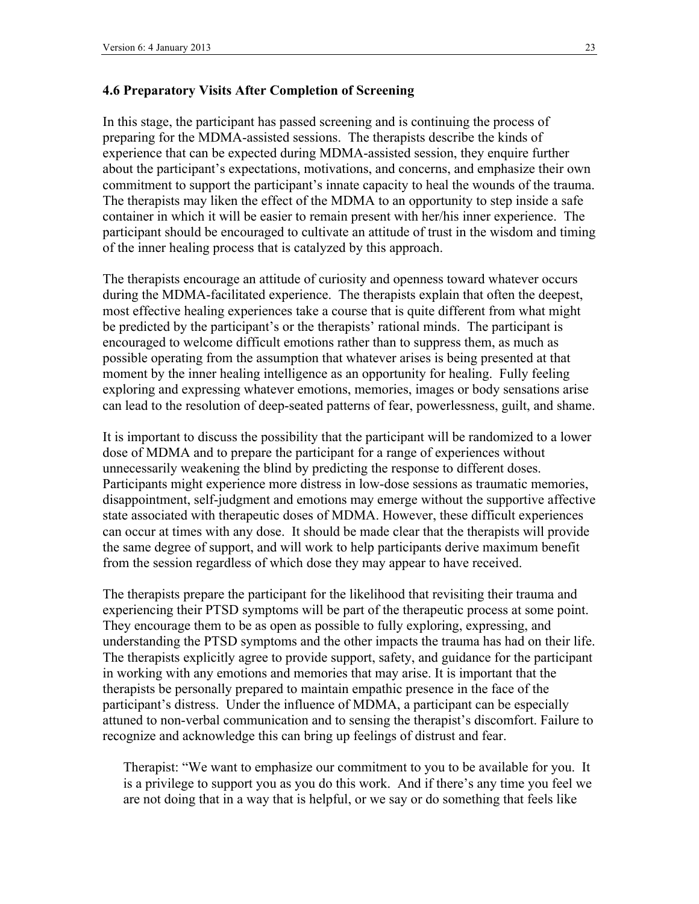### 4.6 Preparatory Visits After Completion of Screening

In this stage, the participant has passed screening and is continuing the process of preparing for the MDMA-assisted sessions. The therapists describe the kinds of experience that can be expected during MDMA-assisted session, they enquire further about the participant's expectations, motivations, and concerns, and emphasize their own commitment to support the participant's innate capacity to heal the wounds of the trauma. The therapists may liken the effect of the MDMA to an opportunity to step inside a safe container in which it will be easier to remain present with her/his inner experience. The participant should be encouraged to cultivate an attitude of trust in the wisdom and timing of the inner healing process that is catalyzed by this approach.

The therapists encourage an attitude of curiosity and openness toward whatever occurs during the MDMA-facilitated experience. The therapists explain that often the deepest, most effective healing experiences take a course that is quite different from what might be predicted by the participant's or the therapists' rational minds. The participant is encouraged to welcome difficult emotions rather than to suppress them, as much as possible operating from the assumption that whatever arises is being presented at that moment by the inner healing intelligence as an opportunity for healing. Fully feeling exploring and expressing whatever emotions, memories, images or body sensations arise can lead to the resolution of deep-seated patterns of fear, powerlessness, guilt, and shame.

It is important to discuss the possibility that the participant will be randomized to a lower dose of MDMA and to prepare the participant for a range of experiences without unnecessarily weakening the blind by predicting the response to different doses. Participants might experience more distress in low-dose sessions as traumatic memories, disappointment, self-judgment and emotions may emerge without the supportive affective state associated with therapeutic doses of MDMA. However, these difficult experiences can occur at times with any dose. It should be made clear that the therapists will provide the same degree of support, and will work to help participants derive maximum benefit from the session regardless of which dose they may appear to have received.

The therapists prepare the participant for the likelihood that revisiting their trauma and experiencing their PTSD symptoms will be part of the therapeutic process at some point. They encourage them to be as open as possible to fully exploring, expressing, and understanding the PTSD symptoms and the other impacts the trauma has had on their life. The therapists explicitly agree to provide support, safety, and guidance for the participant in working with any emotions and memories that may arise. It is important that the therapists be personally prepared to maintain empathic presence in the face of the participant's distress. Under the influence of MDMA, a participant can be especially attuned to non-verbal communication and to sensing the therapist's discomfort. Failure to recognize and acknowledge this can bring up feelings of distrust and fear.

> Therapist: "We want to emphasize our commitment to you to be available for you. It is a privilege to support you as you do this work. And if there's any time you feel we are not doing that in a way that is helpful, or we say or do something that feels like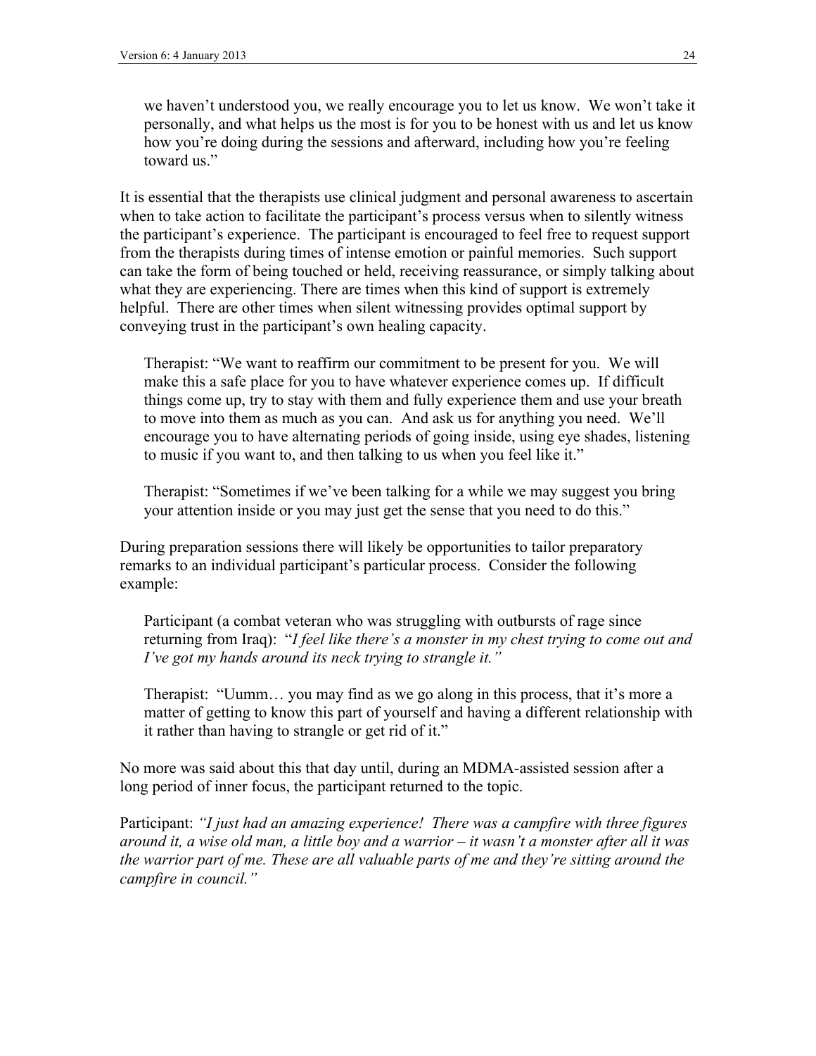> we haven't understood you, we really encourage you to let us know. We won't take it personally, and what helps us the most is for you to be honest with us and let us know how you're doing during the sessions and afterward, including how you're feeling toward us."

It is essential that the therapists use clinical judgment and personal awareness to ascertain when to take action to facilitate the participant's process versus when to silently witness the participant's experience. The participant is encouraged to feel free to request support from the therapists during times of intense emotion or painful memories. Such support can take the form of being touched or held, receiving reassurance, or simply talking about what they are experiencing. There are times when this kind of support is extremely helpful. There are other times when silent witnessing provides optimal support by conveying trust in the participant's own healing capacity.

> Therapist: "We want to reaffirm our commitment to be present for you. We will make this a safe place for you to have whatever experience comes up. If difficult things come up, try to stay with them and fully experience them and use your breath to move into them as much as you can. And ask us for anything you need. We'll encourage you to have alternating periods of going inside, using eye shades, listening to music if you want to, and then talking to us when you feel like it."

> Therapist: "Sometimes if we've been talking for a while we may suggest you bring your attention inside or you may just get the sense that you need to do this."

During preparation sessions there will likely be opportunities to tailor preparatory remarks to an individual participant's particular process. Consider the following example:

> Participant (a combat veteran who was struggling with outbursts of rage since returning from Iraq): "*I feel like there's a monster in my chest trying to come out and I've got my hands around its neck trying to strangle it."*

> Therapist: "Uumm… you may find as we go along in this process, that it's more a matter of getting to know this part of yourself and having a different relationship with it rather than having to strangle or get rid of it."

No more was said about this that day until, during an MDMA-assisted session after a long period of inner focus, the participant returned to the topic.

Participant: *"I just had an amazing experience! There was a campfire with three figures around it, a wise old man, a little boy and a warrior – it wasn't a monster after all it was the warrior part of me. These are all valuable parts of me and they're sitting around the campfire in council."*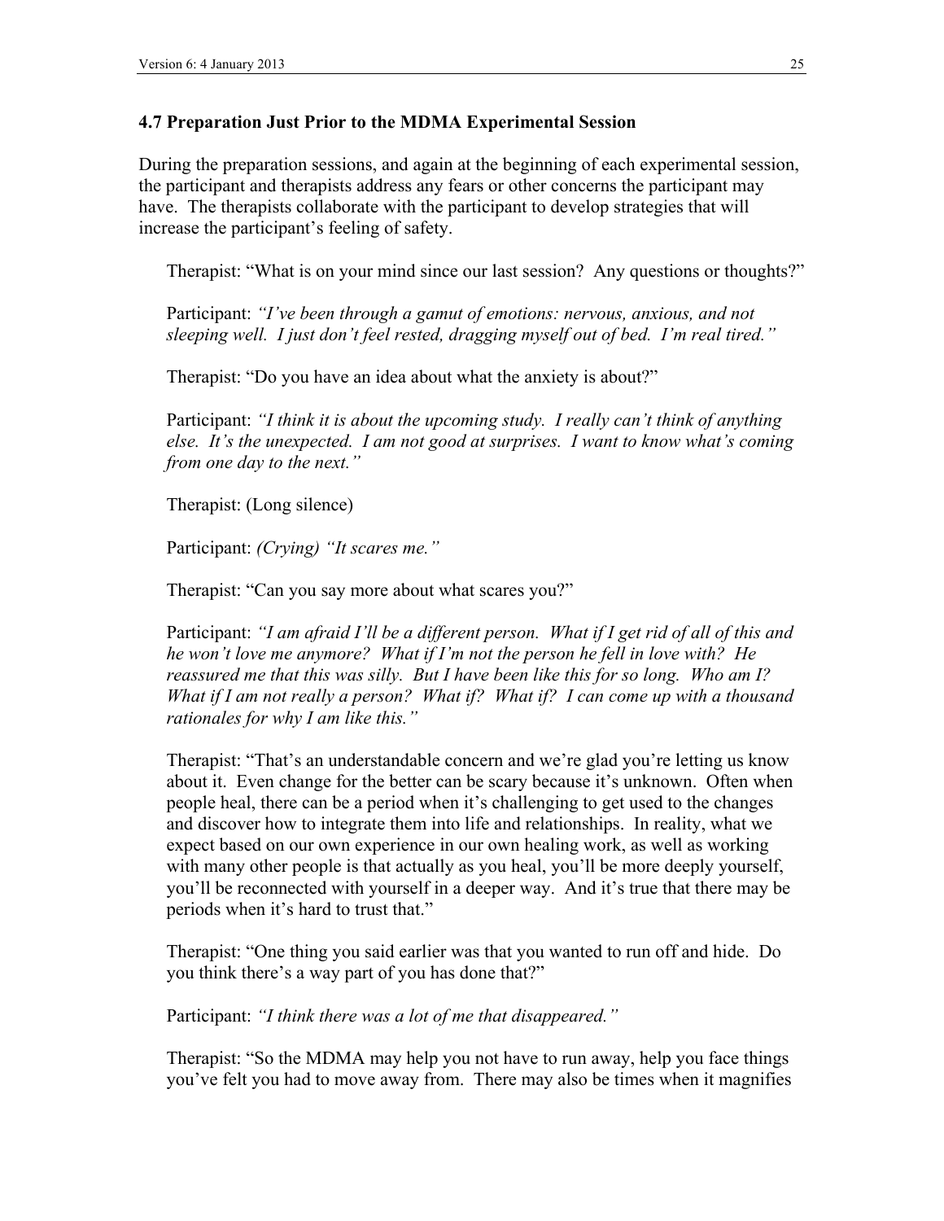### 4.7 Preparation Just Prior to the MDMA Experimental Session

During the preparation sessions, and again at the beginning of each experimental session, the participant and therapists address any fears or other concerns the participant may have. The therapists collaborate with the participant to develop strategies that will increase the participant's feeling of safety.

> Therapist: "What is on your mind since our last session? Any questions or thoughts?"
>
> Participant: *"I've been through a gamut of emotions: nervous, anxious, and not sleeping well. I just don't feel rested, dragging myself out of bed. I'm real tired."*
>
> Therapist: "Do you have an idea about what the anxiety is about?"
>
> Participant: *"I think it is about the upcoming study. I really can't think of anything else. It's the unexpected. I am not good at surprises. I want to know what's coming from one day to the next."*
>
> Therapist: (Long silence)
>
> Participant: *(Crying) "It scares me."*
>
> Therapist: "Can you say more about what scares you?"
>
> Participant: *"I am afraid I'll be a different person. What if I get rid of all of this and he won't love me anymore? What if I'm not the person he fell in love with? He reassured me that this was silly. But I have been like this for so long. Who am I? What if I am not really a person? What if? What if? I can come up with a thousand rationales for why I am like this."*
>
> Therapist: "That's an understandable concern and we're glad you're letting us know about it. Even change for the better can be scary because it's unknown. Often when people heal, there can be a period when it's challenging to get used to the changes and discover how to integrate them into life and relationships. In reality, what we expect based on our own experience in our own healing work, as well as working with many other people is that actually as you heal, you'll be more deeply yourself, you'll be reconnected with yourself in a deeper way. And it's true that there may be periods when it's hard to trust that."
>
> Therapist: "One thing you said earlier was that you wanted to run off and hide. Do you think there's a way part of you has done that?"
>
> Participant: *"I think there was a lot of me that disappeared."*
>
> Therapist: "So the MDMA may help you not have to run away, help you face things you've felt you had to move away from. There may also be times when it magnifies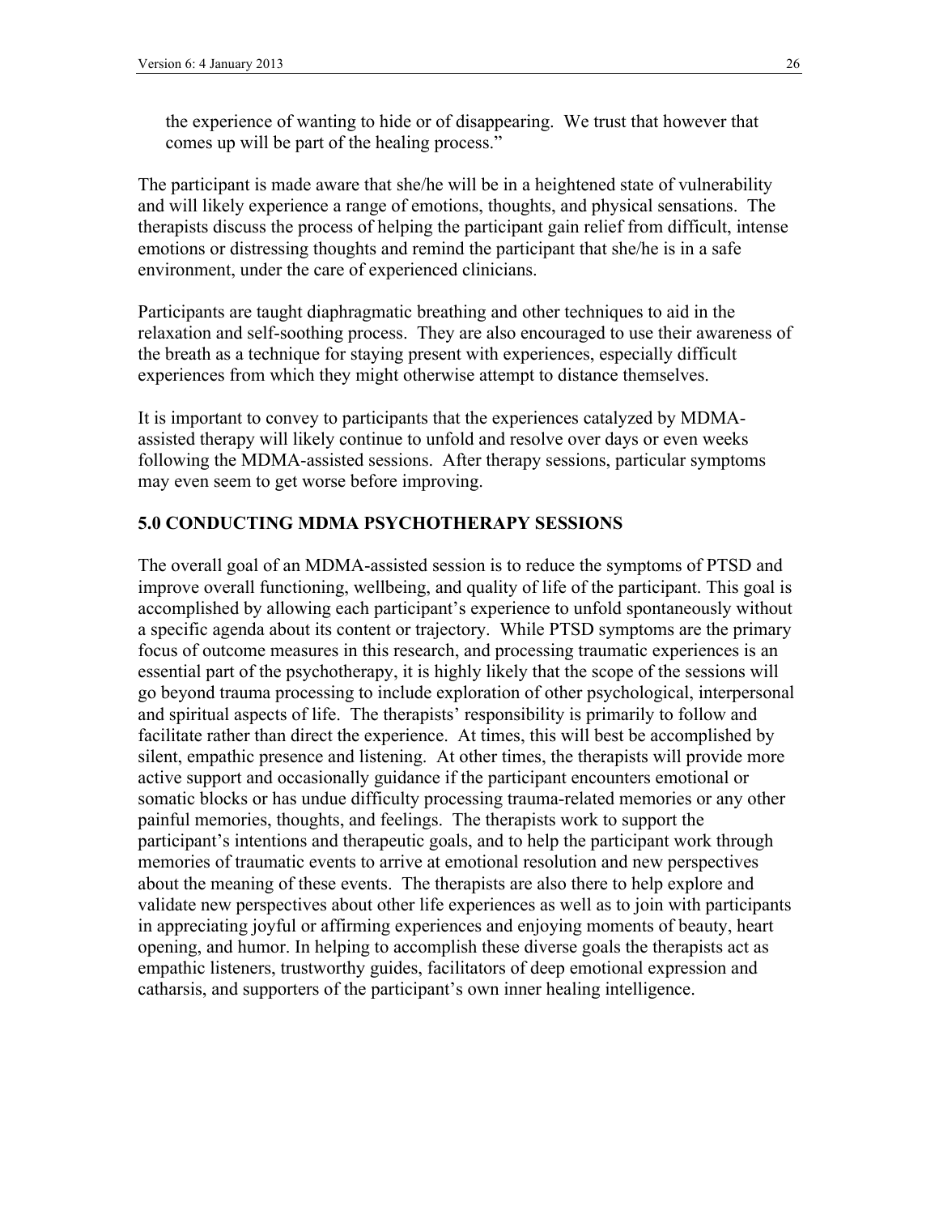the experience of wanting to hide or of disappearing. We trust that however that comes up will be part of the healing process."

The participant is made aware that she/he will be in a heightened state of vulnerability and will likely experience a range of emotions, thoughts, and physical sensations. The therapists discuss the process of helping the participant gain relief from difficult, intense emotions or distressing thoughts and remind the participant that she/he is in a safe environment, under the care of experienced clinicians.

Participants are taught diaphragmatic breathing and other techniques to aid in the relaxation and self-soothing process. They are also encouraged to use their awareness of the breath as a technique for staying present with experiences, especially difficult experiences from which they might otherwise attempt to distance themselves.

It is important to convey to participants that the experiences catalyzed by MDMA-assisted therapy will likely continue to unfold and resolve over days or even weeks following the MDMA-assisted sessions. After therapy sessions, particular symptoms may even seem to get worse before improving.

## 5.0 CONDUCTING MDMA PSYCHOTHERAPY SESSIONS

The overall goal of an MDMA-assisted session is to reduce the symptoms of PTSD and improve overall functioning, wellbeing, and quality of life of the participant. This goal is accomplished by allowing each participant's experience to unfold spontaneously without a specific agenda about its content or trajectory. While PTSD symptoms are the primary focus of outcome measures in this research, and processing traumatic experiences is an essential part of the psychotherapy, it is highly likely that the scope of the sessions will go beyond trauma processing to include exploration of other psychological, interpersonal and spiritual aspects of life. The therapists' responsibility is primarily to follow and facilitate rather than direct the experience. At times, this will best be accomplished by silent, empathic presence and listening. At other times, the therapists will provide more active support and occasionally guidance if the participant encounters emotional or somatic blocks or has undue difficulty processing trauma-related memories or any other painful memories, thoughts, and feelings. The therapists work to support the participant's intentions and therapeutic goals, and to help the participant work through memories of traumatic events to arrive at emotional resolution and new perspectives about the meaning of these events. The therapists are also there to help explore and validate new perspectives about other life experiences as well as to join with participants in appreciating joyful or affirming experiences and enjoying moments of beauty, heart opening, and humor. In helping to accomplish these diverse goals the therapists act as empathic listeners, trustworthy guides, facilitators of deep emotional expression and catharsis, and supporters of the participant's own inner healing intelligence.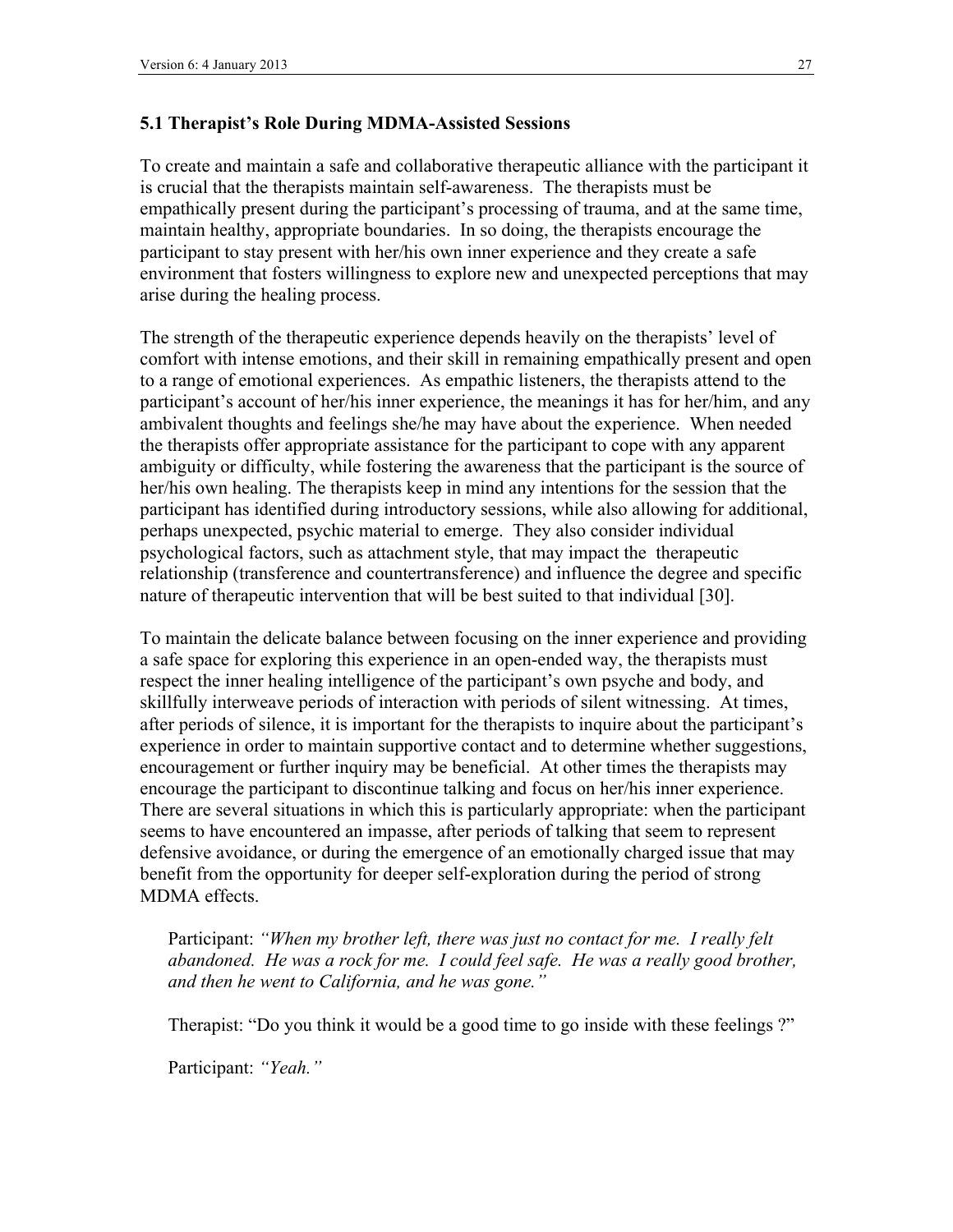### 5.1 Therapist's Role During MDMA-Assisted Sessions

To create and maintain a safe and collaborative therapeutic alliance with the participant it is crucial that the therapists maintain self-awareness. The therapists must be empathically present during the participant's processing of trauma, and at the same time, maintain healthy, appropriate boundaries. In so doing, the therapists encourage the participant to stay present with her/his own inner experience and they create a safe environment that fosters willingness to explore new and unexpected perceptions that may arise during the healing process.

The strength of the therapeutic experience depends heavily on the therapists' level of comfort with intense emotions, and their skill in remaining empathically present and open to a range of emotional experiences. As empathic listeners, the therapists attend to the participant's account of her/his inner experience, the meanings it has for her/him, and any ambivalent thoughts and feelings she/he may have about the experience. When needed the therapists offer appropriate assistance for the participant to cope with any apparent ambiguity or difficulty, while fostering the awareness that the participant is the source of her/his own healing. The therapists keep in mind any intentions for the session that the participant has identified during introductory sessions, while also allowing for additional, perhaps unexpected, psychic material to emerge. They also consider individual psychological factors, such as attachment style, that may impact the therapeutic relationship (transference and countertransference) and influence the degree and specific nature of therapeutic intervention that will be best suited to that individual [30].

To maintain the delicate balance between focusing on the inner experience and providing a safe space for exploring this experience in an open-ended way, the therapists must respect the inner healing intelligence of the participant's own psyche and body, and skillfully interweave periods of interaction with periods of silent witnessing. At times, after periods of silence, it is important for the therapists to inquire about the participant's experience in order to maintain supportive contact and to determine whether suggestions, encouragement or further inquiry may be beneficial. At other times the therapists may encourage the participant to discontinue talking and focus on her/his inner experience. There are several situations in which this is particularly appropriate: when the participant seems to have encountered an impasse, after periods of talking that seem to represent defensive avoidance, or during the emergence of an emotionally charged issue that may benefit from the opportunity for deeper self-exploration during the period of strong MDMA effects.

> Participant: *"When my brother left, there was just no contact for me. I really felt abandoned. He was a rock for me. I could feel safe. He was a really good brother, and then he went to California, and he was gone."*
>
> Therapist: "Do you think it would be a good time to go inside with these feelings ?"
>
> Participant: *"Yeah."*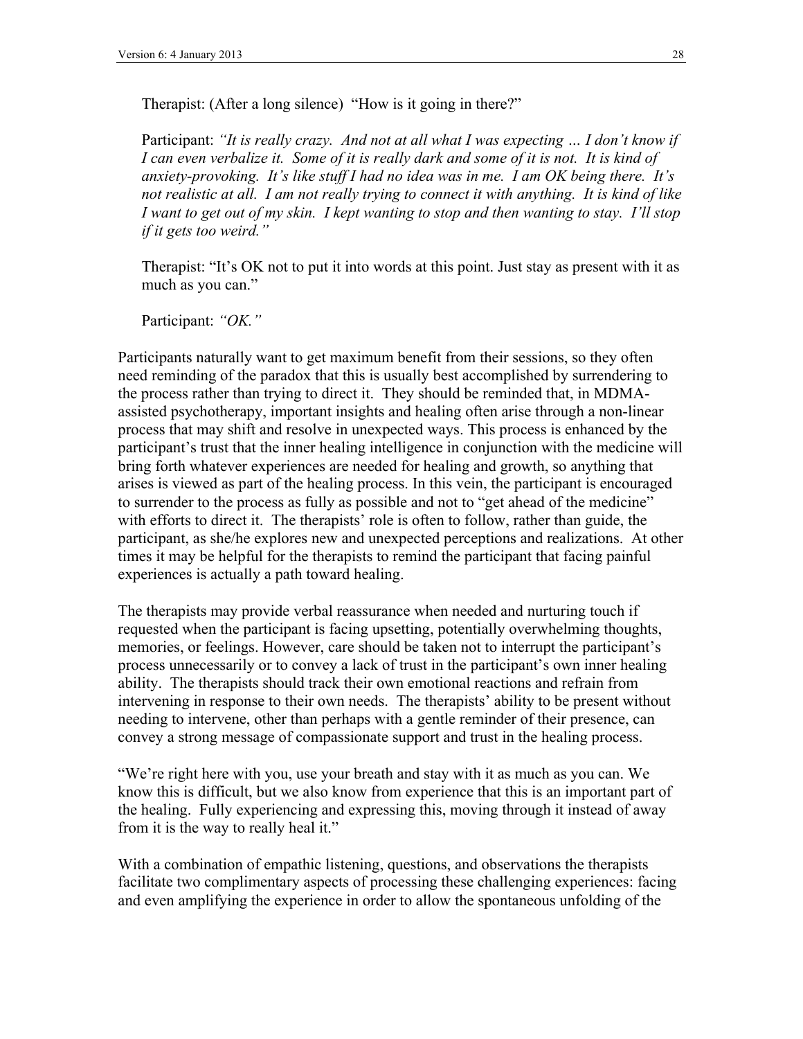Therapist: (After a long silence) "How is it going in there?"

Participant: *"It is really crazy. And not at all what I was expecting … I don't know if I can even verbalize it. Some of it is really dark and some of it is not. It is kind of anxiety-provoking. It's like stuff I had no idea was in me. I am OK being there. It's not realistic at all. I am not really trying to connect it with anything. It is kind of like I want to get out of my skin. I kept wanting to stop and then wanting to stay. I'll stop if it gets too weird."*

Therapist: "It's OK not to put it into words at this point. Just stay as present with it as much as you can."

Participant: *"OK."*

Participants naturally want to get maximum benefit from their sessions, so they often need reminding of the paradox that this is usually best accomplished by surrendering to the process rather than trying to direct it. They should be reminded that, in MDMA-assisted psychotherapy, important insights and healing often arise through a non-linear process that may shift and resolve in unexpected ways. This process is enhanced by the participant's trust that the inner healing intelligence in conjunction with the medicine will bring forth whatever experiences are needed for healing and growth, so anything that arises is viewed as part of the healing process. In this vein, the participant is encouraged to surrender to the process as fully as possible and not to "get ahead of the medicine" with efforts to direct it. The therapists' role is often to follow, rather than guide, the participant, as she/he explores new and unexpected perceptions and realizations. At other times it may be helpful for the therapists to remind the participant that facing painful experiences is actually a path toward healing.

The therapists may provide verbal reassurance when needed and nurturing touch if requested when the participant is facing upsetting, potentially overwhelming thoughts, memories, or feelings. However, care should be taken not to interrupt the participant's process unnecessarily or to convey a lack of trust in the participant's own inner healing ability. The therapists should track their own emotional reactions and refrain from intervening in response to their own needs. The therapists' ability to be present without needing to intervene, other than perhaps with a gentle reminder of their presence, can convey a strong message of compassionate support and trust in the healing process.

"We're right here with you, use your breath and stay with it as much as you can. We know this is difficult, but we also know from experience that this is an important part of the healing. Fully experiencing and expressing this, moving through it instead of away from it is the way to really heal it."

With a combination of empathic listening, questions, and observations the therapists facilitate two complimentary aspects of processing these challenging experiences: facing and even amplifying the experience in order to allow the spontaneous unfolding of the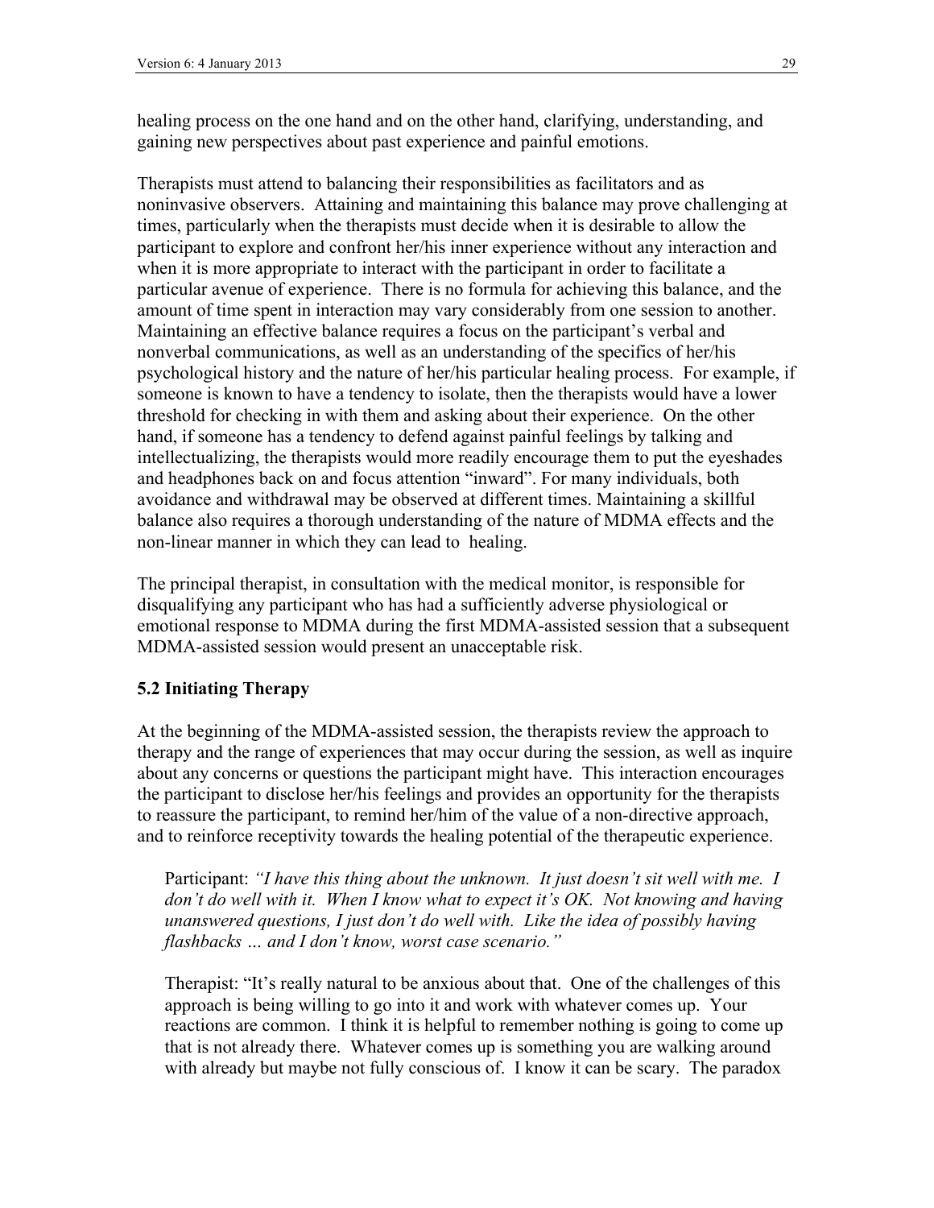healing process on the one hand and on the other hand, clarifying, understanding, and gaining new perspectives about past experience and painful emotions.

Therapists must attend to balancing their responsibilities as facilitators and as noninvasive observers. Attaining and maintaining this balance may prove challenging at times, particularly when the therapists must decide when it is desirable to allow the participant to explore and confront her/his inner experience without any interaction and when it is more appropriate to interact with the participant in order to facilitate a particular avenue of experience. There is no formula for achieving this balance, and the amount of time spent in interaction may vary considerably from one session to another. Maintaining an effective balance requires a focus on the participant's verbal and nonverbal communications, as well as an understanding of the specifics of her/his psychological history and the nature of her/his particular healing process. For example, if someone is known to have a tendency to isolate, then the therapists would have a lower threshold for checking in with them and asking about their experience. On the other hand, if someone has a tendency to defend against painful feelings by talking and intellectualizing, the therapists would more readily encourage them to put the eyeshades and headphones back on and focus attention "inward". For many individuals, both avoidance and withdrawal may be observed at different times. Maintaining a skillful balance also requires a thorough understanding of the nature of MDMA effects and the non-linear manner in which they can lead to healing.

The principal therapist, in consultation with the medical monitor, is responsible for disqualifying any participant who has had a sufficiently adverse physiological or emotional response to MDMA during the first MDMA-assisted session that a subsequent MDMA-assisted session would present an unacceptable risk.

### 5.2 Initiating Therapy

At the beginning of the MDMA-assisted session, the therapists review the approach to therapy and the range of experiences that may occur during the session, as well as inquire about any concerns or questions the participant might have. This interaction encourages the participant to disclose her/his feelings and provides an opportunity for the therapists to reassure the participant, to remind her/him of the value of a non-directive approach, and to reinforce receptivity towards the healing potential of the therapeutic experience.

> Participant: *"I have this thing about the unknown. It just doesn't sit well with me. I don't do well with it. When I know what to expect it's OK. Not knowing and having unanswered questions, I just don't do well with. Like the idea of possibly having flashbacks … and I don't know, worst case scenario."*
>
> Therapist: "It's really natural to be anxious about that. One of the challenges of this approach is being willing to go into it and work with whatever comes up. Your reactions are common. I think it is helpful to remember nothing is going to come up that is not already there. Whatever comes up is something you are walking around with already but maybe not fully conscious of. I know it can be scary. The paradox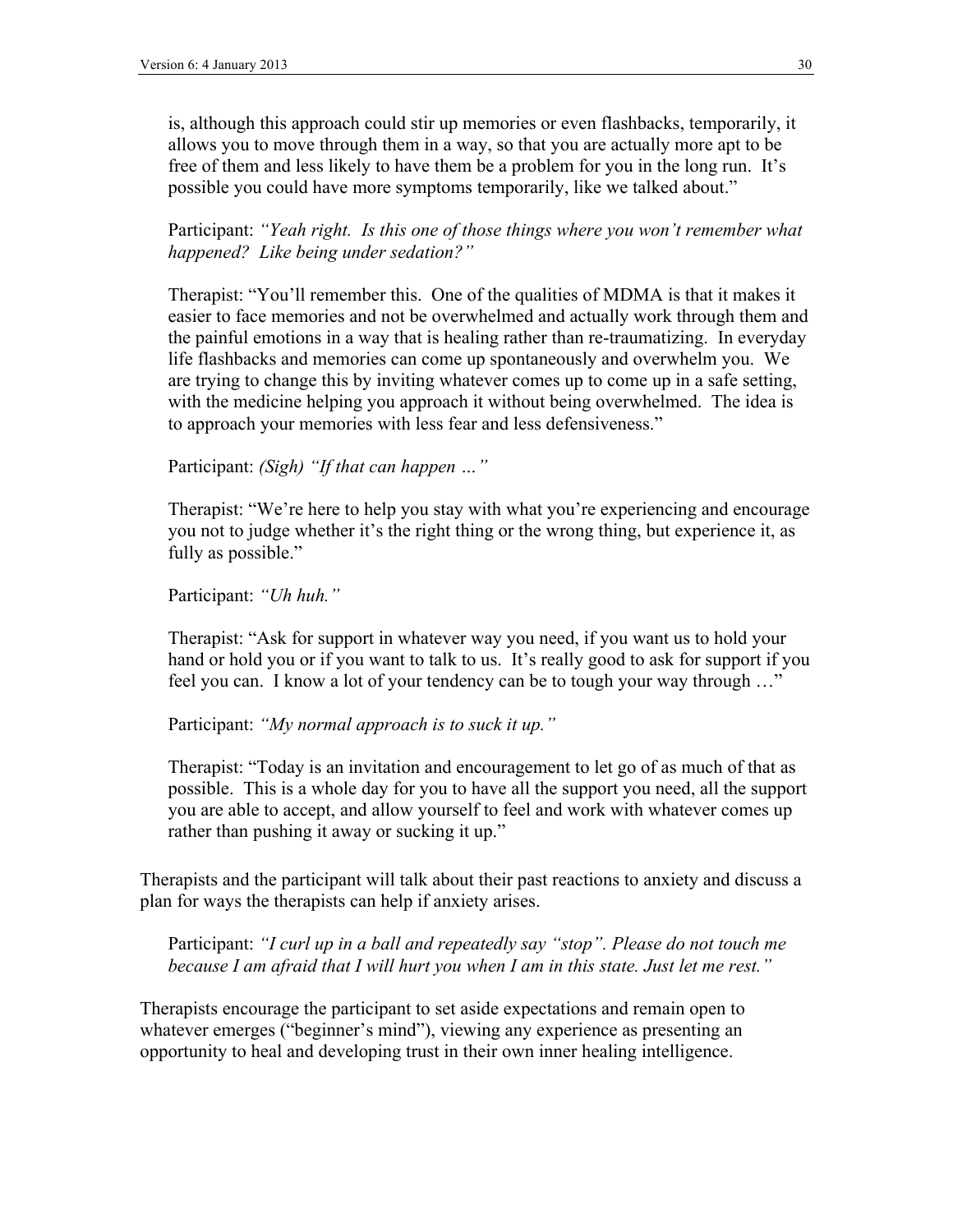is, although this approach could stir up memories or even flashbacks, temporarily, it allows you to move through them in a way, so that you are actually more apt to be free of them and less likely to have them be a problem for you in the long run. It's possible you could have more symptoms temporarily, like we talked about."

> Participant: *"Yeah right. Is this one of those things where you won't remember what happened? Like being under sedation?"*

> Therapist: "You'll remember this. One of the qualities of MDMA is that it makes it easier to face memories and not be overwhelmed and actually work through them and the painful emotions in a way that is healing rather than re-traumatizing. In everyday life flashbacks and memories can come up spontaneously and overwhelm you. We are trying to change this by inviting whatever comes up to come up in a safe setting, with the medicine helping you approach it without being overwhelmed. The idea is to approach your memories with less fear and less defensiveness."

> Participant: *(Sigh) "If that can happen …"*

> Therapist: "We're here to help you stay with what you're experiencing and encourage you not to judge whether it's the right thing or the wrong thing, but experience it, as fully as possible."

> Participant: *"Uh huh."*

> Therapist: "Ask for support in whatever way you need, if you want us to hold your hand or hold you or if you want to talk to us. It's really good to ask for support if you feel you can. I know a lot of your tendency can be to tough your way through …"

> Participant: *"My normal approach is to suck it up."*

> Therapist: "Today is an invitation and encouragement to let go of as much of that as possible. This is a whole day for you to have all the support you need, all the support you are able to accept, and allow yourself to feel and work with whatever comes up rather than pushing it away or sucking it up."

Therapists and the participant will talk about their past reactions to anxiety and discuss a plan for ways the therapists can help if anxiety arises.

> Participant: *"I curl up in a ball and repeatedly say "stop". Please do not touch me because I am afraid that I will hurt you when I am in this state. Just let me rest."*

Therapists encourage the participant to set aside expectations and remain open to whatever emerges ("beginner's mind"), viewing any experience as presenting an opportunity to heal and developing trust in their own inner healing intelligence.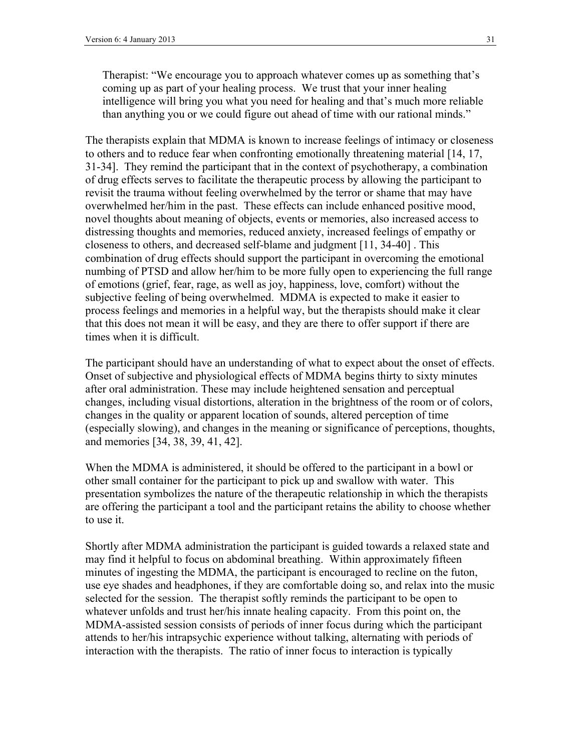Therapist: "We encourage you to approach whatever comes up as something that's coming up as part of your healing process. We trust that your inner healing intelligence will bring you what you need for healing and that's much more reliable than anything you or we could figure out ahead of time with our rational minds."

The therapists explain that MDMA is known to increase feelings of intimacy or closeness to others and to reduce fear when confronting emotionally threatening material [14, 17, 31-34]. They remind the participant that in the context of psychotherapy, a combination of drug effects serves to facilitate the therapeutic process by allowing the participant to revisit the trauma without feeling overwhelmed by the terror or shame that may have overwhelmed her/him in the past. These effects can include enhanced positive mood, novel thoughts about meaning of objects, events or memories, also increased access to distressing thoughts and memories, reduced anxiety, increased feelings of empathy or closeness to others, and decreased self-blame and judgment [11, 34-40] . This combination of drug effects should support the participant in overcoming the emotional numbing of PTSD and allow her/him to be more fully open to experiencing the full range of emotions (grief, fear, rage, as well as joy, happiness, love, comfort) without the subjective feeling of being overwhelmed. MDMA is expected to make it easier to process feelings and memories in a helpful way, but the therapists should make it clear that this does not mean it will be easy, and they are there to offer support if there are times when it is difficult.

The participant should have an understanding of what to expect about the onset of effects. Onset of subjective and physiological effects of MDMA begins thirty to sixty minutes after oral administration. These may include heightened sensation and perceptual changes, including visual distortions, alteration in the brightness of the room or of colors, changes in the quality or apparent location of sounds, altered perception of time (especially slowing), and changes in the meaning or significance of perceptions, thoughts, and memories [34, 38, 39, 41, 42].

When the MDMA is administered, it should be offered to the participant in a bowl or other small container for the participant to pick up and swallow with water. This presentation symbolizes the nature of the therapeutic relationship in which the therapists are offering the participant a tool and the participant retains the ability to choose whether to use it.

Shortly after MDMA administration the participant is guided towards a relaxed state and may find it helpful to focus on abdominal breathing. Within approximately fifteen minutes of ingesting the MDMA, the participant is encouraged to recline on the futon, use eye shades and headphones, if they are comfortable doing so, and relax into the music selected for the session. The therapist softly reminds the participant to be open to whatever unfolds and trust her/his innate healing capacity. From this point on, the MDMA-assisted session consists of periods of inner focus during which the participant attends to her/his intrapsychic experience without talking, alternating with periods of interaction with the therapists. The ratio of inner focus to interaction is typically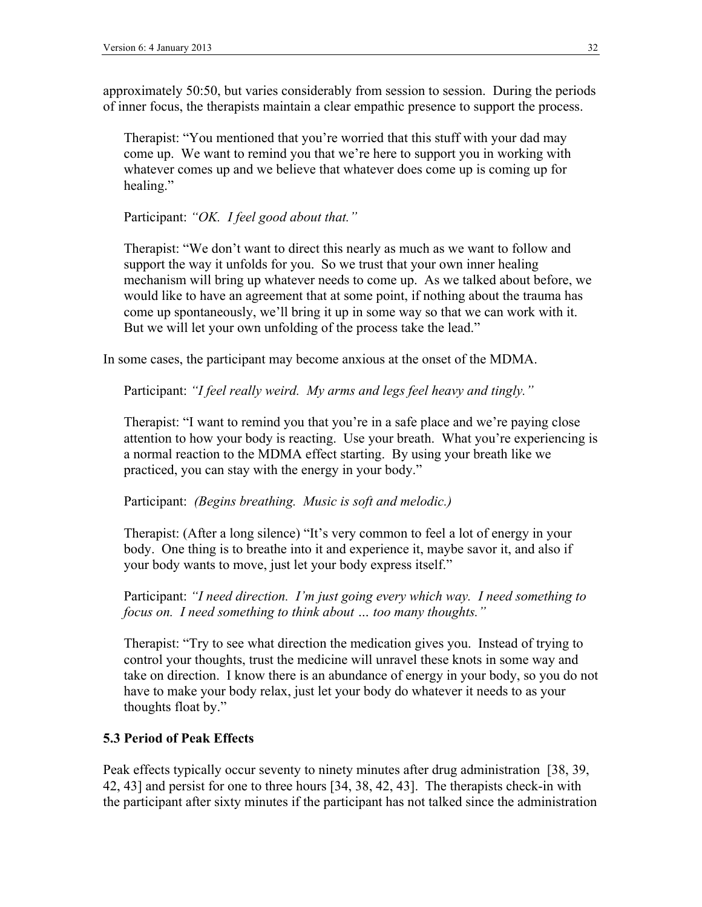approximately 50:50, but varies considerably from session to session. During the periods of inner focus, the therapists maintain a clear empathic presence to support the process.

> Therapist: "You mentioned that you're worried that this stuff with your dad may come up. We want to remind you that we're here to support you in working with whatever comes up and we believe that whatever does come up is coming up for healing."
>
> Participant: *"OK. I feel good about that."*
>
> Therapist: "We don't want to direct this nearly as much as we want to follow and support the way it unfolds for you. So we trust that your own inner healing mechanism will bring up whatever needs to come up. As we talked about before, we would like to have an agreement that at some point, if nothing about the trauma has come up spontaneously, we'll bring it up in some way so that we can work with it. But we will let your own unfolding of the process take the lead."

In some cases, the participant may become anxious at the onset of the MDMA.

> Participant: *"I feel really weird. My arms and legs feel heavy and tingly."*
>
> Therapist: "I want to remind you that you're in a safe place and we're paying close attention to how your body is reacting. Use your breath. What you're experiencing is a normal reaction to the MDMA effect starting. By using your breath like we practiced, you can stay with the energy in your body."
>
> Participant: *(Begins breathing. Music is soft and melodic.)*
>
> Therapist: (After a long silence) "It's very common to feel a lot of energy in your body. One thing is to breathe into it and experience it, maybe savor it, and also if your body wants to move, just let your body express itself."
>
> Participant: *"I need direction. I'm just going every which way. I need something to focus on. I need something to think about … too many thoughts."*
>
> Therapist: "Try to see what direction the medication gives you. Instead of trying to control your thoughts, trust the medicine will unravel these knots in some way and take on direction. I know there is an abundance of energy in your body, so you do not have to make your body relax, just let your body do whatever it needs to as your thoughts float by."

### 5.3 Period of Peak Effects

Peak effects typically occur seventy to ninety minutes after drug administration [38, 39, 42, 43] and persist for one to three hours [34, 38, 42, 43]. The therapists check-in with the participant after sixty minutes if the participant has not talked since the administration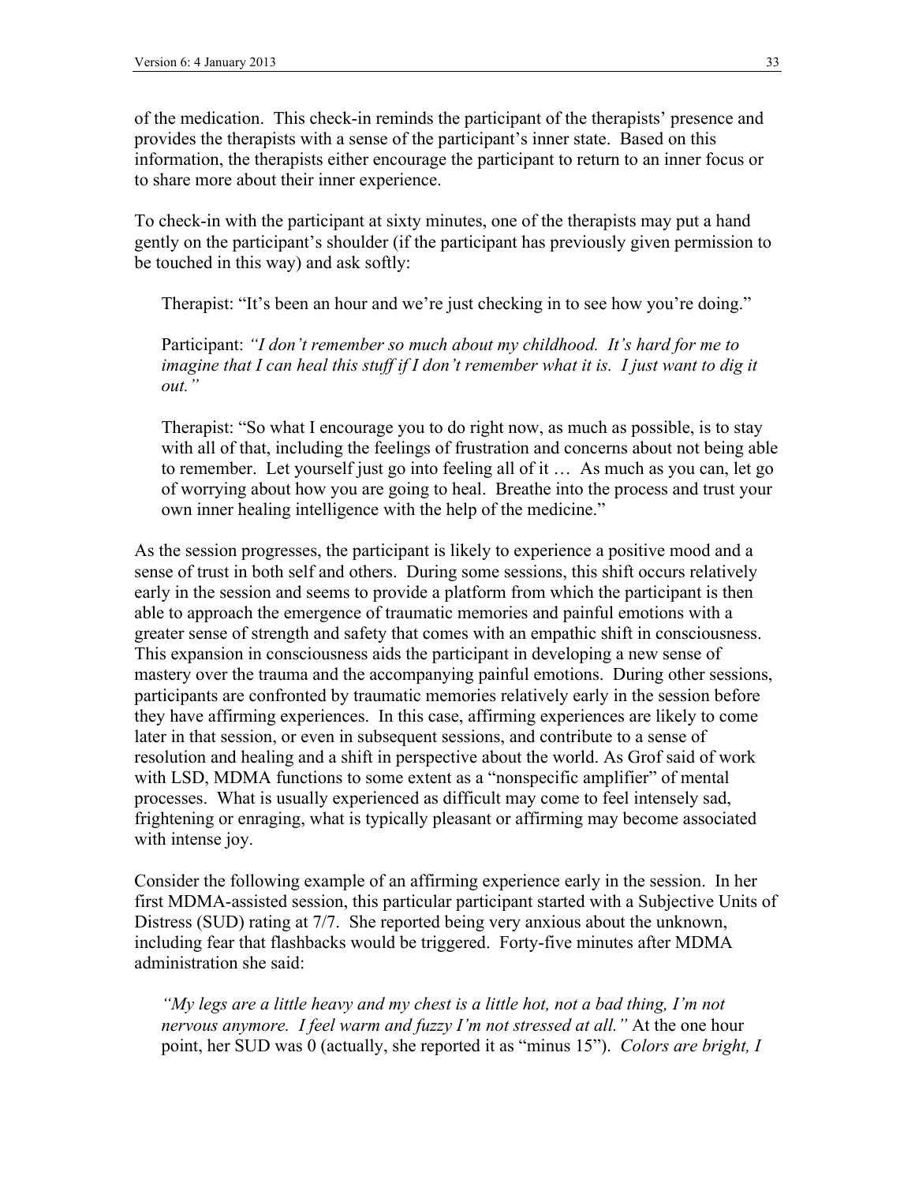of the medication. This check-in reminds the participant of the therapists' presence and provides the therapists with a sense of the participant's inner state. Based on this information, the therapists either encourage the participant to return to an inner focus or to share more about their inner experience.

To check-in with the participant at sixty minutes, one of the therapists may put a hand gently on the participant's shoulder (if the participant has previously given permission to be touched in this way) and ask softly:

> Therapist: "It's been an hour and we're just checking in to see how you're doing."
>
> Participant: *"I don't remember so much about my childhood. It's hard for me to imagine that I can heal this stuff if I don't remember what it is. I just want to dig it out."*
>
> Therapist: "So what I encourage you to do right now, as much as possible, is to stay with all of that, including the feelings of frustration and concerns about not being able to remember. Let yourself just go into feeling all of it … As much as you can, let go of worrying about how you are going to heal. Breathe into the process and trust your own inner healing intelligence with the help of the medicine."

As the session progresses, the participant is likely to experience a positive mood and a sense of trust in both self and others. During some sessions, this shift occurs relatively early in the session and seems to provide a platform from which the participant is then able to approach the emergence of traumatic memories and painful emotions with a greater sense of strength and safety that comes with an empathic shift in consciousness. This expansion in consciousness aids the participant in developing a new sense of mastery over the trauma and the accompanying painful emotions. During other sessions, participants are confronted by traumatic memories relatively early in the session before they have affirming experiences. In this case, affirming experiences are likely to come later in that session, or even in subsequent sessions, and contribute to a sense of resolution and healing and a shift in perspective about the world. As Grof said of work with LSD, MDMA functions to some extent as a "nonspecific amplifier" of mental processes. What is usually experienced as difficult may come to feel intensely sad, frightening or enraging, what is typically pleasant or affirming may become associated with intense joy.

Consider the following example of an affirming experience early in the session. In her first MDMA-assisted session, this particular participant started with a Subjective Units of Distress (SUD) rating at 7/7. She reported being very anxious about the unknown, including fear that flashbacks would be triggered. Forty-five minutes after MDMA administration she said:

> *"My legs are a little heavy and my chest is a little hot, not a bad thing, I'm not nervous anymore. I feel warm and fuzzy I'm not stressed at all."* At the one hour point, her SUD was 0 (actually, she reported it as "minus 15"). *Colors are bright, I*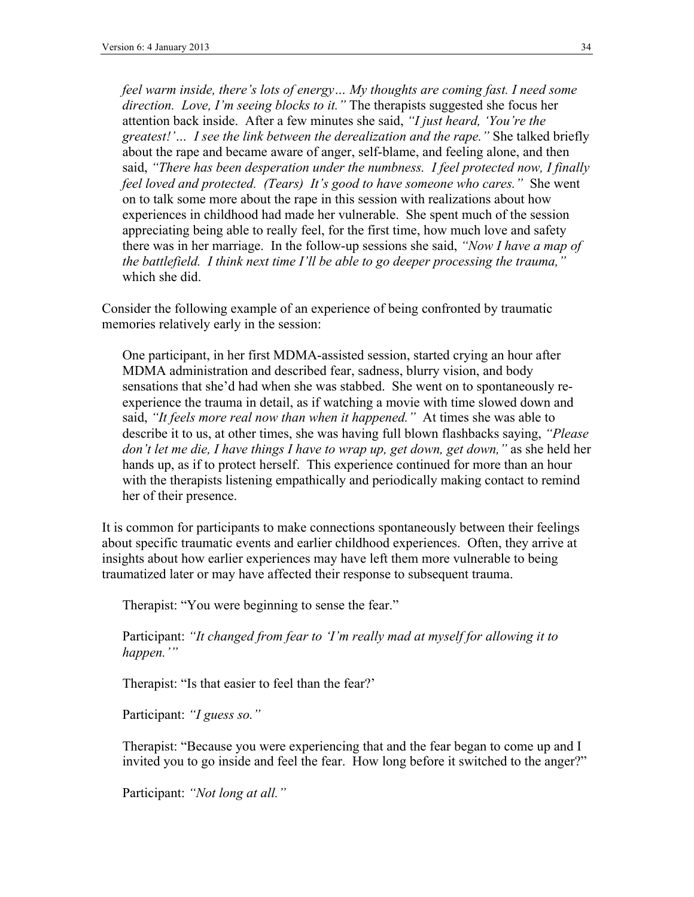*feel warm inside, there's lots of energy… My thoughts are coming fast. I need some direction. Love, I'm seeing blocks to it."* The therapists suggested she focus her attention back inside. After a few minutes she said, *"I just heard, 'You're the greatest!'… I see the link between the derealization and the rape."* She talked briefly about the rape and became aware of anger, self-blame, and feeling alone, and then said, *"There has been desperation under the numbness. I feel protected now, I finally feel loved and protected. (Tears) It's good to have someone who cares."* She went on to talk some more about the rape in this session with realizations about how experiences in childhood had made her vulnerable. She spent much of the session appreciating being able to really feel, for the first time, how much love and safety there was in her marriage. In the follow-up sessions she said, *"Now I have a map of the battlefield. I think next time I'll be able to go deeper processing the trauma,"* which she did.

Consider the following example of an experience of being confronted by traumatic memories relatively early in the session:

> One participant, in her first MDMA-assisted session, started crying an hour after MDMA administration and described fear, sadness, blurry vision, and body sensations that she'd had when she was stabbed. She went on to spontaneously re-experience the trauma in detail, as if watching a movie with time slowed down and said, *"It feels more real now than when it happened."* At times she was able to describe it to us, at other times, she was having full blown flashbacks saying, *"Please don't let me die, I have things I have to wrap up, get down, get down,"* as she held her hands up, as if to protect herself. This experience continued for more than an hour with the therapists listening empathically and periodically making contact to remind her of their presence.

It is common for participants to make connections spontaneously between their feelings about specific traumatic events and earlier childhood experiences. Often, they arrive at insights about how earlier experiences may have left them more vulnerable to being traumatized later or may have affected their response to subsequent trauma.

> Therapist: "You were beginning to sense the fear."
>
> Participant: *"It changed from fear to 'I'm really mad at myself for allowing it to happen.'"*
>
> Therapist: "Is that easier to feel than the fear?'
>
> Participant: *"I guess so."*
>
> Therapist: "Because you were experiencing that and the fear began to come up and I invited you to go inside and feel the fear. How long before it switched to the anger?"
>
> Participant: *"Not long at all."*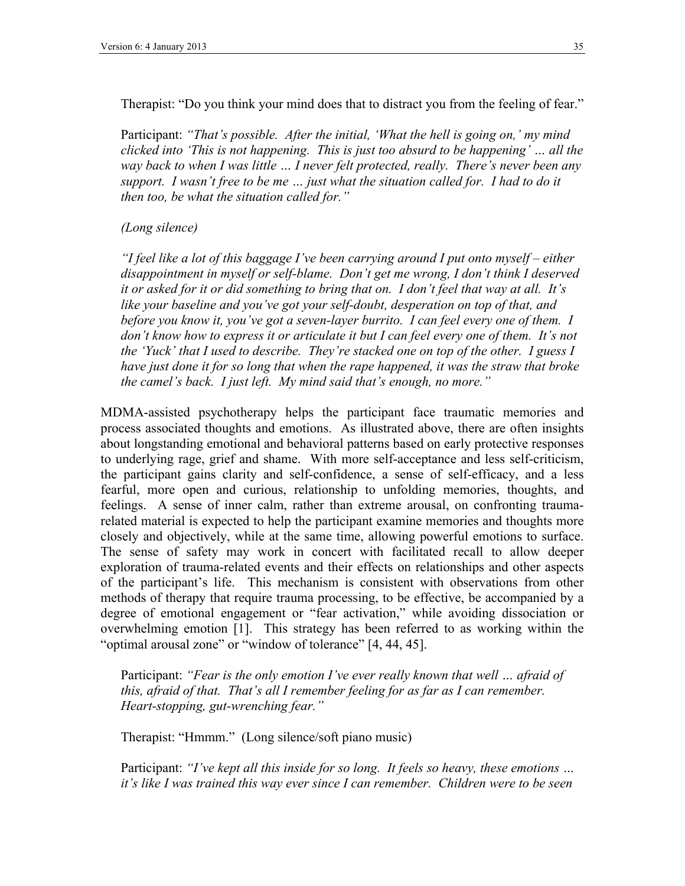Therapist: "Do you think your mind does that to distract you from the feeling of fear."

Participant: *"That's possible. After the initial, 'What the hell is going on,' my mind clicked into 'This is not happening. This is just too absurd to be happening' … all the way back to when I was little … I never felt protected, really. There's never been any support. I wasn't free to be me … just what the situation called for. I had to do it then too, be what the situation called for."*

*(Long silence)*

*"I feel like a lot of this baggage I've been carrying around I put onto myself – either disappointment in myself or self-blame. Don't get me wrong, I don't think I deserved it or asked for it or did something to bring that on. I don't feel that way at all. It's like your baseline and you've got your self-doubt, desperation on top of that, and before you know it, you've got a seven-layer burrito. I can feel every one of them. I don't know how to express it or articulate it but I can feel every one of them. It's not the 'Yuck' that I used to describe. They're stacked one on top of the other. I guess I have just done it for so long that when the rape happened, it was the straw that broke the camel's back. I just left. My mind said that's enough, no more."*

MDMA-assisted psychotherapy helps the participant face traumatic memories and process associated thoughts and emotions. As illustrated above, there are often insights about longstanding emotional and behavioral patterns based on early protective responses to underlying rage, grief and shame. With more self-acceptance and less self-criticism, the participant gains clarity and self-confidence, a sense of self-efficacy, and a less fearful, more open and curious, relationship to unfolding memories, thoughts, and feelings. A sense of inner calm, rather than extreme arousal, on confronting trauma-related material is expected to help the participant examine memories and thoughts more closely and objectively, while at the same time, allowing powerful emotions to surface. The sense of safety may work in concert with facilitated recall to allow deeper exploration of trauma-related events and their effects on relationships and other aspects of the participant's life. This mechanism is consistent with observations from other methods of therapy that require trauma processing, to be effective, be accompanied by a degree of emotional engagement or "fear activation," while avoiding dissociation or overwhelming emotion [1]. This strategy has been referred to as working within the "optimal arousal zone" or "window of tolerance" [4, 44, 45].

Participant: *"Fear is the only emotion I've ever really known that well … afraid of this, afraid of that. That's all I remember feeling for as far as I can remember. Heart-stopping, gut-wrenching fear."*

Therapist: "Hmmm." (Long silence/soft piano music)

Participant: *"I've kept all this inside for so long. It feels so heavy, these emotions … it's like I was trained this way ever since I can remember. Children were to be seen*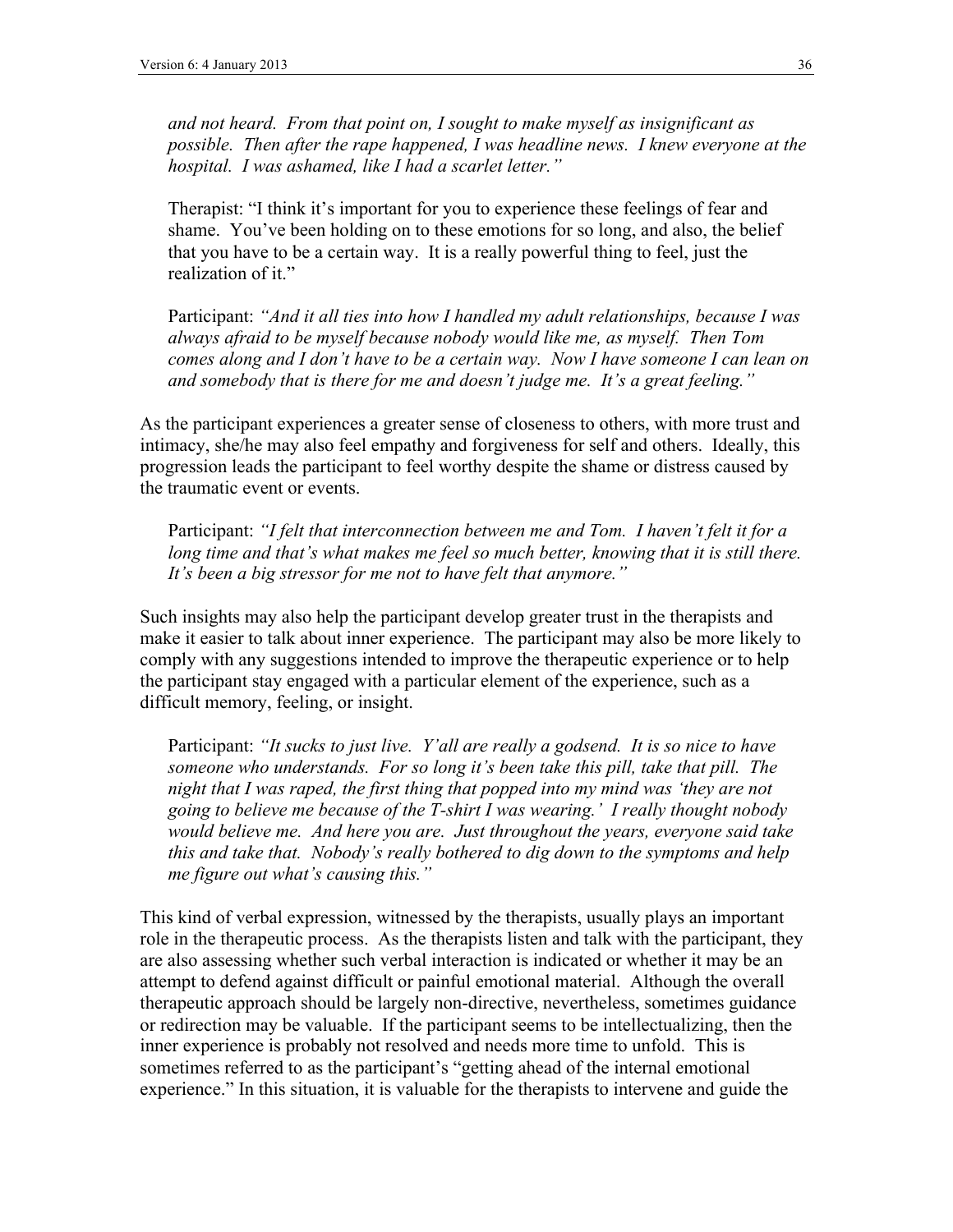*and not heard. From that point on, I sought to make myself as insignificant as possible. Then after the rape happened, I was headline news. I knew everyone at the hospital. I was ashamed, like I had a scarlet letter."*

> Therapist: "I think it's important for you to experience these feelings of fear and shame. You've been holding on to these emotions for so long, and also, the belief that you have to be a certain way. It is a really powerful thing to feel, just the realization of it."

> Participant: *"And it all ties into how I handled my adult relationships, because I was always afraid to be myself because nobody would like me, as myself. Then Tom comes along and I don't have to be a certain way. Now I have someone I can lean on and somebody that is there for me and doesn't judge me. It's a great feeling."*

As the participant experiences a greater sense of closeness to others, with more trust and intimacy, she/he may also feel empathy and forgiveness for self and others. Ideally, this progression leads the participant to feel worthy despite the shame or distress caused by the traumatic event or events.

> Participant: *"I felt that interconnection between me and Tom. I haven't felt it for a long time and that's what makes me feel so much better, knowing that it is still there. It's been a big stressor for me not to have felt that anymore."*

Such insights may also help the participant develop greater trust in the therapists and make it easier to talk about inner experience. The participant may also be more likely to comply with any suggestions intended to improve the therapeutic experience or to help the participant stay engaged with a particular element of the experience, such as a difficult memory, feeling, or insight.

> Participant: *"It sucks to just live. Y'all are really a godsend. It is so nice to have someone who understands. For so long it's been take this pill, take that pill. The night that I was raped, the first thing that popped into my mind was 'they are not going to believe me because of the T-shirt I was wearing.' I really thought nobody would believe me. And here you are. Just throughout the years, everyone said take this and take that. Nobody's really bothered to dig down to the symptoms and help me figure out what's causing this."*

This kind of verbal expression, witnessed by the therapists, usually plays an important role in the therapeutic process. As the therapists listen and talk with the participant, they are also assessing whether such verbal interaction is indicated or whether it may be an attempt to defend against difficult or painful emotional material. Although the overall therapeutic approach should be largely non-directive, nevertheless, sometimes guidance or redirection may be valuable. If the participant seems to be intellectualizing, then the inner experience is probably not resolved and needs more time to unfold. This is sometimes referred to as the participant's "getting ahead of the internal emotional experience." In this situation, it is valuable for the therapists to intervene and guide the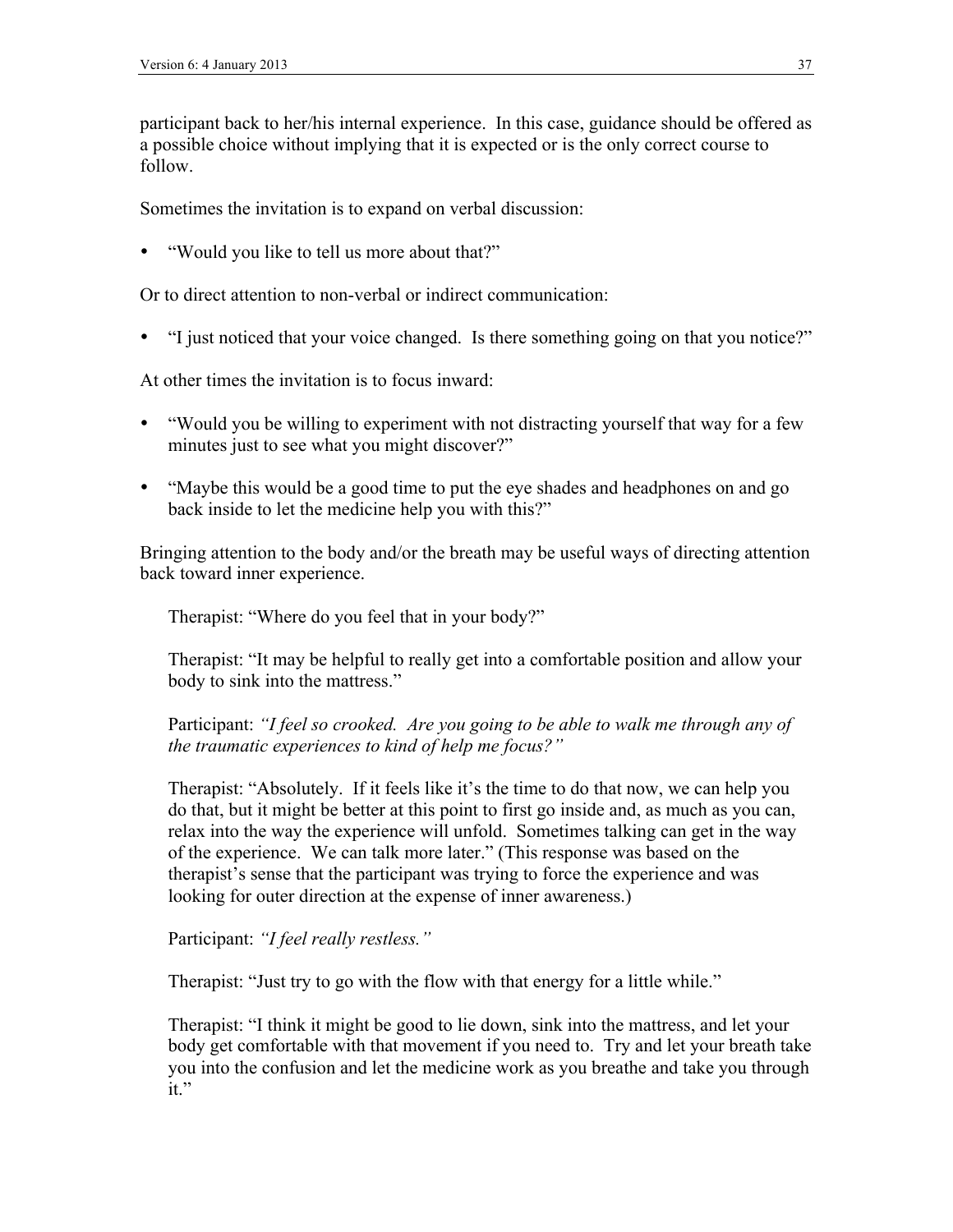participant back to her/his internal experience. In this case, guidance should be offered as a possible choice without implying that it is expected or is the only correct course to follow.

Sometimes the invitation is to expand on verbal discussion:

- "Would you like to tell us more about that?"

Or to direct attention to non-verbal or indirect communication:

- "I just noticed that your voice changed. Is there something going on that you notice?"

At other times the invitation is to focus inward:

- "Would you be willing to experiment with not distracting yourself that way for a few minutes just to see what you might discover?"
- "Maybe this would be a good time to put the eye shades and headphones on and go back inside to let the medicine help you with this?"

Bringing attention to the body and/or the breath may be useful ways of directing attention back toward inner experience.

> Therapist: "Where do you feel that in your body?"
>
> Therapist: "It may be helpful to really get into a comfortable position and allow your body to sink into the mattress."
>
> Participant: *"I feel so crooked. Are you going to be able to walk me through any of the traumatic experiences to kind of help me focus?"*
>
> Therapist: "Absolutely. If it feels like it's the time to do that now, we can help you do that, but it might be better at this point to first go inside and, as much as you can, relax into the way the experience will unfold. Sometimes talking can get in the way of the experience. We can talk more later." (This response was based on the therapist's sense that the participant was trying to force the experience and was looking for outer direction at the expense of inner awareness.)
>
> Participant: *"I feel really restless."*
>
> Therapist: "Just try to go with the flow with that energy for a little while."
>
> Therapist: "I think it might be good to lie down, sink into the mattress, and let your body get comfortable with that movement if you need to. Try and let your breath take you into the confusion and let the medicine work as you breathe and take you through it."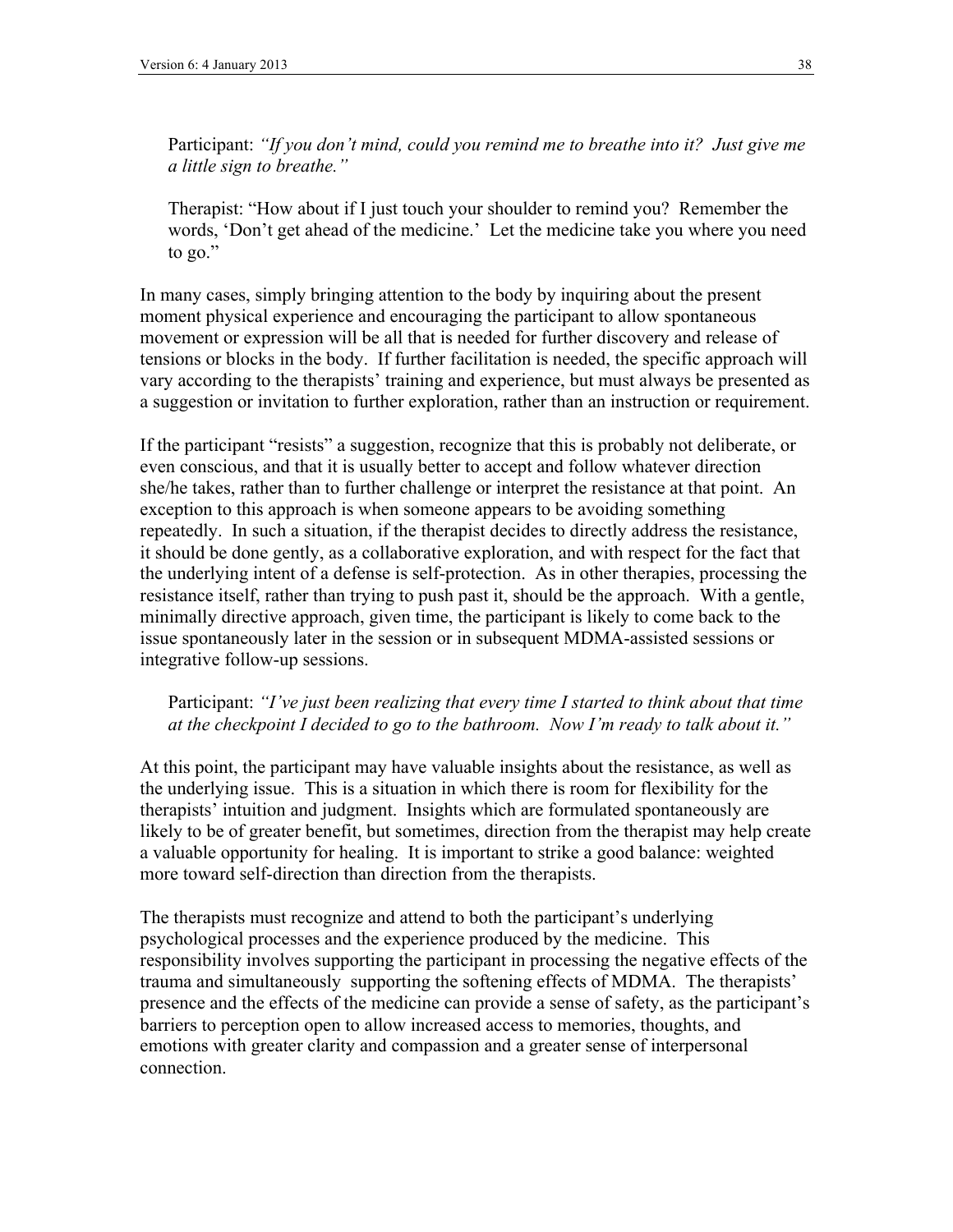> Participant: *"If you don't mind, could you remind me to breathe into it? Just give me a little sign to breathe."*
>
> Therapist: "How about if I just touch your shoulder to remind you? Remember the words, 'Don't get ahead of the medicine.' Let the medicine take you where you need to go."

In many cases, simply bringing attention to the body by inquiring about the present moment physical experience and encouraging the participant to allow spontaneous movement or expression will be all that is needed for further discovery and release of tensions or blocks in the body. If further facilitation is needed, the specific approach will vary according to the therapists' training and experience, but must always be presented as a suggestion or invitation to further exploration, rather than an instruction or requirement.

If the participant "resists" a suggestion, recognize that this is probably not deliberate, or even conscious, and that it is usually better to accept and follow whatever direction she/he takes, rather than to further challenge or interpret the resistance at that point. An exception to this approach is when someone appears to be avoiding something repeatedly. In such a situation, if the therapist decides to directly address the resistance, it should be done gently, as a collaborative exploration, and with respect for the fact that the underlying intent of a defense is self-protection. As in other therapies, processing the resistance itself, rather than trying to push past it, should be the approach. With a gentle, minimally directive approach, given time, the participant is likely to come back to the issue spontaneously later in the session or in subsequent MDMA-assisted sessions or integrative follow-up sessions.

> Participant: *"I've just been realizing that every time I started to think about that time at the checkpoint I decided to go to the bathroom. Now I'm ready to talk about it."*

At this point, the participant may have valuable insights about the resistance, as well as the underlying issue. This is a situation in which there is room for flexibility for the therapists' intuition and judgment. Insights which are formulated spontaneously are likely to be of greater benefit, but sometimes, direction from the therapist may help create a valuable opportunity for healing. It is important to strike a good balance: weighted more toward self-direction than direction from the therapists.

The therapists must recognize and attend to both the participant's underlying psychological processes and the experience produced by the medicine. This responsibility involves supporting the participant in processing the negative effects of the trauma and simultaneously supporting the softening effects of MDMA. The therapists' presence and the effects of the medicine can provide a sense of safety, as the participant's barriers to perception open to allow increased access to memories, thoughts, and emotions with greater clarity and compassion and a greater sense of interpersonal connection.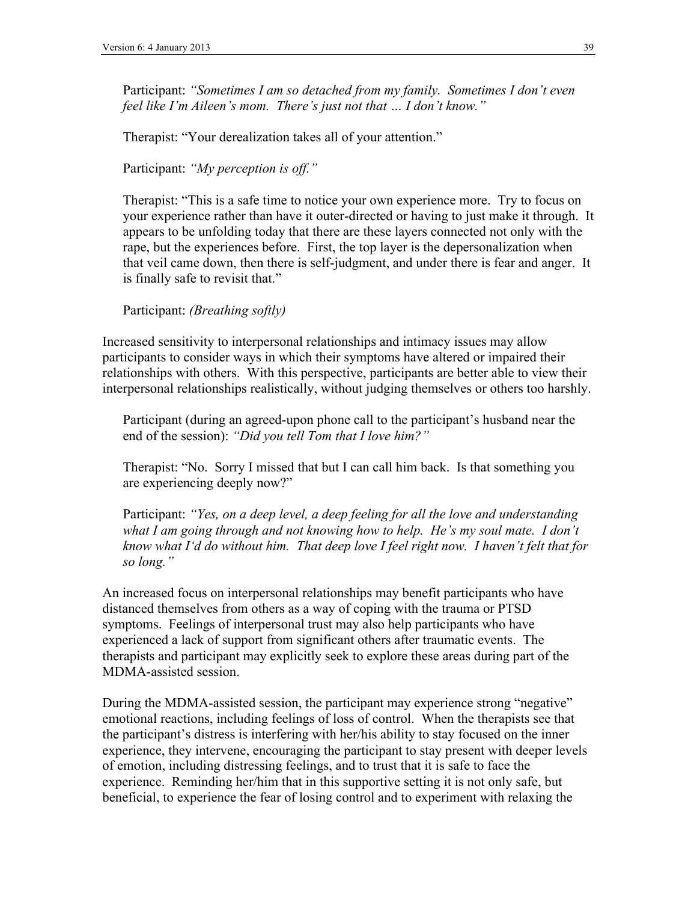Participant: *"Sometimes I am so detached from my family. Sometimes I don't even feel like I'm Aileen's mom. There's just not that … I don't know."*

Therapist: "Your derealization takes all of your attention."

Participant: *"My perception is off."*

Therapist: "This is a safe time to notice your own experience more. Try to focus on your experience rather than have it outer-directed or having to just make it through. It appears to be unfolding today that there are these layers connected not only with the rape, but the experiences before. First, the top layer is the depersonalization when that veil came down, then there is self-judgment, and under there is fear and anger. It is finally safe to revisit that."

Participant: *(Breathing softly)*

Increased sensitivity to interpersonal relationships and intimacy issues may allow participants to consider ways in which their symptoms have altered or impaired their relationships with others. With this perspective, participants are better able to view their interpersonal relationships realistically, without judging themselves or others too harshly.

Participant (during an agreed-upon phone call to the participant's husband near the end of the session): *"Did you tell Tom that I love him?"*

Therapist: "No. Sorry I missed that but I can call him back. Is that something you are experiencing deeply now?"

Participant: *"Yes, on a deep level, a deep feeling for all the love and understanding what I am going through and not knowing how to help. He's my soul mate. I don't know what I'd do without him. That deep love I feel right now. I haven't felt that for so long."*

An increased focus on interpersonal relationships may benefit participants who have distanced themselves from others as a way of coping with the trauma or PTSD symptoms. Feelings of interpersonal trust may also help participants who have experienced a lack of support from significant others after traumatic events. The therapists and participant may explicitly seek to explore these areas during part of the MDMA-assisted session.

During the MDMA-assisted session, the participant may experience strong "negative" emotional reactions, including feelings of loss of control. When the therapists see that the participant's distress is interfering with her/his ability to stay focused on the inner experience, they intervene, encouraging the participant to stay present with deeper levels of emotion, including distressing feelings, and to trust that it is safe to face the experience. Reminding her/him that in this supportive setting it is not only safe, but beneficial, to experience the fear of losing control and to experiment with relaxing the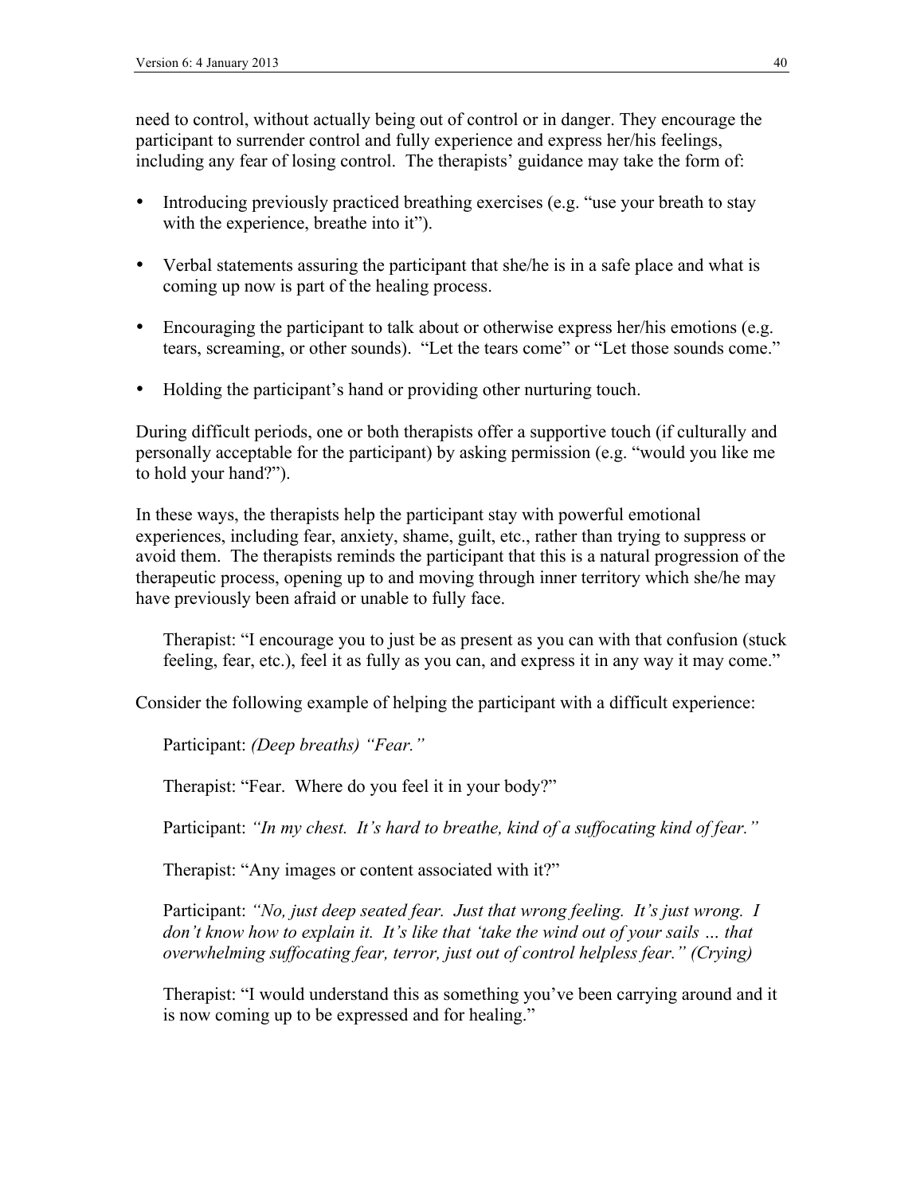need to control, without actually being out of control or in danger. They encourage the participant to surrender control and fully experience and express her/his feelings, including any fear of losing control. The therapists' guidance may take the form of:

- Introducing previously practiced breathing exercises (e.g. "use your breath to stay with the experience, breathe into it").
- Verbal statements assuring the participant that she/he is in a safe place and what is coming up now is part of the healing process.
- Encouraging the participant to talk about or otherwise express her/his emotions (e.g. tears, screaming, or other sounds). "Let the tears come" or "Let those sounds come."
- Holding the participant's hand or providing other nurturing touch.

During difficult periods, one or both therapists offer a supportive touch (if culturally and personally acceptable for the participant) by asking permission (e.g. "would you like me to hold your hand?").

In these ways, the therapists help the participant stay with powerful emotional experiences, including fear, anxiety, shame, guilt, etc., rather than trying to suppress or avoid them. The therapists reminds the participant that this is a natural progression of the therapeutic process, opening up to and moving through inner territory which she/he may have previously been afraid or unable to fully face.

> Therapist: "I encourage you to just be as present as you can with that confusion (stuck feeling, fear, etc.), feel it as fully as you can, and express it in any way it may come."

Consider the following example of helping the participant with a difficult experience:

> Participant: *(Deep breaths) "Fear."*
>
> Therapist: "Fear. Where do you feel it in your body?"
>
> Participant: *"In my chest. It's hard to breathe, kind of a suffocating kind of fear."*
>
> Therapist: "Any images or content associated with it?"
>
> Participant: *"No, just deep seated fear. Just that wrong feeling. It's just wrong. I don't know how to explain it. It's like that 'take the wind out of your sails … that overwhelming suffocating fear, terror, just out of control helpless fear." (Crying)*
>
> Therapist: "I would understand this as something you've been carrying around and it is now coming up to be expressed and for healing."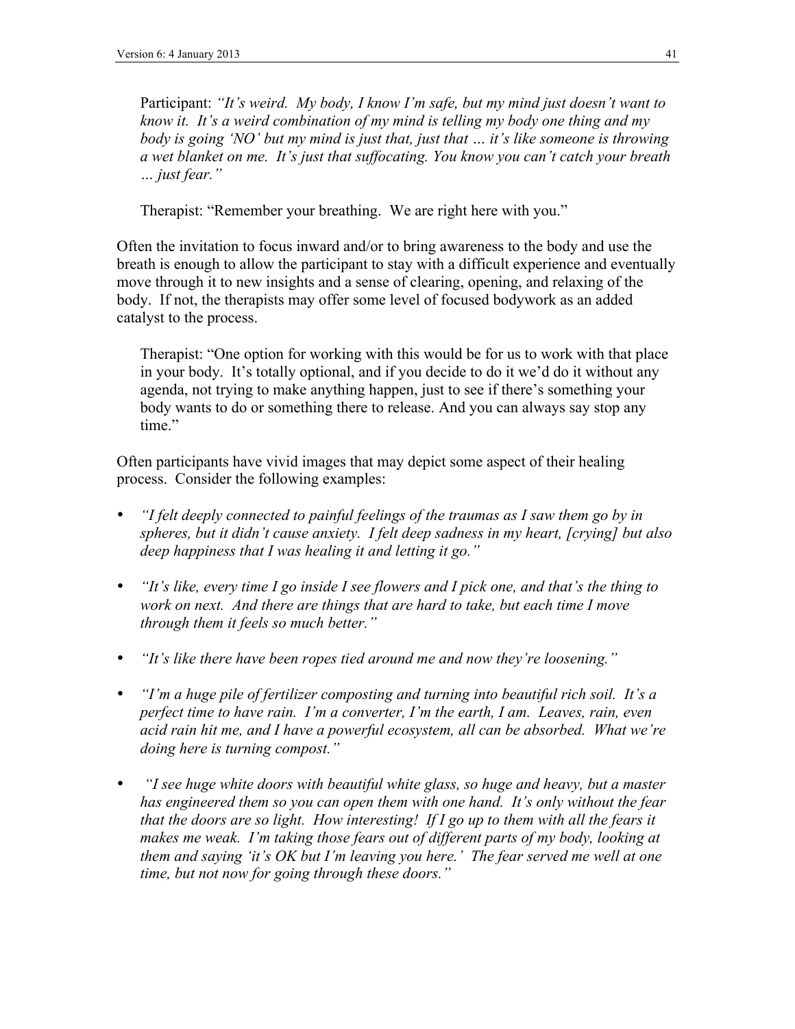Participant: *"It's weird. My body, I know I'm safe, but my mind just doesn't want to know it. It's a weird combination of my mind is telling my body one thing and my body is going 'NO' but my mind is just that, just that … it's like someone is throwing a wet blanket on me. It's just that suffocating. You know you can't catch your breath … just fear."*

Therapist: "Remember your breathing. We are right here with you."

Often the invitation to focus inward and/or to bring awareness to the body and use the breath is enough to allow the participant to stay with a difficult experience and eventually move through it to new insights and a sense of clearing, opening, and relaxing of the body. If not, the therapists may offer some level of focused bodywork as an added catalyst to the process.

Therapist: "One option for working with this would be for us to work with that place in your body. It's totally optional, and if you decide to do it we'd do it without any agenda, not trying to make anything happen, just to see if there's something your body wants to do or something there to release. And you can always say stop any time."

Often participants have vivid images that may depict some aspect of their healing process. Consider the following examples:

- *"I felt deeply connected to painful feelings of the traumas as I saw them go by in spheres, but it didn't cause anxiety. I felt deep sadness in my heart, [crying] but also deep happiness that I was healing it and letting it go."*
- *"It's like, every time I go inside I see flowers and I pick one, and that's the thing to work on next. And there are things that are hard to take, but each time I move through them it feels so much better."*
- *"It's like there have been ropes tied around me and now they're loosening."*
- *"I'm a huge pile of fertilizer composting and turning into beautiful rich soil. It's a perfect time to have rain. I'm a converter, I'm the earth, I am. Leaves, rain, even acid rain hit me, and I have a powerful ecosystem, all can be absorbed. What we're doing here is turning compost."*
- *"I see huge white doors with beautiful white glass, so huge and heavy, but a master has engineered them so you can open them with one hand. It's only without the fear that the doors are so light. How interesting! If I go up to them with all the fears it makes me weak. I'm taking those fears out of different parts of my body, looking at them and saying 'it's OK but I'm leaving you here.' The fear served me well at one time, but not now for going through these doors."*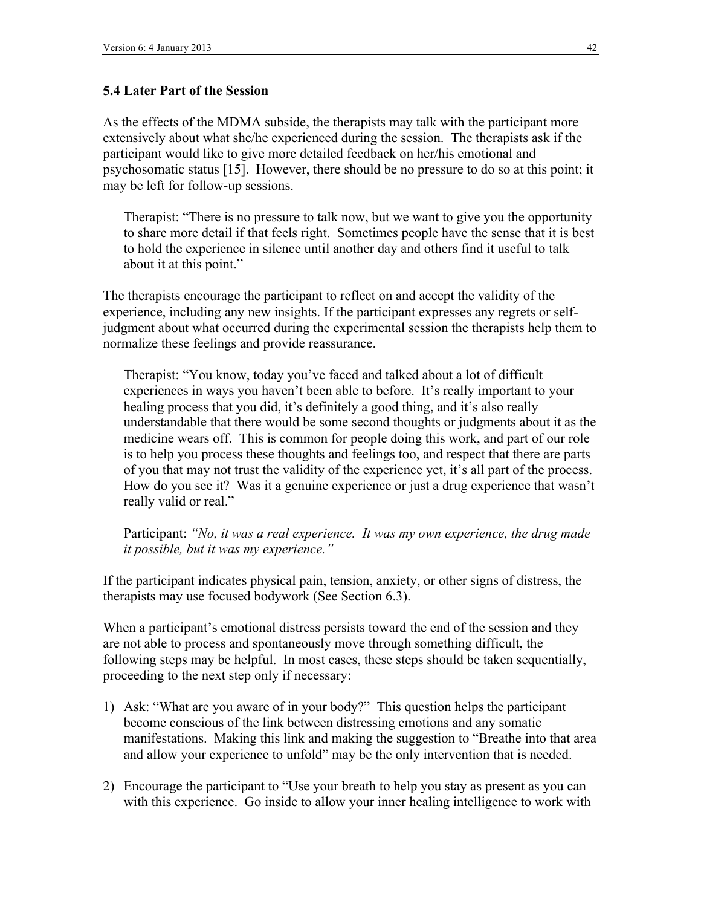### 5.4 Later Part of the Session

As the effects of the MDMA subside, the therapists may talk with the participant more extensively about what she/he experienced during the session. The therapists ask if the participant would like to give more detailed feedback on her/his emotional and psychosomatic status [15]. However, there should be no pressure to do so at this point; it may be left for follow-up sessions.

> Therapist: "There is no pressure to talk now, but we want to give you the opportunity to share more detail if that feels right. Sometimes people have the sense that it is best to hold the experience in silence until another day and others find it useful to talk about it at this point."

The therapists encourage the participant to reflect on and accept the validity of the experience, including any new insights. If the participant expresses any regrets or self-judgment about what occurred during the experimental session the therapists help them to normalize these feelings and provide reassurance.

> Therapist: "You know, today you've faced and talked about a lot of difficult experiences in ways you haven't been able to before. It's really important to your healing process that you did, it's definitely a good thing, and it's also really understandable that there would be some second thoughts or judgments about it as the medicine wears off. This is common for people doing this work, and part of our role is to help you process these thoughts and feelings too, and respect that there are parts of you that may not trust the validity of the experience yet, it's all part of the process. How do you see it? Was it a genuine experience or just a drug experience that wasn't really valid or real."
>
> Participant: *"No, it was a real experience. It was my own experience, the drug made it possible, but it was my experience."*

If the participant indicates physical pain, tension, anxiety, or other signs of distress, the therapists may use focused bodywork (See Section 6.3).

When a participant's emotional distress persists toward the end of the session and they are not able to process and spontaneously move through something difficult, the following steps may be helpful. In most cases, these steps should be taken sequentially, proceeding to the next step only if necessary:

1) Ask: "What are you aware of in your body?" This question helps the participant become conscious of the link between distressing emotions and any somatic manifestations. Making this link and making the suggestion to "Breathe into that area and allow your experience to unfold" may be the only intervention that is needed.

2) Encourage the participant to "Use your breath to help you stay as present as you can with this experience. Go inside to allow your inner healing intelligence to work with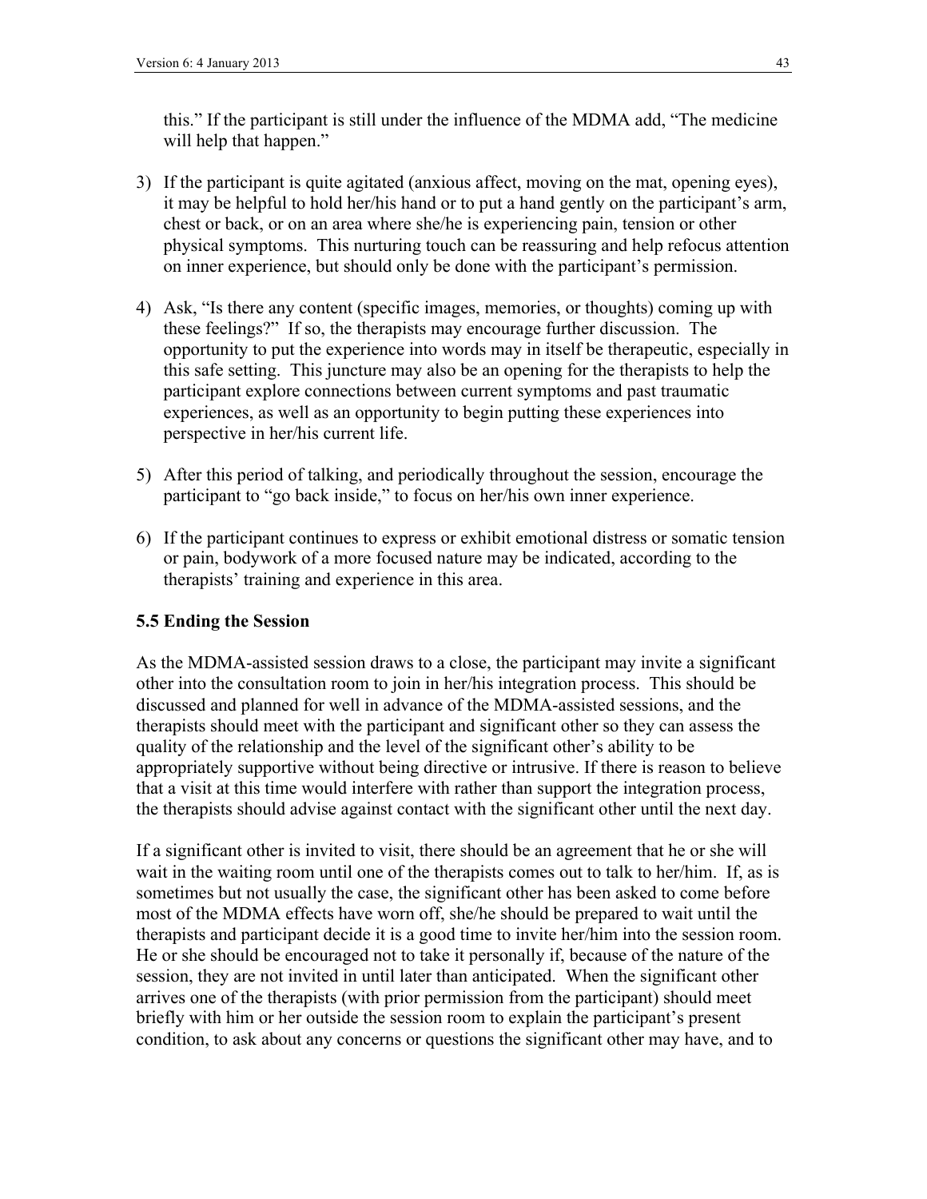this." If the participant is still under the influence of the MDMA add, "The medicine will help that happen."

3) If the participant is quite agitated (anxious affect, moving on the mat, opening eyes), it may be helpful to hold her/his hand or to put a hand gently on the participant's arm, chest or back, or on an area where she/he is experiencing pain, tension or other physical symptoms. This nurturing touch can be reassuring and help refocus attention on inner experience, but should only be done with the participant's permission.

4) Ask, "Is there any content (specific images, memories, or thoughts) coming up with these feelings?" If so, the therapists may encourage further discussion. The opportunity to put the experience into words may in itself be therapeutic, especially in this safe setting. This juncture may also be an opening for the therapists to help the participant explore connections between current symptoms and past traumatic experiences, as well as an opportunity to begin putting these experiences into perspective in her/his current life.

5) After this period of talking, and periodically throughout the session, encourage the participant to "go back inside," to focus on her/his own inner experience.

6) If the participant continues to express or exhibit emotional distress or somatic tension or pain, bodywork of a more focused nature may be indicated, according to the therapists' training and experience in this area.

### 5.5 Ending the Session

As the MDMA-assisted session draws to a close, the participant may invite a significant other into the consultation room to join in her/his integration process. This should be discussed and planned for well in advance of the MDMA-assisted sessions, and the therapists should meet with the participant and significant other so they can assess the quality of the relationship and the level of the significant other's ability to be appropriately supportive without being directive or intrusive. If there is reason to believe that a visit at this time would interfere with rather than support the integration process, the therapists should advise against contact with the significant other until the next day.

If a significant other is invited to visit, there should be an agreement that he or she will wait in the waiting room until one of the therapists comes out to talk to her/him. If, as is sometimes but not usually the case, the significant other has been asked to come before most of the MDMA effects have worn off, she/he should be prepared to wait until the therapists and participant decide it is a good time to invite her/him into the session room. He or she should be encouraged not to take it personally if, because of the nature of the session, they are not invited in until later than anticipated. When the significant other arrives one of the therapists (with prior permission from the participant) should meet briefly with him or her outside the session room to explain the participant's present condition, to ask about any concerns or questions the significant other may have, and to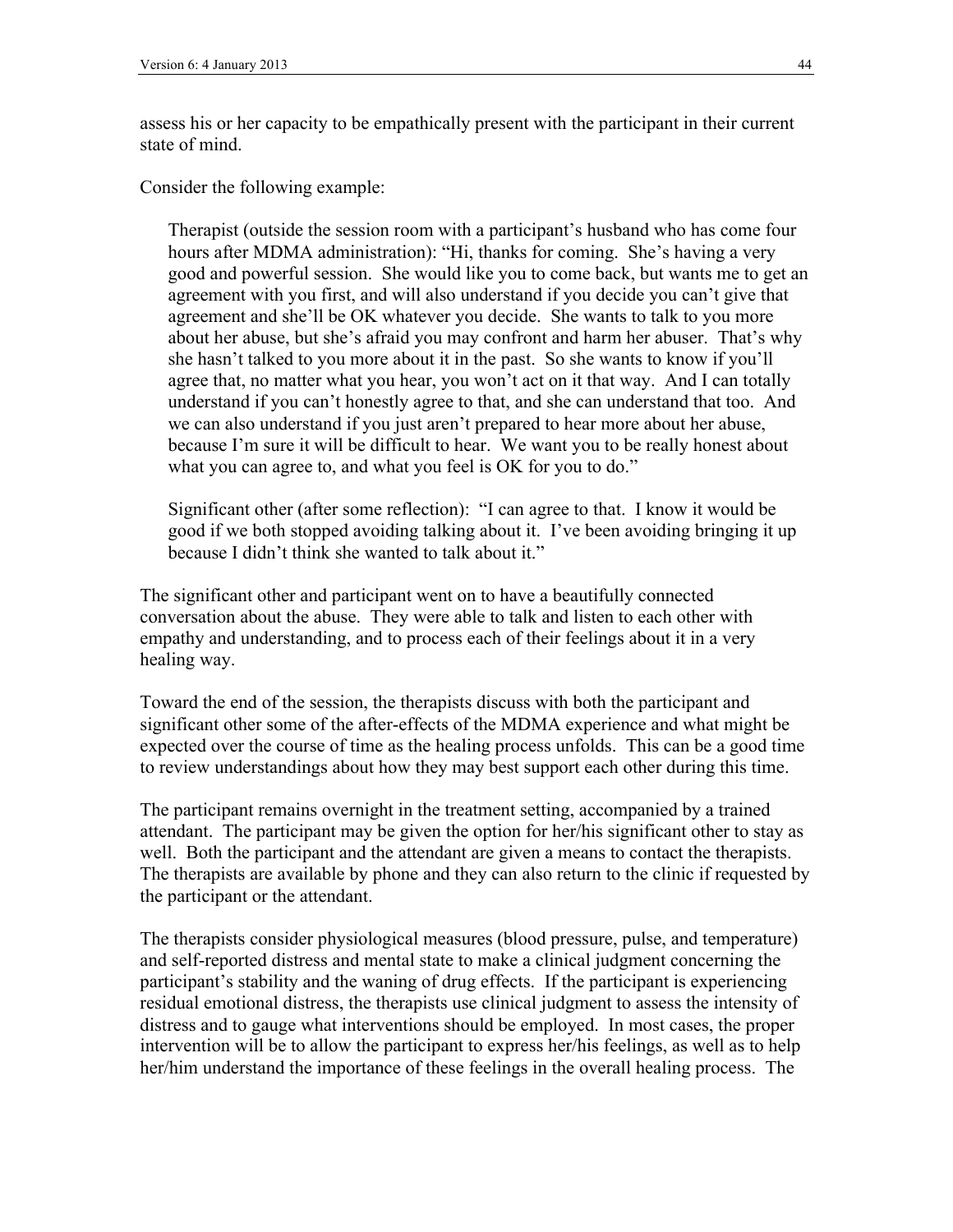assess his or her capacity to be empathically present with the participant in their current state of mind.

Consider the following example:

> Therapist (outside the session room with a participant's husband who has come four hours after MDMA administration): "Hi, thanks for coming. She's having a very good and powerful session. She would like you to come back, but wants me to get an agreement with you first, and will also understand if you decide you can't give that agreement and she'll be OK whatever you decide. She wants to talk to you more about her abuse, but she's afraid you may confront and harm her abuser. That's why she hasn't talked to you more about it in the past. So she wants to know if you'll agree that, no matter what you hear, you won't act on it that way. And I can totally understand if you can't honestly agree to that, and she can understand that too. And we can also understand if you just aren't prepared to hear more about her abuse, because I'm sure it will be difficult to hear. We want you to be really honest about what you can agree to, and what you feel is OK for you to do."
>
> Significant other (after some reflection): "I can agree to that. I know it would be good if we both stopped avoiding talking about it. I've been avoiding bringing it up because I didn't think she wanted to talk about it."

The significant other and participant went on to have a beautifully connected conversation about the abuse. They were able to talk and listen to each other with empathy and understanding, and to process each of their feelings about it in a very healing way.

Toward the end of the session, the therapists discuss with both the participant and significant other some of the after-effects of the MDMA experience and what might be expected over the course of time as the healing process unfolds. This can be a good time to review understandings about how they may best support each other during this time.

The participant remains overnight in the treatment setting, accompanied by a trained attendant. The participant may be given the option for her/his significant other to stay as well. Both the participant and the attendant are given a means to contact the therapists. The therapists are available by phone and they can also return to the clinic if requested by the participant or the attendant.

The therapists consider physiological measures (blood pressure, pulse, and temperature) and self-reported distress and mental state to make a clinical judgment concerning the participant's stability and the waning of drug effects. If the participant is experiencing residual emotional distress, the therapists use clinical judgment to assess the intensity of distress and to gauge what interventions should be employed. In most cases, the proper intervention will be to allow the participant to express her/his feelings, as well as to help her/him understand the importance of these feelings in the overall healing process. The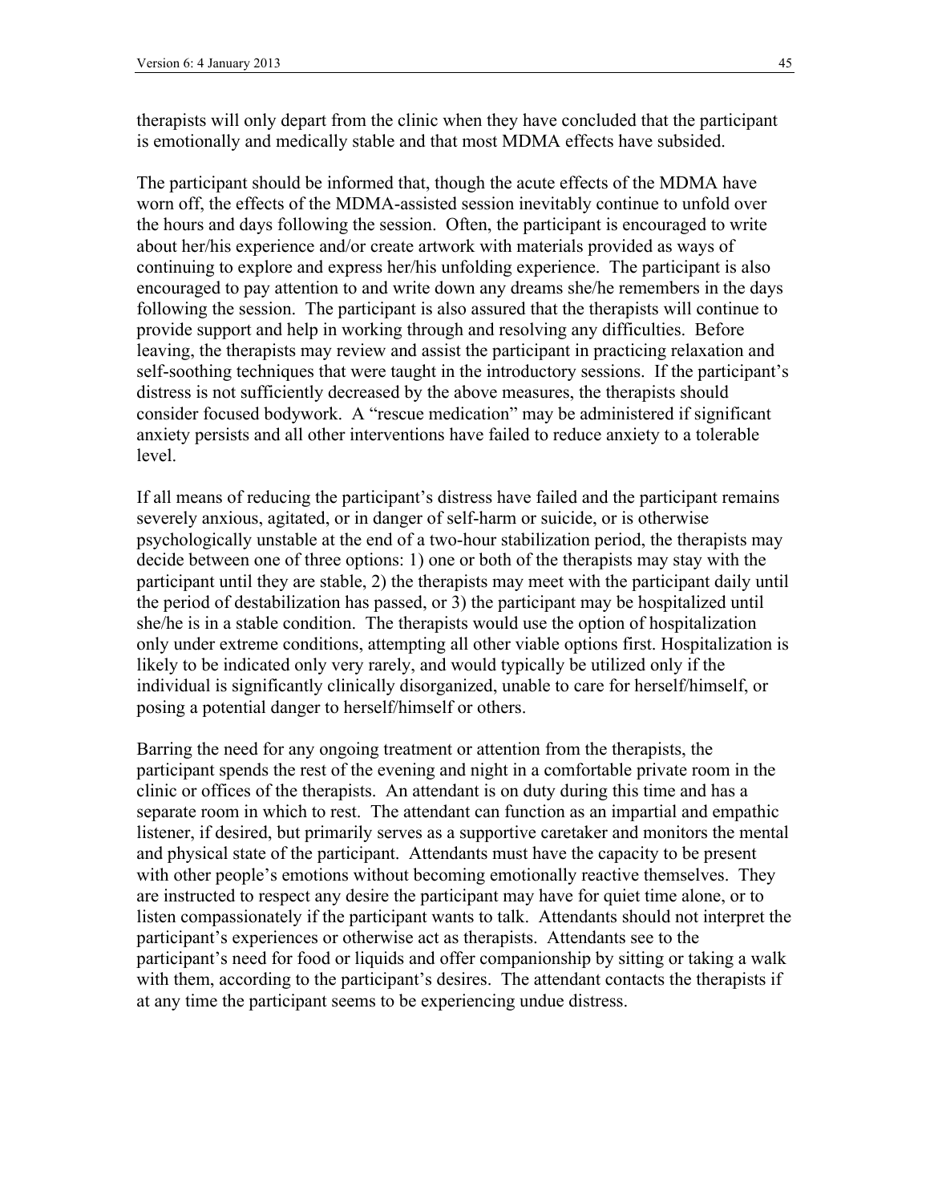therapists will only depart from the clinic when they have concluded that the participant is emotionally and medically stable and that most MDMA effects have subsided.

The participant should be informed that, though the acute effects of the MDMA have worn off, the effects of the MDMA-assisted session inevitably continue to unfold over the hours and days following the session. Often, the participant is encouraged to write about her/his experience and/or create artwork with materials provided as ways of continuing to explore and express her/his unfolding experience. The participant is also encouraged to pay attention to and write down any dreams she/he remembers in the days following the session. The participant is also assured that the therapists will continue to provide support and help in working through and resolving any difficulties. Before leaving, the therapists may review and assist the participant in practicing relaxation and self-soothing techniques that were taught in the introductory sessions. If the participant's distress is not sufficiently decreased by the above measures, the therapists should consider focused bodywork. A "rescue medication" may be administered if significant anxiety persists and all other interventions have failed to reduce anxiety to a tolerable level.

If all means of reducing the participant's distress have failed and the participant remains severely anxious, agitated, or in danger of self-harm or suicide, or is otherwise psychologically unstable at the end of a two-hour stabilization period, the therapists may decide between one of three options: 1) one or both of the therapists may stay with the participant until they are stable, 2) the therapists may meet with the participant daily until the period of destabilization has passed, or 3) the participant may be hospitalized until she/he is in a stable condition. The therapists would use the option of hospitalization only under extreme conditions, attempting all other viable options first. Hospitalization is likely to be indicated only very rarely, and would typically be utilized only if the individual is significantly clinically disorganized, unable to care for herself/himself, or posing a potential danger to herself/himself or others.

Barring the need for any ongoing treatment or attention from the therapists, the participant spends the rest of the evening and night in a comfortable private room in the clinic or offices of the therapists. An attendant is on duty during this time and has a separate room in which to rest. The attendant can function as an impartial and empathic listener, if desired, but primarily serves as a supportive caretaker and monitors the mental and physical state of the participant. Attendants must have the capacity to be present with other people's emotions without becoming emotionally reactive themselves. They are instructed to respect any desire the participant may have for quiet time alone, or to listen compassionately if the participant wants to talk. Attendants should not interpret the participant's experiences or otherwise act as therapists. Attendants see to the participant's need for food or liquids and offer companionship by sitting or taking a walk with them, according to the participant's desires. The attendant contacts the therapists if at any time the participant seems to be experiencing undue distress.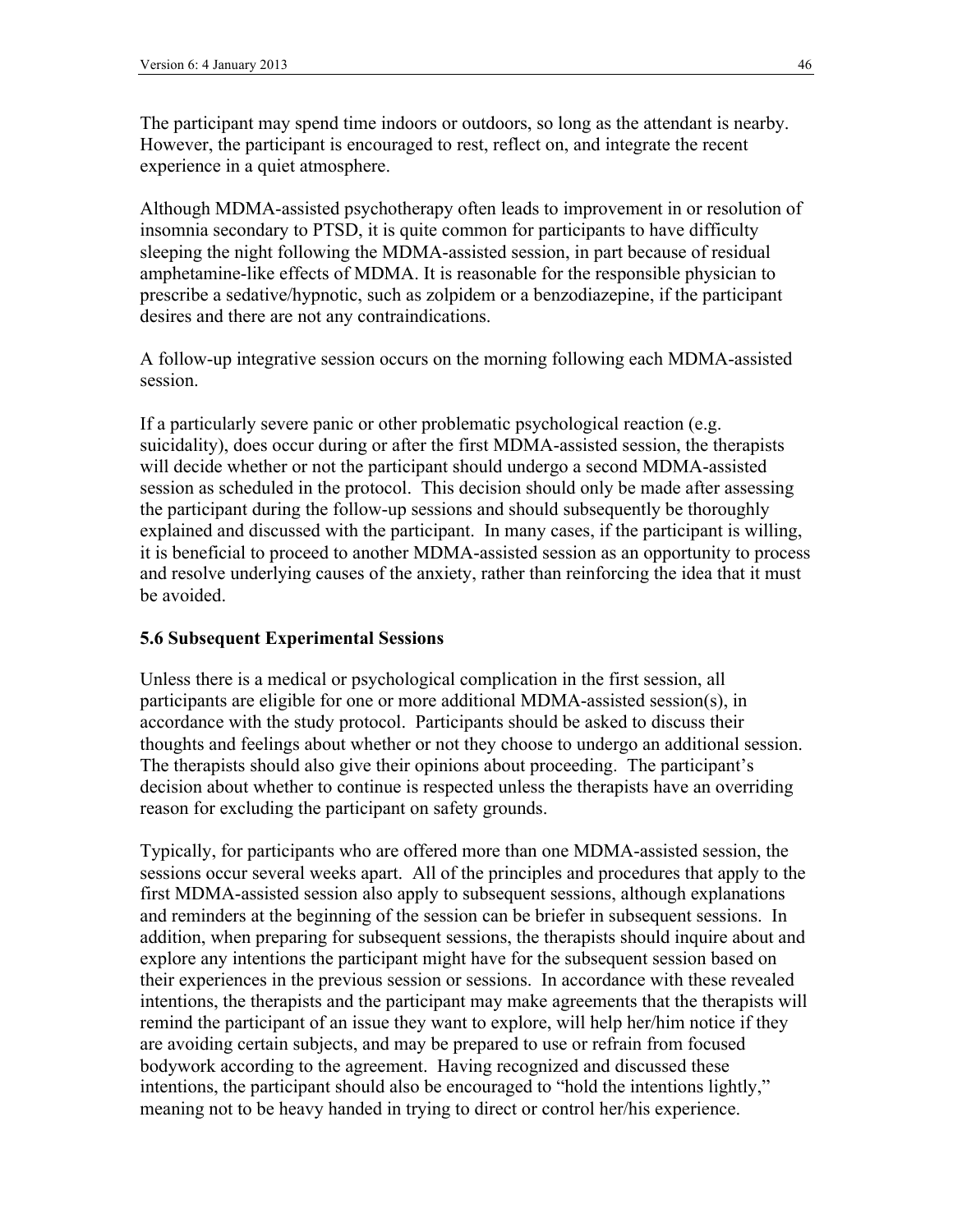The participant may spend time indoors or outdoors, so long as the attendant is nearby. However, the participant is encouraged to rest, reflect on, and integrate the recent experience in a quiet atmosphere.

Although MDMA-assisted psychotherapy often leads to improvement in or resolution of insomnia secondary to PTSD, it is quite common for participants to have difficulty sleeping the night following the MDMA-assisted session, in part because of residual amphetamine-like effects of MDMA. It is reasonable for the responsible physician to prescribe a sedative/hypnotic, such as zolpidem or a benzodiazepine, if the participant desires and there are not any contraindications.

A follow-up integrative session occurs on the morning following each MDMA-assisted session.

If a particularly severe panic or other problematic psychological reaction (e.g. suicidality), does occur during or after the first MDMA-assisted session, the therapists will decide whether or not the participant should undergo a second MDMA-assisted session as scheduled in the protocol. This decision should only be made after assessing the participant during the follow-up sessions and should subsequently be thoroughly explained and discussed with the participant. In many cases, if the participant is willing, it is beneficial to proceed to another MDMA-assisted session as an opportunity to process and resolve underlying causes of the anxiety, rather than reinforcing the idea that it must be avoided.

### 5.6 Subsequent Experimental Sessions

Unless there is a medical or psychological complication in the first session, all participants are eligible for one or more additional MDMA-assisted session(s), in accordance with the study protocol. Participants should be asked to discuss their thoughts and feelings about whether or not they choose to undergo an additional session. The therapists should also give their opinions about proceeding. The participant's decision about whether to continue is respected unless the therapists have an overriding reason for excluding the participant on safety grounds.

Typically, for participants who are offered more than one MDMA-assisted session, the sessions occur several weeks apart. All of the principles and procedures that apply to the first MDMA-assisted session also apply to subsequent sessions, although explanations and reminders at the beginning of the session can be briefer in subsequent sessions. In addition, when preparing for subsequent sessions, the therapists should inquire about and explore any intentions the participant might have for the subsequent session based on their experiences in the previous session or sessions. In accordance with these revealed intentions, the therapists and the participant may make agreements that the therapists will remind the participant of an issue they want to explore, will help her/him notice if they are avoiding certain subjects, and may be prepared to use or refrain from focused bodywork according to the agreement. Having recognized and discussed these intentions, the participant should also be encouraged to "hold the intentions lightly," meaning not to be heavy handed in trying to direct or control her/his experience.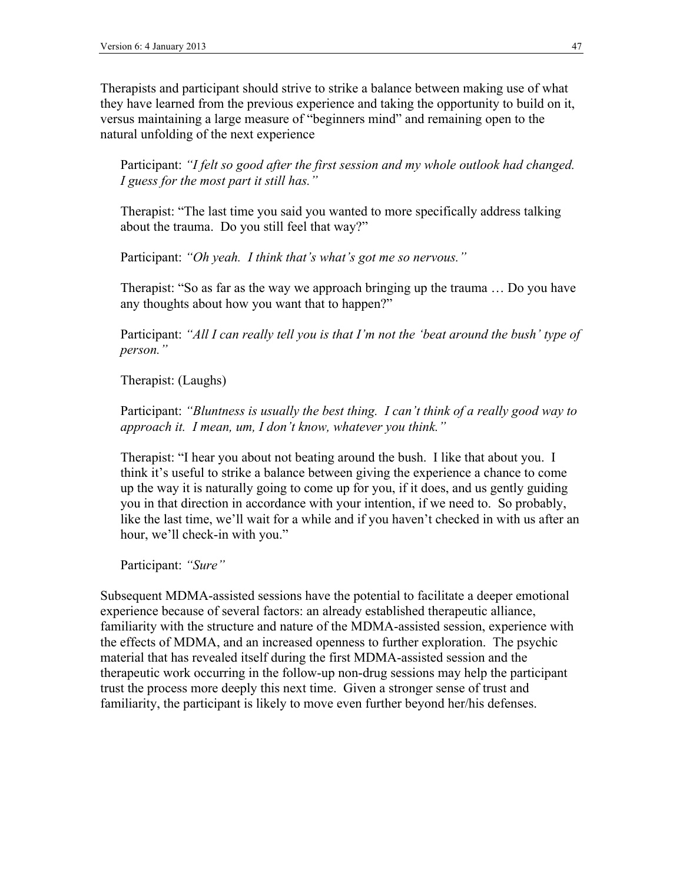Therapists and participant should strive to strike a balance between making use of what they have learned from the previous experience and taking the opportunity to build on it, versus maintaining a large measure of "beginners mind" and remaining open to the natural unfolding of the next experience

> Participant: *"I felt so good after the first session and my whole outlook had changed. I guess for the most part it still has."*
>
> Therapist: "The last time you said you wanted to more specifically address talking about the trauma. Do you still feel that way?"
>
> Participant: *"Oh yeah. I think that's what's got me so nervous."*
>
> Therapist: "So as far as the way we approach bringing up the trauma … Do you have any thoughts about how you want that to happen?"
>
> Participant: *"All I can really tell you is that I'm not the 'beat around the bush' type of person."*
>
> Therapist: (Laughs)
>
> Participant: *"Bluntness is usually the best thing. I can't think of a really good way to approach it. I mean, um, I don't know, whatever you think."*
>
> Therapist: "I hear you about not beating around the bush. I like that about you. I think it's useful to strike a balance between giving the experience a chance to come up the way it is naturally going to come up for you, if it does, and us gently guiding you in that direction in accordance with your intention, if we need to. So probably, like the last time, we'll wait for a while and if you haven't checked in with us after an hour, we'll check-in with you."
>
> Participant: *"Sure"*

Subsequent MDMA-assisted sessions have the potential to facilitate a deeper emotional experience because of several factors: an already established therapeutic alliance, familiarity with the structure and nature of the MDMA-assisted session, experience with the effects of MDMA, and an increased openness to further exploration. The psychic material that has revealed itself during the first MDMA-assisted session and the therapeutic work occurring in the follow-up non-drug sessions may help the participant trust the process more deeply this next time. Given a stronger sense of trust and familiarity, the participant is likely to move even further beyond her/his defenses.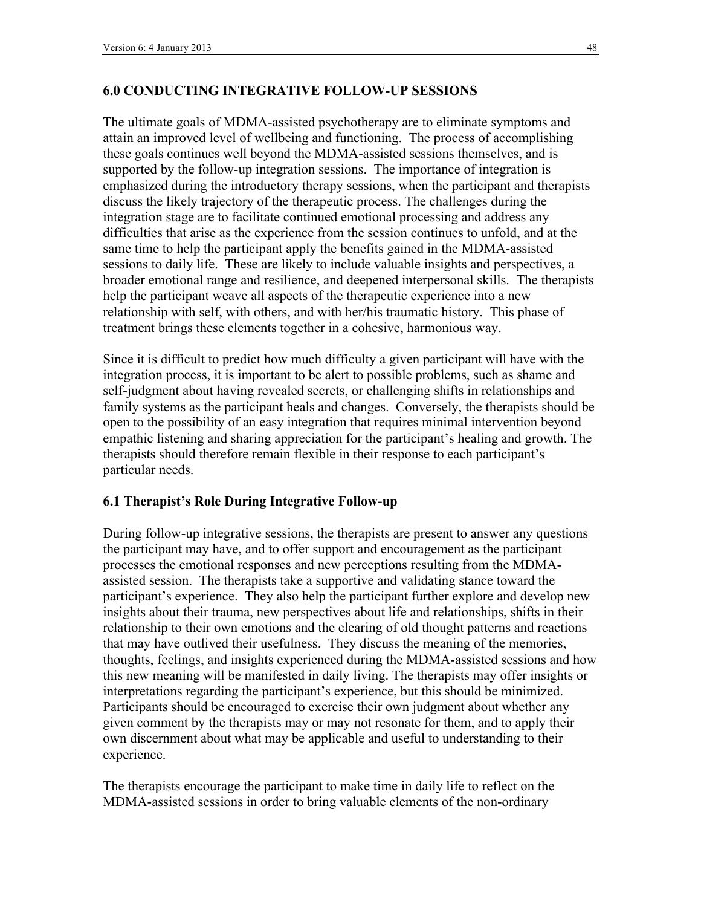## 6.0 CONDUCTING INTEGRATIVE FOLLOW-UP SESSIONS

The ultimate goals of MDMA-assisted psychotherapy are to eliminate symptoms and attain an improved level of wellbeing and functioning. The process of accomplishing these goals continues well beyond the MDMA-assisted sessions themselves, and is supported by the follow-up integration sessions. The importance of integration is emphasized during the introductory therapy sessions, when the participant and therapists discuss the likely trajectory of the therapeutic process. The challenges during the integration stage are to facilitate continued emotional processing and address any difficulties that arise as the experience from the session continues to unfold, and at the same time to help the participant apply the benefits gained in the MDMA-assisted sessions to daily life. These are likely to include valuable insights and perspectives, a broader emotional range and resilience, and deepened interpersonal skills. The therapists help the participant weave all aspects of the therapeutic experience into a new relationship with self, with others, and with her/his traumatic history. This phase of treatment brings these elements together in a cohesive, harmonious way.

Since it is difficult to predict how much difficulty a given participant will have with the integration process, it is important to be alert to possible problems, such as shame and self-judgment about having revealed secrets, or challenging shifts in relationships and family systems as the participant heals and changes. Conversely, the therapists should be open to the possibility of an easy integration that requires minimal intervention beyond empathic listening and sharing appreciation for the participant's healing and growth. The therapists should therefore remain flexible in their response to each participant's particular needs.

### 6.1 Therapist's Role During Integrative Follow-up

During follow-up integrative sessions, the therapists are present to answer any questions the participant may have, and to offer support and encouragement as the participant processes the emotional responses and new perceptions resulting from the MDMA-assisted session. The therapists take a supportive and validating stance toward the participant's experience. They also help the participant further explore and develop new insights about their trauma, new perspectives about life and relationships, shifts in their relationship to their own emotions and the clearing of old thought patterns and reactions that may have outlived their usefulness. They discuss the meaning of the memories, thoughts, feelings, and insights experienced during the MDMA-assisted sessions and how this new meaning will be manifested in daily living. The therapists may offer insights or interpretations regarding the participant's experience, but this should be minimized. Participants should be encouraged to exercise their own judgment about whether any given comment by the therapists may or may not resonate for them, and to apply their own discernment about what may be applicable and useful to understanding to their experience.

The therapists encourage the participant to make time in daily life to reflect on the MDMA-assisted sessions in order to bring valuable elements of the non-ordinary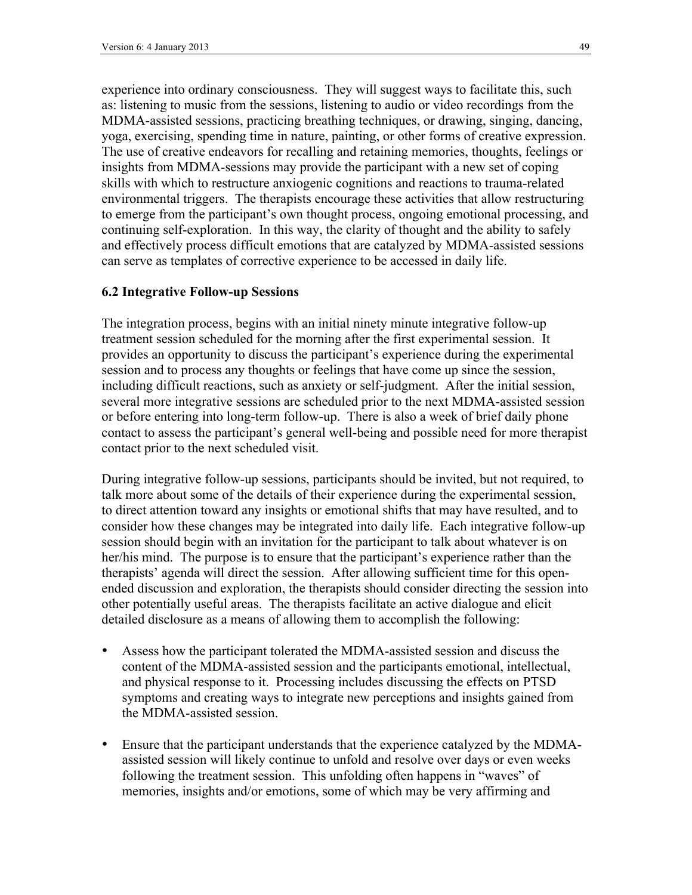experience into ordinary consciousness. They will suggest ways to facilitate this, such as: listening to music from the sessions, listening to audio or video recordings from the MDMA-assisted sessions, practicing breathing techniques, or drawing, singing, dancing, yoga, exercising, spending time in nature, painting, or other forms of creative expression. The use of creative endeavors for recalling and retaining memories, thoughts, feelings or insights from MDMA-sessions may provide the participant with a new set of coping skills with which to restructure anxiogenic cognitions and reactions to trauma-related environmental triggers. The therapists encourage these activities that allow restructuring to emerge from the participant's own thought process, ongoing emotional processing, and continuing self-exploration. In this way, the clarity of thought and the ability to safely and effectively process difficult emotions that are catalyzed by MDMA-assisted sessions can serve as templates of corrective experience to be accessed in daily life.

### 6.2 Integrative Follow-up Sessions

The integration process, begins with an initial ninety minute integrative follow-up treatment session scheduled for the morning after the first experimental session. It provides an opportunity to discuss the participant's experience during the experimental session and to process any thoughts or feelings that have come up since the session, including difficult reactions, such as anxiety or self-judgment. After the initial session, several more integrative sessions are scheduled prior to the next MDMA-assisted session or before entering into long-term follow-up. There is also a week of brief daily phone contact to assess the participant's general well-being and possible need for more therapist contact prior to the next scheduled visit.

During integrative follow-up sessions, participants should be invited, but not required, to talk more about some of the details of their experience during the experimental session, to direct attention toward any insights or emotional shifts that may have resulted, and to consider how these changes may be integrated into daily life. Each integrative follow-up session should begin with an invitation for the participant to talk about whatever is on her/his mind. The purpose is to ensure that the participant's experience rather than the therapists' agenda will direct the session. After allowing sufficient time for this open-ended discussion and exploration, the therapists should consider directing the session into other potentially useful areas. The therapists facilitate an active dialogue and elicit detailed disclosure as a means of allowing them to accomplish the following:

- Assess how the participant tolerated the MDMA-assisted session and discuss the content of the MDMA-assisted session and the participants emotional, intellectual, and physical response to it. Processing includes discussing the effects on PTSD symptoms and creating ways to integrate new perceptions and insights gained from the MDMA-assisted session.

- Ensure that the participant understands that the experience catalyzed by the MDMA-assisted session will likely continue to unfold and resolve over days or even weeks following the treatment session. This unfolding often happens in "waves" of memories, insights and/or emotions, some of which may be very affirming and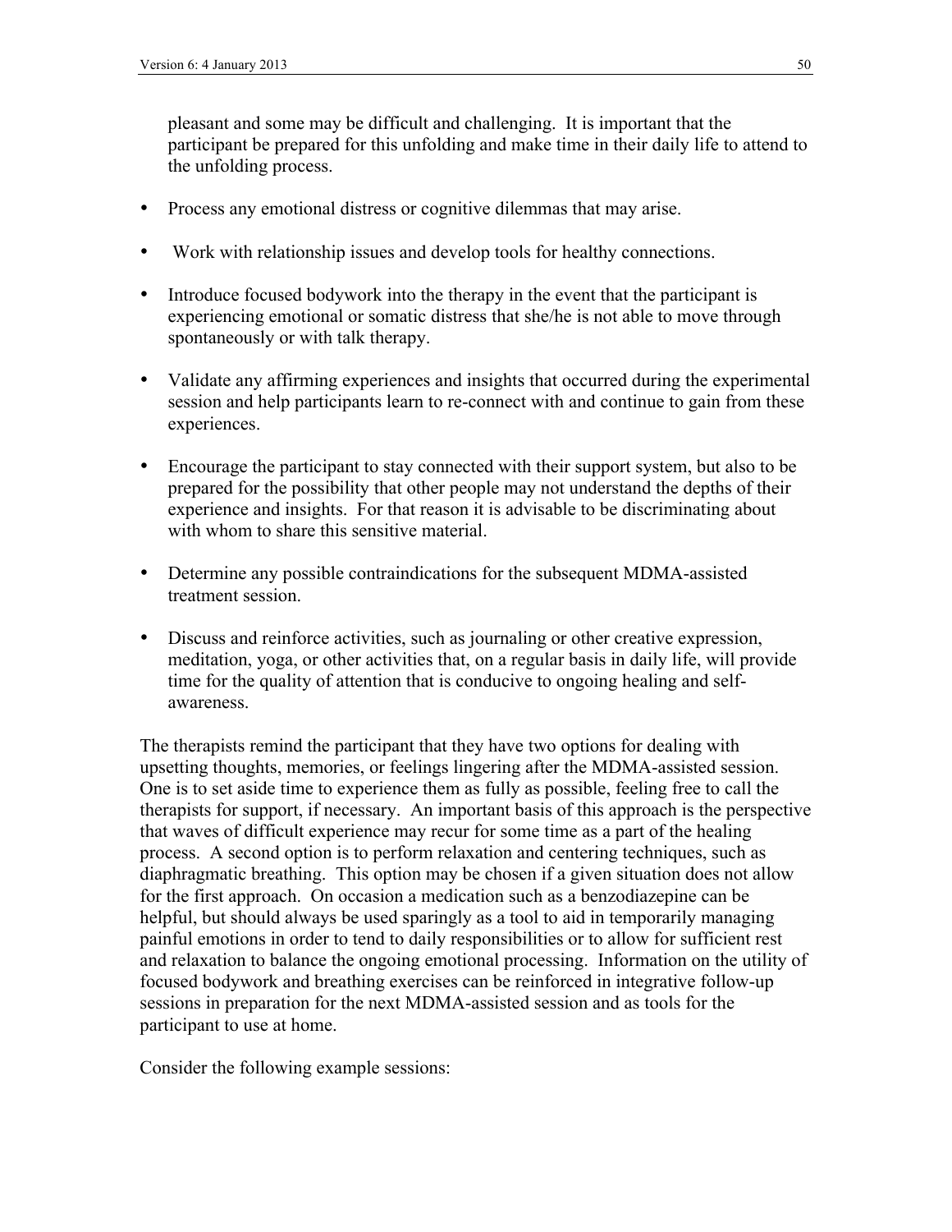pleasant and some may be difficult and challenging. It is important that the participant be prepared for this unfolding and make time in their daily life to attend to the unfolding process.

- Process any emotional distress or cognitive dilemmas that may arise.
- Work with relationship issues and develop tools for healthy connections.
- Introduce focused bodywork into the therapy in the event that the participant is experiencing emotional or somatic distress that she/he is not able to move through spontaneously or with talk therapy.
- Validate any affirming experiences and insights that occurred during the experimental session and help participants learn to re-connect with and continue to gain from these experiences.
- Encourage the participant to stay connected with their support system, but also to be prepared for the possibility that other people may not understand the depths of their experience and insights. For that reason it is advisable to be discriminating about with whom to share this sensitive material.
- Determine any possible contraindications for the subsequent MDMA-assisted treatment session.
- Discuss and reinforce activities, such as journaling or other creative expression, meditation, yoga, or other activities that, on a regular basis in daily life, will provide time for the quality of attention that is conducive to ongoing healing and self-awareness.

The therapists remind the participant that they have two options for dealing with upsetting thoughts, memories, or feelings lingering after the MDMA-assisted session. One is to set aside time to experience them as fully as possible, feeling free to call the therapists for support, if necessary. An important basis of this approach is the perspective that waves of difficult experience may recur for some time as a part of the healing process. A second option is to perform relaxation and centering techniques, such as diaphragmatic breathing. This option may be chosen if a given situation does not allow for the first approach. On occasion a medication such as a benzodiazepine can be helpful, but should always be used sparingly as a tool to aid in temporarily managing painful emotions in order to tend to daily responsibilities or to allow for sufficient rest and relaxation to balance the ongoing emotional processing. Information on the utility of focused bodywork and breathing exercises can be reinforced in integrative follow-up sessions in preparation for the next MDMA-assisted session and as tools for the participant to use at home.

Consider the following example sessions: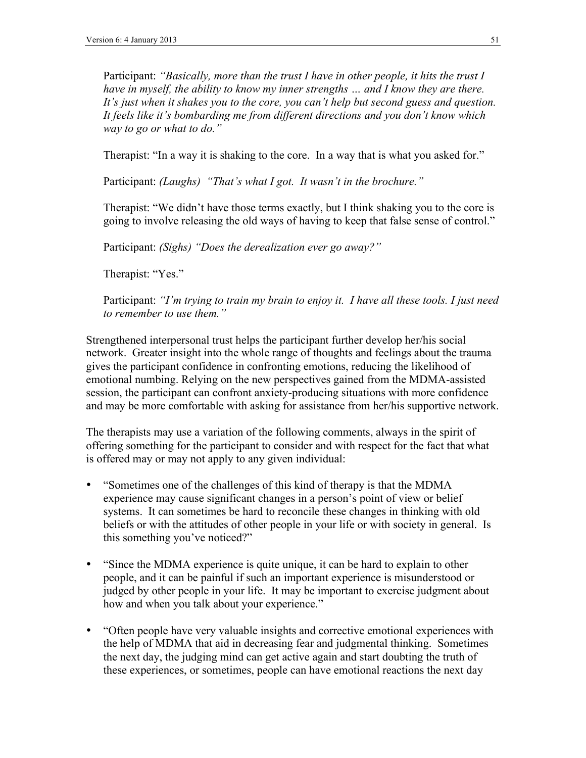Participant: *"Basically, more than the trust I have in other people, it hits the trust I have in myself, the ability to know my inner strengths … and I know they are there. It's just when it shakes you to the core, you can't help but second guess and question. It feels like it's bombarding me from different directions and you don't know which way to go or what to do."*

Therapist: "In a way it is shaking to the core. In a way that is what you asked for."

Participant: *(Laughs) "That's what I got. It wasn't in the brochure."*

Therapist: "We didn't have those terms exactly, but I think shaking you to the core is going to involve releasing the old ways of having to keep that false sense of control."

Participant: *(Sighs) "Does the derealization ever go away?"*

Therapist: "Yes."

Participant: *"I'm trying to train my brain to enjoy it. I have all these tools. I just need to remember to use them."*

Strengthened interpersonal trust helps the participant further develop her/his social network. Greater insight into the whole range of thoughts and feelings about the trauma gives the participant confidence in confronting emotions, reducing the likelihood of emotional numbing. Relying on the new perspectives gained from the MDMA-assisted session, the participant can confront anxiety-producing situations with more confidence and may be more comfortable with asking for assistance from her/his supportive network.

The therapists may use a variation of the following comments, always in the spirit of offering something for the participant to consider and with respect for the fact that what is offered may or may not apply to any given individual:

- "Sometimes one of the challenges of this kind of therapy is that the MDMA experience may cause significant changes in a person's point of view or belief systems. It can sometimes be hard to reconcile these changes in thinking with old beliefs or with the attitudes of other people in your life or with society in general. Is this something you've noticed?"
- "Since the MDMA experience is quite unique, it can be hard to explain to other people, and it can be painful if such an important experience is misunderstood or judged by other people in your life. It may be important to exercise judgment about how and when you talk about your experience."
- "Often people have very valuable insights and corrective emotional experiences with the help of MDMA that aid in decreasing fear and judgmental thinking. Sometimes the next day, the judging mind can get active again and start doubting the truth of these experiences, or sometimes, people can have emotional reactions the next day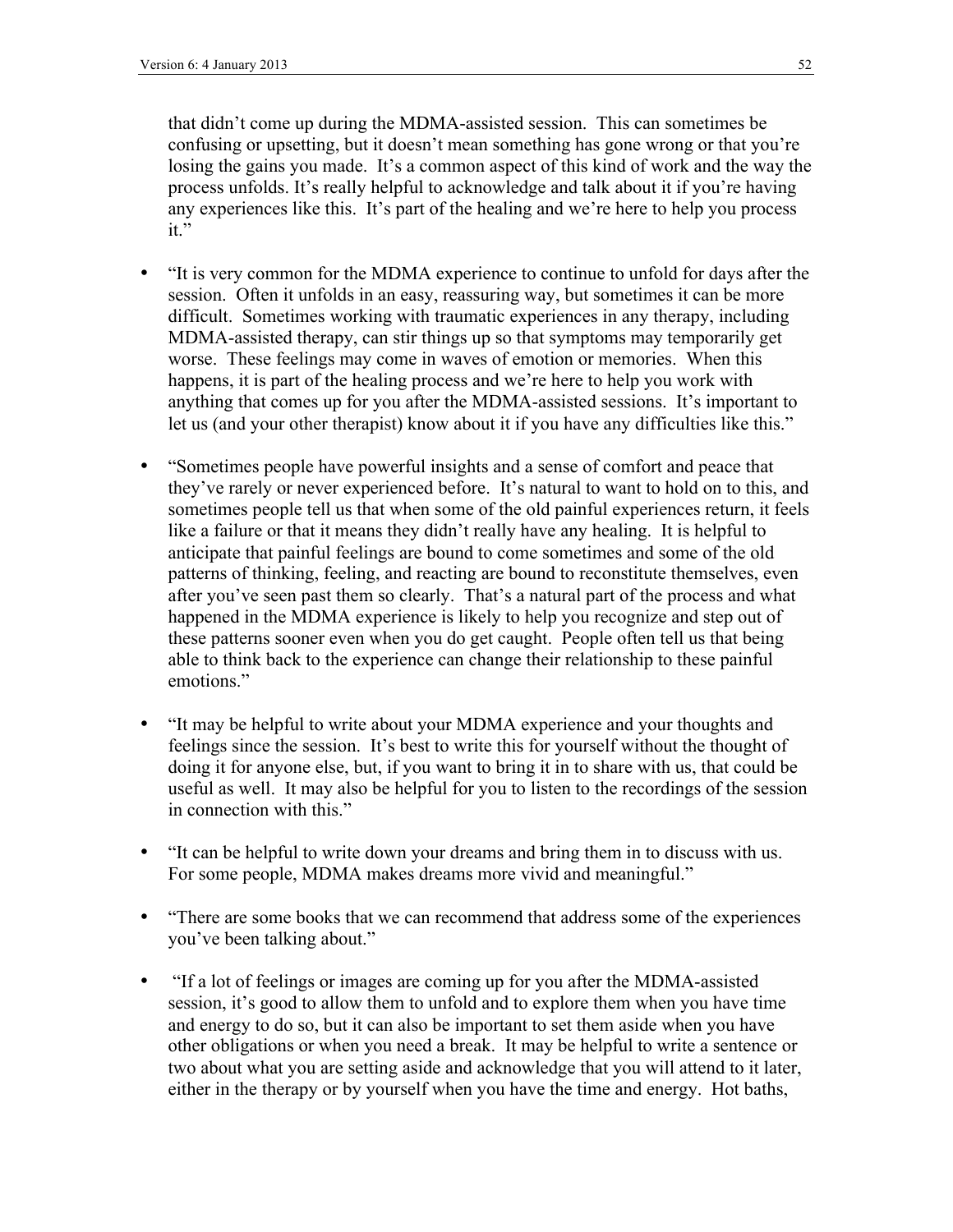that didn't come up during the MDMA-assisted session. This can sometimes be confusing or upsetting, but it doesn't mean something has gone wrong or that you're losing the gains you made. It's a common aspect of this kind of work and the way the process unfolds. It's really helpful to acknowledge and talk about it if you're having any experiences like this. It's part of the healing and we're here to help you process it."

- "It is very common for the MDMA experience to continue to unfold for days after the session. Often it unfolds in an easy, reassuring way, but sometimes it can be more difficult. Sometimes working with traumatic experiences in any therapy, including MDMA-assisted therapy, can stir things up so that symptoms may temporarily get worse. These feelings may come in waves of emotion or memories. When this happens, it is part of the healing process and we're here to help you work with anything that comes up for you after the MDMA-assisted sessions. It's important to let us (and your other therapist) know about it if you have any difficulties like this."

- "Sometimes people have powerful insights and a sense of comfort and peace that they've rarely or never experienced before. It's natural to want to hold on to this, and sometimes people tell us that when some of the old painful experiences return, it feels like a failure or that it means they didn't really have any healing. It is helpful to anticipate that painful feelings are bound to come sometimes and some of the old patterns of thinking, feeling, and reacting are bound to reconstitute themselves, even after you've seen past them so clearly. That's a natural part of the process and what happened in the MDMA experience is likely to help you recognize and step out of these patterns sooner even when you do get caught. People often tell us that being able to think back to the experience can change their relationship to these painful emotions."

- "It may be helpful to write about your MDMA experience and your thoughts and feelings since the session. It's best to write this for yourself without the thought of doing it for anyone else, but, if you want to bring it in to share with us, that could be useful as well. It may also be helpful for you to listen to the recordings of the session in connection with this."

- "It can be helpful to write down your dreams and bring them in to discuss with us. For some people, MDMA makes dreams more vivid and meaningful."

- "There are some books that we can recommend that address some of the experiences you've been talking about."

- "If a lot of feelings or images are coming up for you after the MDMA-assisted session, it's good to allow them to unfold and to explore them when you have time and energy to do so, but it can also be important to set them aside when you have other obligations or when you need a break. It may be helpful to write a sentence or two about what you are setting aside and acknowledge that you will attend to it later, either in the therapy or by yourself when you have the time and energy. Hot baths,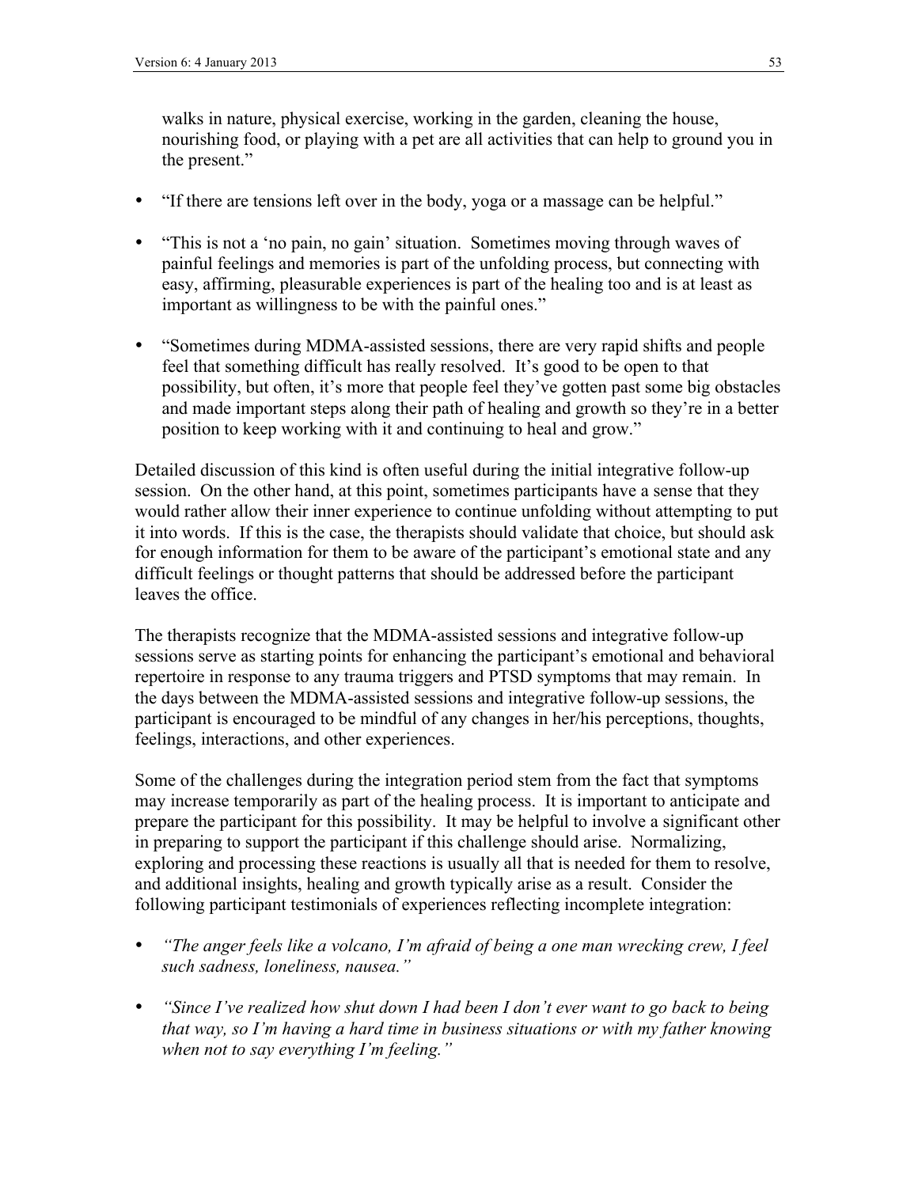walks in nature, physical exercise, working in the garden, cleaning the house, nourishing food, or playing with a pet are all activities that can help to ground you in the present."

- "If there are tensions left over in the body, yoga or a massage can be helpful."
- "This is not a 'no pain, no gain' situation. Sometimes moving through waves of painful feelings and memories is part of the unfolding process, but connecting with easy, affirming, pleasurable experiences is part of the healing too and is at least as important as willingness to be with the painful ones."
- "Sometimes during MDMA-assisted sessions, there are very rapid shifts and people feel that something difficult has really resolved. It's good to be open to that possibility, but often, it's more that people feel they've gotten past some big obstacles and made important steps along their path of healing and growth so they're in a better position to keep working with it and continuing to heal and grow."

Detailed discussion of this kind is often useful during the initial integrative follow-up session. On the other hand, at this point, sometimes participants have a sense that they would rather allow their inner experience to continue unfolding without attempting to put it into words. If this is the case, the therapists should validate that choice, but should ask for enough information for them to be aware of the participant's emotional state and any difficult feelings or thought patterns that should be addressed before the participant leaves the office.

The therapists recognize that the MDMA-assisted sessions and integrative follow-up sessions serve as starting points for enhancing the participant's emotional and behavioral repertoire in response to any trauma triggers and PTSD symptoms that may remain. In the days between the MDMA-assisted sessions and integrative follow-up sessions, the participant is encouraged to be mindful of any changes in her/his perceptions, thoughts, feelings, interactions, and other experiences.

Some of the challenges during the integration period stem from the fact that symptoms may increase temporarily as part of the healing process. It is important to anticipate and prepare the participant for this possibility. It may be helpful to involve a significant other in preparing to support the participant if this challenge should arise. Normalizing, exploring and processing these reactions is usually all that is needed for them to resolve, and additional insights, healing and growth typically arise as a result. Consider the following participant testimonials of experiences reflecting incomplete integration:

- *"The anger feels like a volcano, I'm afraid of being a one man wrecking crew, I feel such sadness, loneliness, nausea."*
- *"Since I've realized how shut down I had been I don't ever want to go back to being that way, so I'm having a hard time in business situations or with my father knowing when not to say everything I'm feeling."*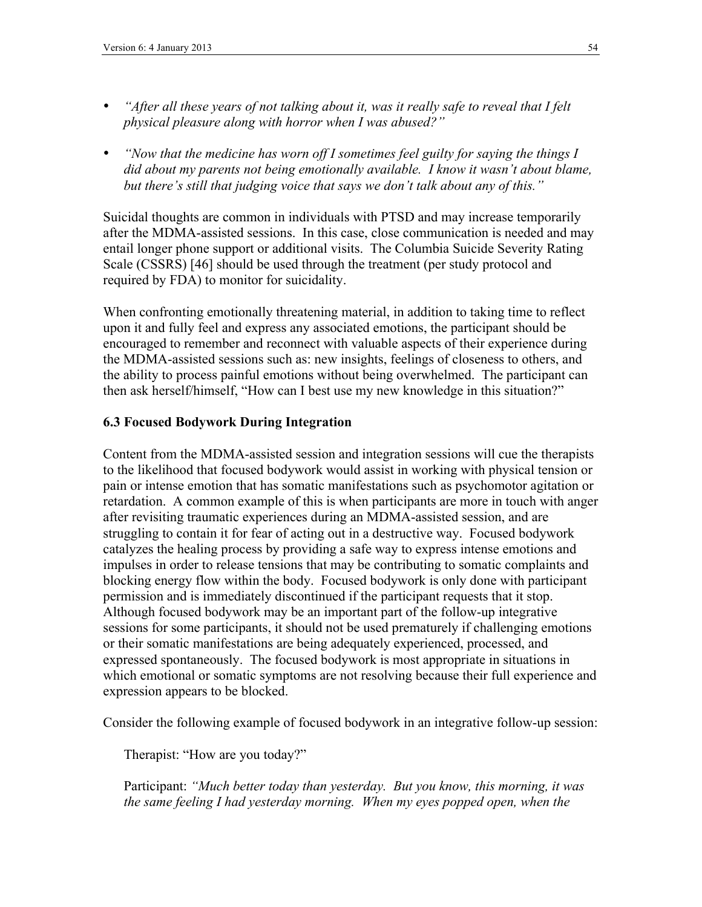- *"After all these years of not talking about it, was it really safe to reveal that I felt physical pleasure along with horror when I was abused?"*

- *"Now that the medicine has worn off I sometimes feel guilty for saying the things I did about my parents not being emotionally available. I know it wasn't about blame, but there's still that judging voice that says we don't talk about any of this."*

Suicidal thoughts are common in individuals with PTSD and may increase temporarily after the MDMA-assisted sessions. In this case, close communication is needed and may entail longer phone support or additional visits. The Columbia Suicide Severity Rating Scale (CSSRS) [46] should be used through the treatment (per study protocol and required by FDA) to monitor for suicidality.

When confronting emotionally threatening material, in addition to taking time to reflect upon it and fully feel and express any associated emotions, the participant should be encouraged to remember and reconnect with valuable aspects of their experience during the MDMA-assisted sessions such as: new insights, feelings of closeness to others, and the ability to process painful emotions without being overwhelmed. The participant can then ask herself/himself, "How can I best use my new knowledge in this situation?"

### 6.3 Focused Bodywork During Integration

Content from the MDMA-assisted session and integration sessions will cue the therapists to the likelihood that focused bodywork would assist in working with physical tension or pain or intense emotion that has somatic manifestations such as psychomotor agitation or retardation. A common example of this is when participants are more in touch with anger after revisiting traumatic experiences during an MDMA-assisted session, and are struggling to contain it for fear of acting out in a destructive way. Focused bodywork catalyzes the healing process by providing a safe way to express intense emotions and impulses in order to release tensions that may be contributing to somatic complaints and blocking energy flow within the body. Focused bodywork is only done with participant permission and is immediately discontinued if the participant requests that it stop. Although focused bodywork may be an important part of the follow-up integrative sessions for some participants, it should not be used prematurely if challenging emotions or their somatic manifestations are being adequately experienced, processed, and expressed spontaneously. The focused bodywork is most appropriate in situations in which emotional or somatic symptoms are not resolving because their full experience and expression appears to be blocked.

Consider the following example of focused bodywork in an integrative follow-up session:

> Therapist: "How are you today?"
>
> Participant: *"Much better today than yesterday. But you know, this morning, it was the same feeling I had yesterday morning. When my eyes popped open, when the*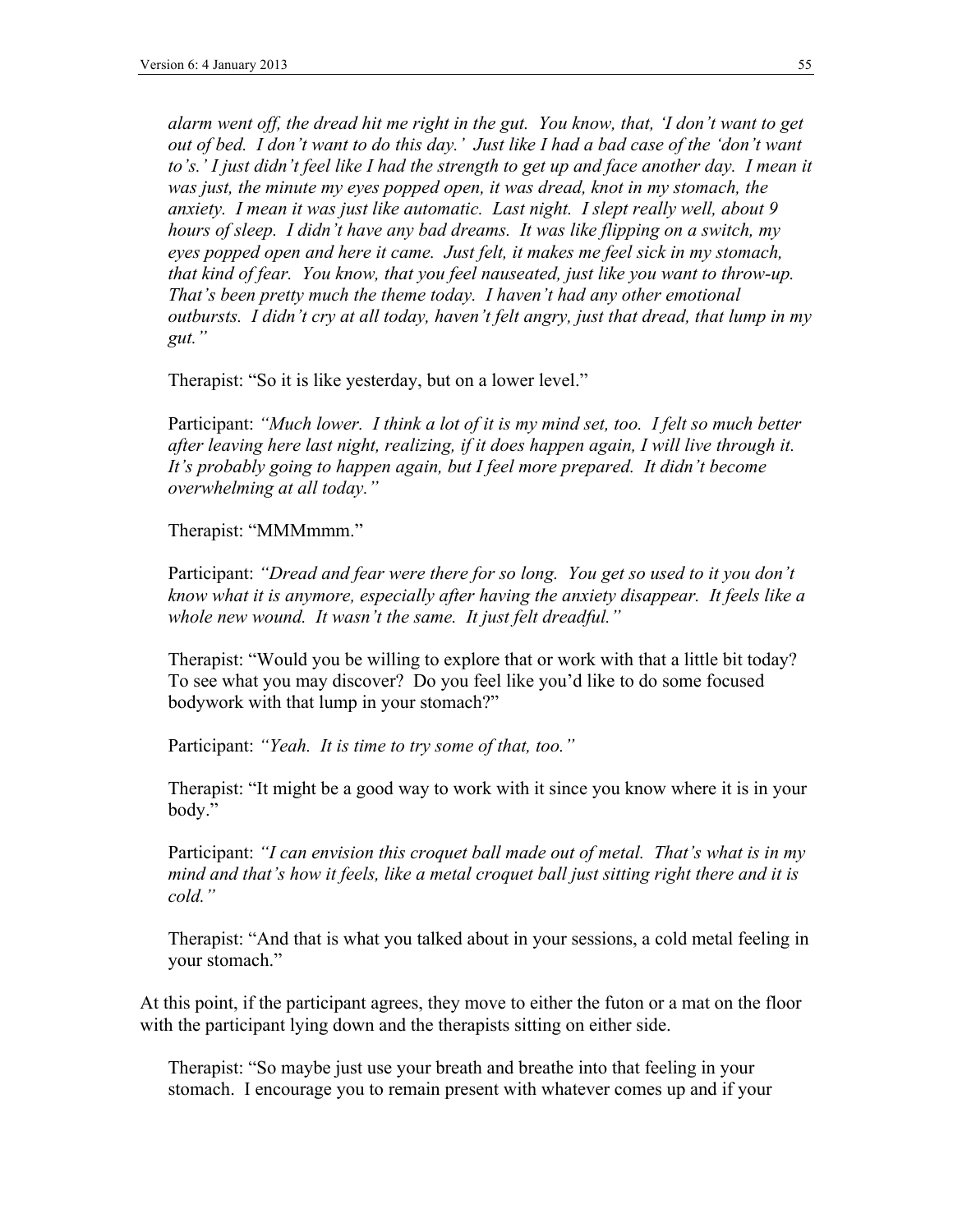*alarm went off, the dread hit me right in the gut. You know, that, 'I don't want to get out of bed. I don't want to do this day.' Just like I had a bad case of the 'don't want to's.' I just didn't feel like I had the strength to get up and face another day. I mean it was just, the minute my eyes popped open, it was dread, knot in my stomach, the anxiety. I mean it was just like automatic. Last night. I slept really well, about 9 hours of sleep. I didn't have any bad dreams. It was like flipping on a switch, my eyes popped open and here it came. Just felt, it makes me feel sick in my stomach, that kind of fear. You know, that you feel nauseated, just like you want to throw-up. That's been pretty much the theme today. I haven't had any other emotional outbursts. I didn't cry at all today, haven't felt angry, just that dread, that lump in my gut."*

> Therapist: "So it is like yesterday, but on a lower level."
>
> Participant: *"Much lower. I think a lot of it is my mind set, too. I felt so much better after leaving here last night, realizing, if it does happen again, I will live through it. It's probably going to happen again, but I feel more prepared. It didn't become overwhelming at all today."*
>
> Therapist: "MMMmmm."
>
> Participant: *"Dread and fear were there for so long. You get so used to it you don't know what it is anymore, especially after having the anxiety disappear. It feels like a whole new wound. It wasn't the same. It just felt dreadful."*
>
> Therapist: "Would you be willing to explore that or work with that a little bit today? To see what you may discover? Do you feel like you'd like to do some focused bodywork with that lump in your stomach?"
>
> Participant: *"Yeah. It is time to try some of that, too."*
>
> Therapist: "It might be a good way to work with it since you know where it is in your body."
>
> Participant: *"I can envision this croquet ball made out of metal. That's what is in my mind and that's how it feels, like a metal croquet ball just sitting right there and it is cold."*
>
> Therapist: "And that is what you talked about in your sessions, a cold metal feeling in your stomach."

At this point, if the participant agrees, they move to either the futon or a mat on the floor with the participant lying down and the therapists sitting on either side.

> Therapist: "So maybe just use your breath and breathe into that feeling in your stomach. I encourage you to remain present with whatever comes up and if your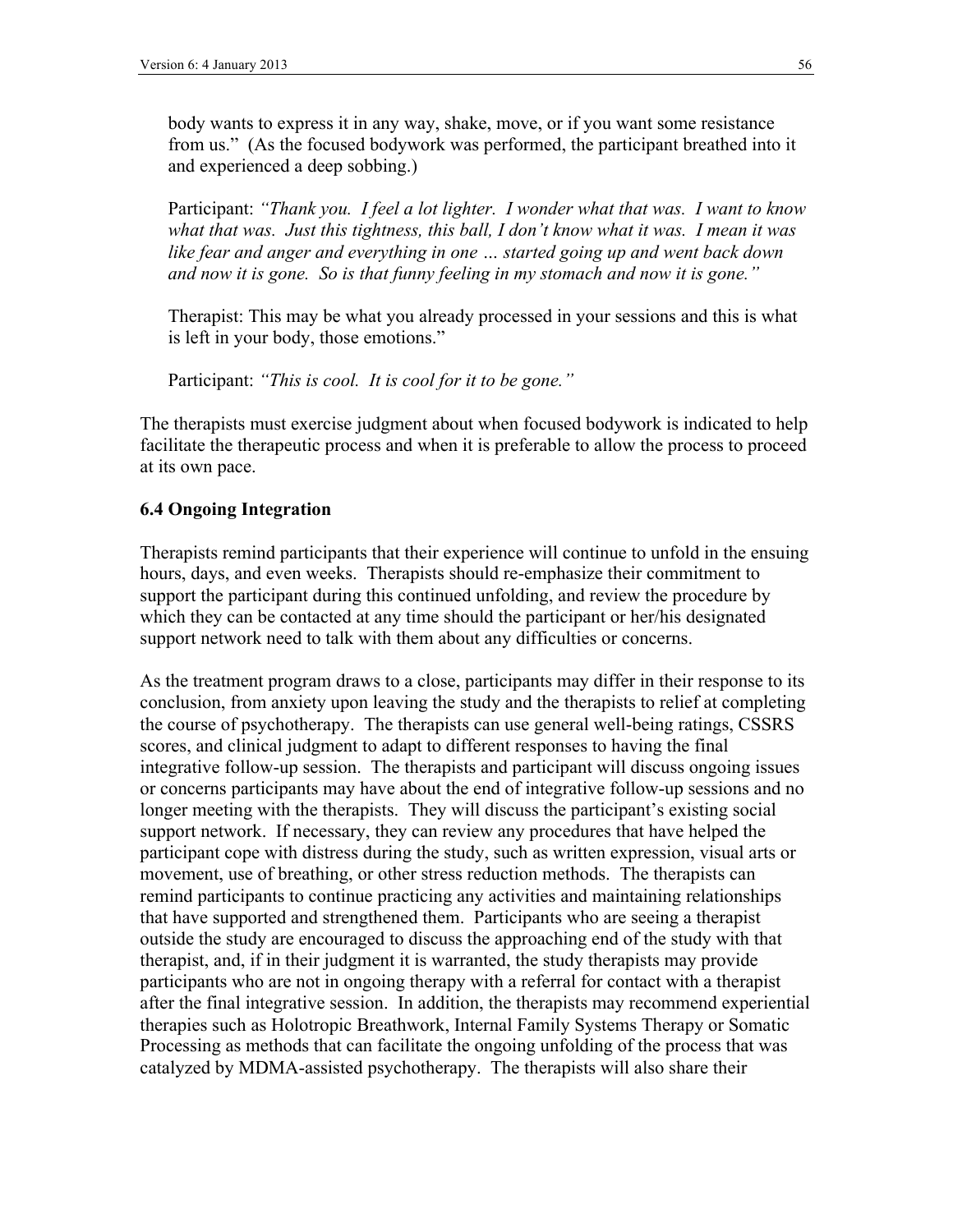body wants to express it in any way, shake, move, or if you want some resistance from us." (As the focused bodywork was performed, the participant breathed into it and experienced a deep sobbing.)

> Participant: *"Thank you. I feel a lot lighter. I wonder what that was. I want to know what that was. Just this tightness, this ball, I don't know what it was. I mean it was like fear and anger and everything in one … started going up and went back down and now it is gone. So is that funny feeling in my stomach and now it is gone."*
>
> Therapist: This may be what you already processed in your sessions and this is what is left in your body, those emotions."
>
> Participant: *"This is cool. It is cool for it to be gone."*

The therapists must exercise judgment about when focused bodywork is indicated to help facilitate the therapeutic process and when it is preferable to allow the process to proceed at its own pace.

### 6.4 Ongoing Integration

Therapists remind participants that their experience will continue to unfold in the ensuing hours, days, and even weeks. Therapists should re-emphasize their commitment to support the participant during this continued unfolding, and review the procedure by which they can be contacted at any time should the participant or her/his designated support network need to talk with them about any difficulties or concerns.

As the treatment program draws to a close, participants may differ in their response to its conclusion, from anxiety upon leaving the study and the therapists to relief at completing the course of psychotherapy. The therapists can use general well-being ratings, CSSRS scores, and clinical judgment to adapt to different responses to having the final integrative follow-up session. The therapists and participant will discuss ongoing issues or concerns participants may have about the end of integrative follow-up sessions and no longer meeting with the therapists. They will discuss the participant's existing social support network. If necessary, they can review any procedures that have helped the participant cope with distress during the study, such as written expression, visual arts or movement, use of breathing, or other stress reduction methods. The therapists can remind participants to continue practicing any activities and maintaining relationships that have supported and strengthened them. Participants who are seeing a therapist outside the study are encouraged to discuss the approaching end of the study with that therapist, and, if in their judgment it is warranted, the study therapists may provide participants who are not in ongoing therapy with a referral for contact with a therapist after the final integrative session. In addition, the therapists may recommend experiential therapies such as Holotropic Breathwork, Internal Family Systems Therapy or Somatic Processing as methods that can facilitate the ongoing unfolding of the process that was catalyzed by MDMA-assisted psychotherapy. The therapists will also share their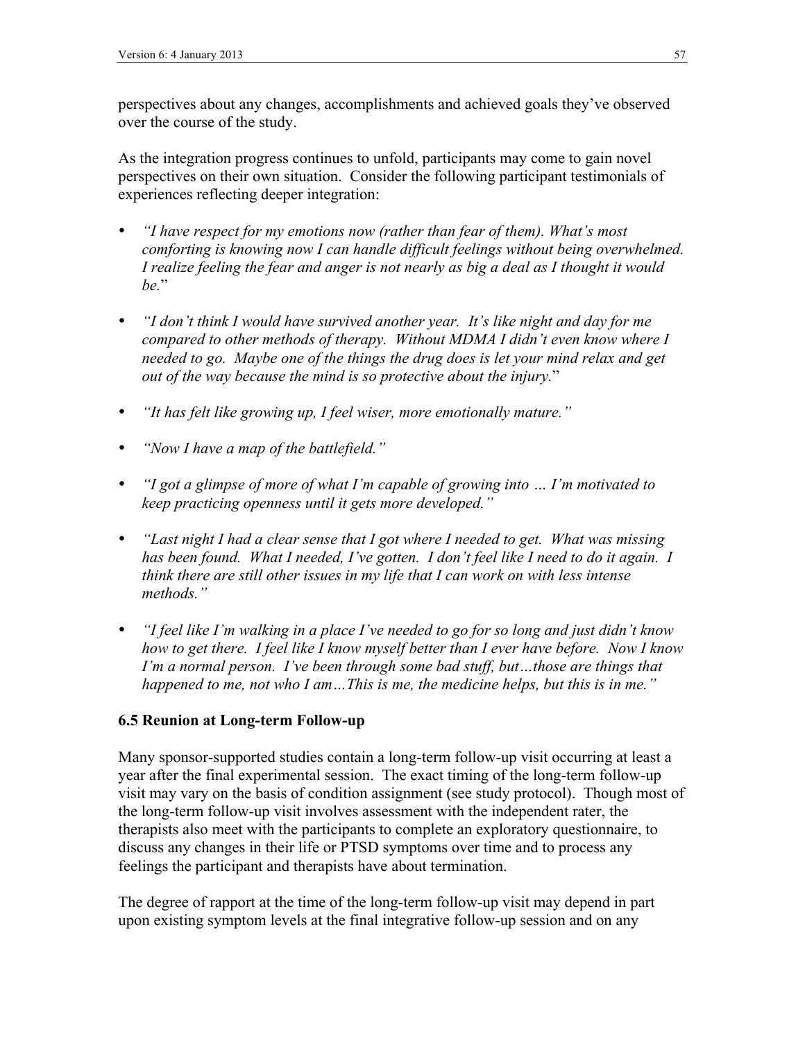perspectives about any changes, accomplishments and achieved goals they've observed over the course of the study.

As the integration progress continues to unfold, participants may come to gain novel perspectives on their own situation. Consider the following participant testimonials of experiences reflecting deeper integration:

- *"I have respect for my emotions now (rather than fear of them). What's most comforting is knowing now I can handle difficult feelings without being overwhelmed. I realize feeling the fear and anger is not nearly as big a deal as I thought it would be.*"
- *"I don't think I would have survived another year. It's like night and day for me compared to other methods of therapy. Without MDMA I didn't even know where I needed to go. Maybe one of the things the drug does is let your mind relax and get out of the way because the mind is so protective about the injury.*"
- *"It has felt like growing up, I feel wiser, more emotionally mature."*
- *"Now I have a map of the battlefield."*
- *"I got a glimpse of more of what I'm capable of growing into … I'm motivated to keep practicing openness until it gets more developed."*
- *"Last night I had a clear sense that I got where I needed to get. What was missing has been found. What I needed, I've gotten. I don't feel like I need to do it again. I think there are still other issues in my life that I can work on with less intense methods."*
- *"I feel like I'm walking in a place I've needed to go for so long and just didn't know how to get there. I feel like I know myself better than I ever have before. Now I know I'm a normal person. I've been through some bad stuff, but…those are things that happened to me, not who I am…This is me, the medicine helps, but this is in me."*

### 6.5 Reunion at Long-term Follow-up

Many sponsor-supported studies contain a long-term follow-up visit occurring at least a year after the final experimental session. The exact timing of the long-term follow-up visit may vary on the basis of condition assignment (see study protocol). Though most of the long-term follow-up visit involves assessment with the independent rater, the therapists also meet with the participants to complete an exploratory questionnaire, to discuss any changes in their life or PTSD symptoms over time and to process any feelings the participant and therapists have about termination.

The degree of rapport at the time of the long-term follow-up visit may depend in part upon existing symptom levels at the final integrative follow-up session and on any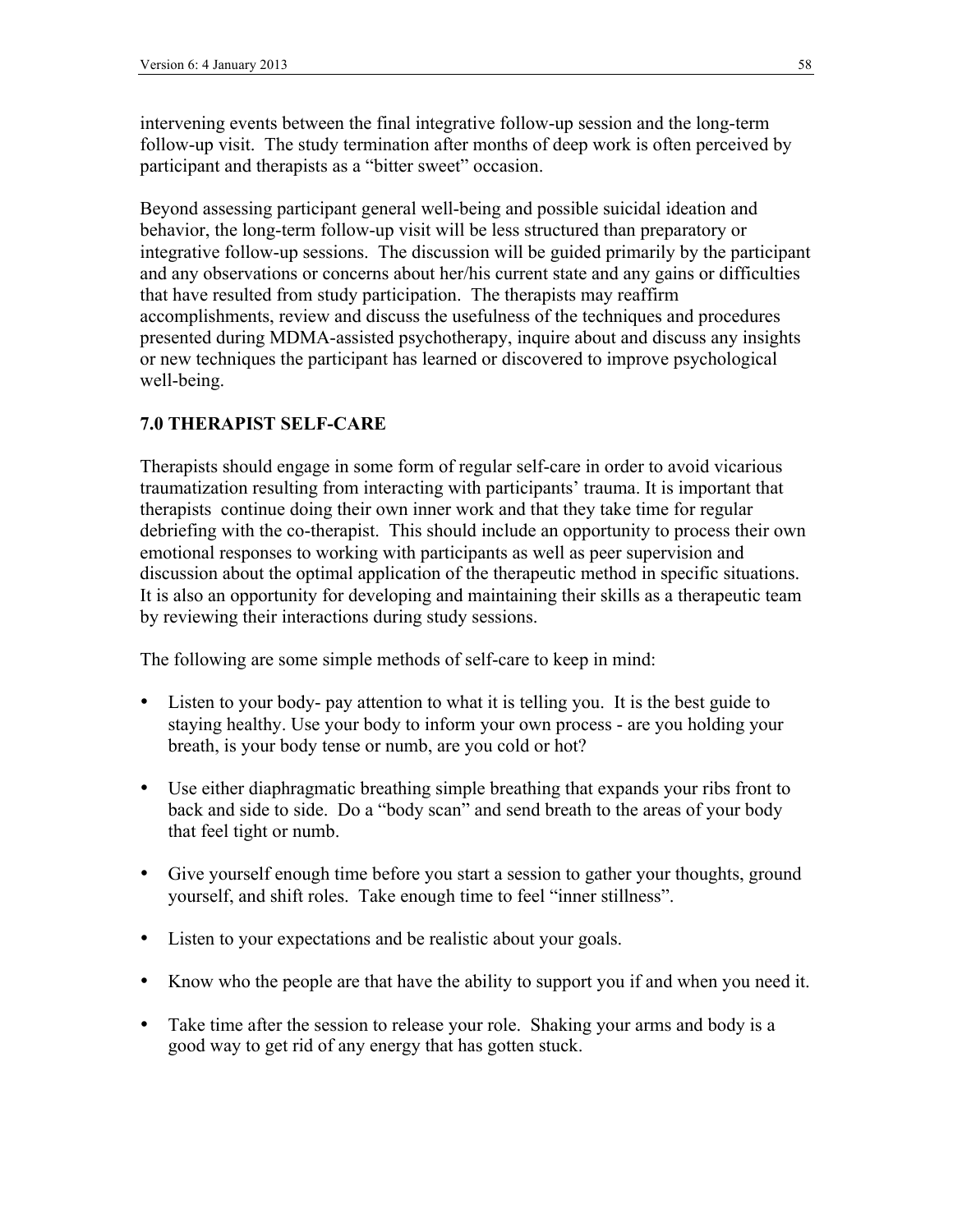intervening events between the final integrative follow-up session and the long-term follow-up visit. The study termination after months of deep work is often perceived by participant and therapists as a "bitter sweet" occasion.

Beyond assessing participant general well-being and possible suicidal ideation and behavior, the long-term follow-up visit will be less structured than preparatory or integrative follow-up sessions. The discussion will be guided primarily by the participant and any observations or concerns about her/his current state and any gains or difficulties that have resulted from study participation. The therapists may reaffirm accomplishments, review and discuss the usefulness of the techniques and procedures presented during MDMA-assisted psychotherapy, inquire about and discuss any insights or new techniques the participant has learned or discovered to improve psychological well-being.

## 7.0 THERAPIST SELF-CARE

Therapists should engage in some form of regular self-care in order to avoid vicarious traumatization resulting from interacting with participants' trauma. It is important that therapists continue doing their own inner work and that they take time for regular debriefing with the co-therapist. This should include an opportunity to process their own emotional responses to working with participants as well as peer supervision and discussion about the optimal application of the therapeutic method in specific situations. It is also an opportunity for developing and maintaining their skills as a therapeutic team by reviewing their interactions during study sessions.

The following are some simple methods of self-care to keep in mind:

- Listen to your body- pay attention to what it is telling you. It is the best guide to staying healthy. Use your body to inform your own process - are you holding your breath, is your body tense or numb, are you cold or hot?
- Use either diaphragmatic breathing simple breathing that expands your ribs front to back and side to side. Do a "body scan" and send breath to the areas of your body that feel tight or numb.
- Give yourself enough time before you start a session to gather your thoughts, ground yourself, and shift roles. Take enough time to feel "inner stillness".
- Listen to your expectations and be realistic about your goals.
- Know who the people are that have the ability to support you if and when you need it.
- Take time after the session to release your role. Shaking your arms and body is a good way to get rid of any energy that has gotten stuck.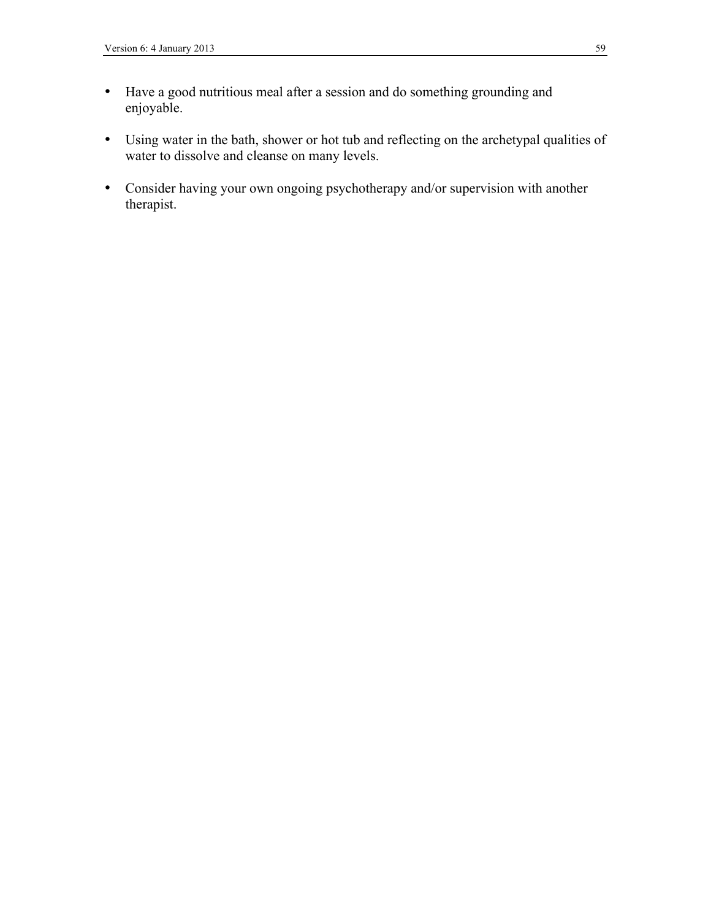- Have a good nutritious meal after a session and do something grounding and enjoyable.

- Using water in the bath, shower or hot tub and reflecting on the archetypal qualities of water to dissolve and cleanse on many levels.

- Consider having your own ongoing psychotherapy and/or supervision with another therapist.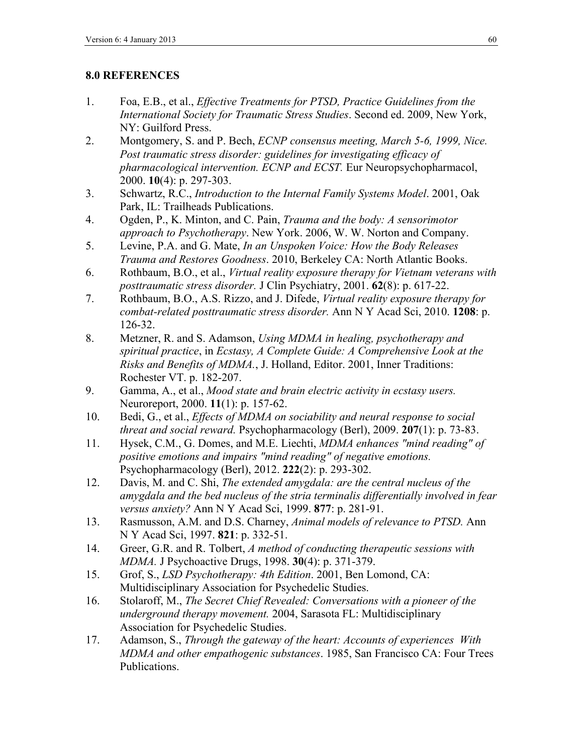## 8.0 REFERENCES

1. Foa, E.B., et al., *Effective Treatments for PTSD, Practice Guidelines from the International Society for Traumatic Stress Studies*. Second ed. 2009, New York, NY: Guilford Press.
2. Montgomery, S. and P. Bech, *ECNP consensus meeting, March 5-6, 1999, Nice. Post traumatic stress disorder: guidelines for investigating efficacy of pharmacological intervention. ECNP and ECST.* Eur Neuropsychopharmacol, 2000. **10**(4): p. 297-303.
3. Schwartz, R.C., *Introduction to the Internal Family Systems Model*. 2001, Oak Park, IL: Trailheads Publications.
4. Ogden, P., K. Minton, and C. Pain, *Trauma and the body: A sensorimotor approach to Psychotherapy*. New York. 2006, W. W. Norton and Company.
5. Levine, P.A. and G. Mate, *In an Unspoken Voice: How the Body Releases Trauma and Restores Goodness*. 2010, Berkeley CA: North Atlantic Books.
6. Rothbaum, B.O., et al., *Virtual reality exposure therapy for Vietnam veterans with posttraumatic stress disorder.* J Clin Psychiatry, 2001. **62**(8): p. 617-22.
7. Rothbaum, B.O., A.S. Rizzo, and J. Difede, *Virtual reality exposure therapy for combat-related posttraumatic stress disorder.* Ann N Y Acad Sci, 2010. **1208**: p. 126-32.
8. Metzner, R. and S. Adamson, *Using MDMA in healing, psychotherapy and spiritual practice*, in *Ecstasy, A Complete Guide: A Comprehensive Look at the Risks and Benefits of MDMA.*, J. Holland, Editor. 2001, Inner Traditions: Rochester VT. p. 182-207.
9. Gamma, A., et al., *Mood state and brain electric activity in ecstasy users.* Neuroreport, 2000. **11**(1): p. 157-62.
10. Bedi, G., et al., *Effects of MDMA on sociability and neural response to social threat and social reward.* Psychopharmacology (Berl), 2009. **207**(1): p. 73-83.
11. Hysek, C.M., G. Domes, and M.E. Liechti, *MDMA enhances "mind reading" of positive emotions and impairs "mind reading" of negative emotions.* Psychopharmacology (Berl), 2012. **222**(2): p. 293-302.
12. Davis, M. and C. Shi, *The extended amygdala: are the central nucleus of the amygdala and the bed nucleus of the stria terminalis differentially involved in fear versus anxiety?* Ann N Y Acad Sci, 1999. **877**: p. 281-91.
13. Rasmusson, A.M. and D.S. Charney, *Animal models of relevance to PTSD.* Ann N Y Acad Sci, 1997. **821**: p. 332-51.
14. Greer, G.R. and R. Tolbert, *A method of conducting therapeutic sessions with MDMA.* J Psychoactive Drugs, 1998. **30**(4): p. 371-379.
15. Grof, S., *LSD Psychotherapy: 4th Edition*. 2001, Ben Lomond, CA: Multidisciplinary Association for Psychedelic Studies.
16. Stolaroff, M., *The Secret Chief Revealed: Conversations with a pioneer of the underground therapy movement.* 2004, Sarasota FL: Multidisciplinary Association for Psychedelic Studies.
17. Adamson, S., *Through the gateway of the heart: Accounts of experiences With MDMA and other empathogenic substances*. 1985, San Francisco CA: Four Trees Publications.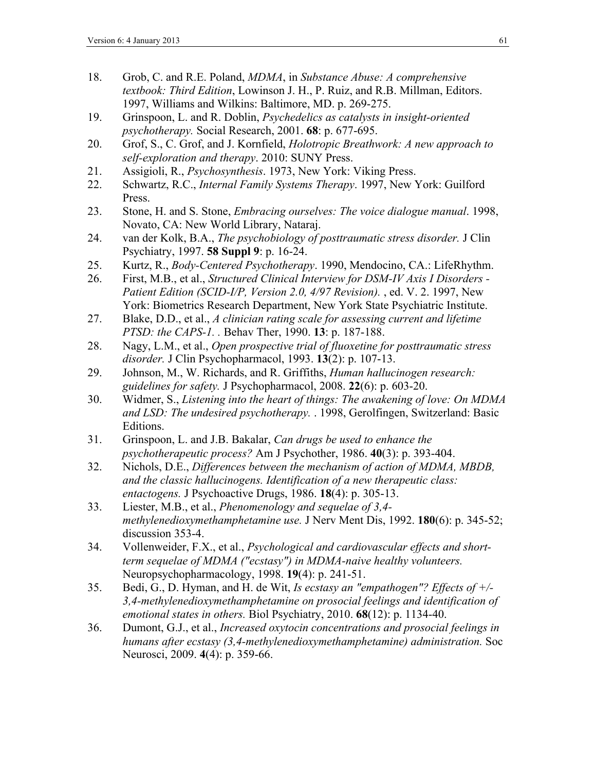18. Grob, C. and R.E. Poland, *MDMA*, in *Substance Abuse: A comprehensive textbook: Third Edition*, Lowinson J. H., P. Ruiz, and R.B. Millman, Editors. 1997, Williams and Wilkins: Baltimore, MD. p. 269-275.
19. Grinspoon, L. and R. Doblin, *Psychedelics as catalysts in insight-oriented psychotherapy.* Social Research, 2001. **68**: p. 677-695.
20. Grof, S., C. Grof, and J. Kornfield, *Holotropic Breathwork: A new approach to self-exploration and therapy*. 2010: SUNY Press.
21. Assigioli, R., *Psychosynthesis*. 1973, New York: Viking Press.
22. Schwartz, R.C., *Internal Family Systems Therapy*. 1997, New York: Guilford Press.
23. Stone, H. and S. Stone, *Embracing ourselves: The voice dialogue manual*. 1998, Novato, CA: New World Library, Nataraj.
24. van der Kolk, B.A., *The psychobiology of posttraumatic stress disorder.* J Clin Psychiatry, 1997. **58 Suppl 9**: p. 16-24.
25. Kurtz, R., *Body-Centered Psychotherapy*. 1990, Mendocino, CA.: LifeRhythm.
26. First, M.B., et al., *Structured Clinical Interview for DSM-IV Axis I Disorders - Patient Edition (SCID-I/P, Version 2.0, 4/97 Revision).* , ed. V. 2. 1997, New York: Biometrics Research Department, New York State Psychiatric Institute.
27. Blake, D.D., et al., *A clinician rating scale for assessing current and lifetime PTSD: the CAPS-1.* . Behav Ther, 1990. **13**: p. 187-188.
28. Nagy, L.M., et al., *Open prospective trial of fluoxetine for posttraumatic stress disorder.* J Clin Psychopharmacol, 1993. **13**(2): p. 107-13.
29. Johnson, M., W. Richards, and R. Griffiths, *Human hallucinogen research: guidelines for safety.* J Psychopharmacol, 2008. **22**(6): p. 603-20.
30. Widmer, S., *Listening into the heart of things: The awakening of love: On MDMA and LSD: The undesired psychotherapy.* . 1998, Gerolfingen, Switzerland: Basic Editions.
31. Grinspoon, L. and J.B. Bakalar, *Can drugs be used to enhance the psychotherapeutic process?* Am J Psychother, 1986. **40**(3): p. 393-404.
32. Nichols, D.E., *Differences between the mechanism of action of MDMA, MBDB, and the classic hallucinogens. Identification of a new therapeutic class: entactogens.* J Psychoactive Drugs, 1986. **18**(4): p. 305-13.
33. Liester, M.B., et al., *Phenomenology and sequelae of 3,4-methylenedioxymethamphetamine use.* J Nerv Ment Dis, 1992. **180**(6): p. 345-52; discussion 353-4.
34. Vollenweider, F.X., et al., *Psychological and cardiovascular effects and short-term sequelae of MDMA ("ecstasy") in MDMA-naive healthy volunteers.* Neuropsychopharmacology, 1998. **19**(4): p. 241-51.
35. Bedi, G., D. Hyman, and H. de Wit, *Is ecstasy an "empathogen"? Effects of +/- 3,4-methylenedioxymethamphetamine on prosocial feelings and identification of emotional states in others.* Biol Psychiatry, 2010. **68**(12): p. 1134-40.
36. Dumont, G.J., et al., *Increased oxytocin concentrations and prosocial feelings in humans after ecstasy (3,4-methylenedioxymethamphetamine) administration.* Soc Neurosci, 2009. **4**(4): p. 359-66.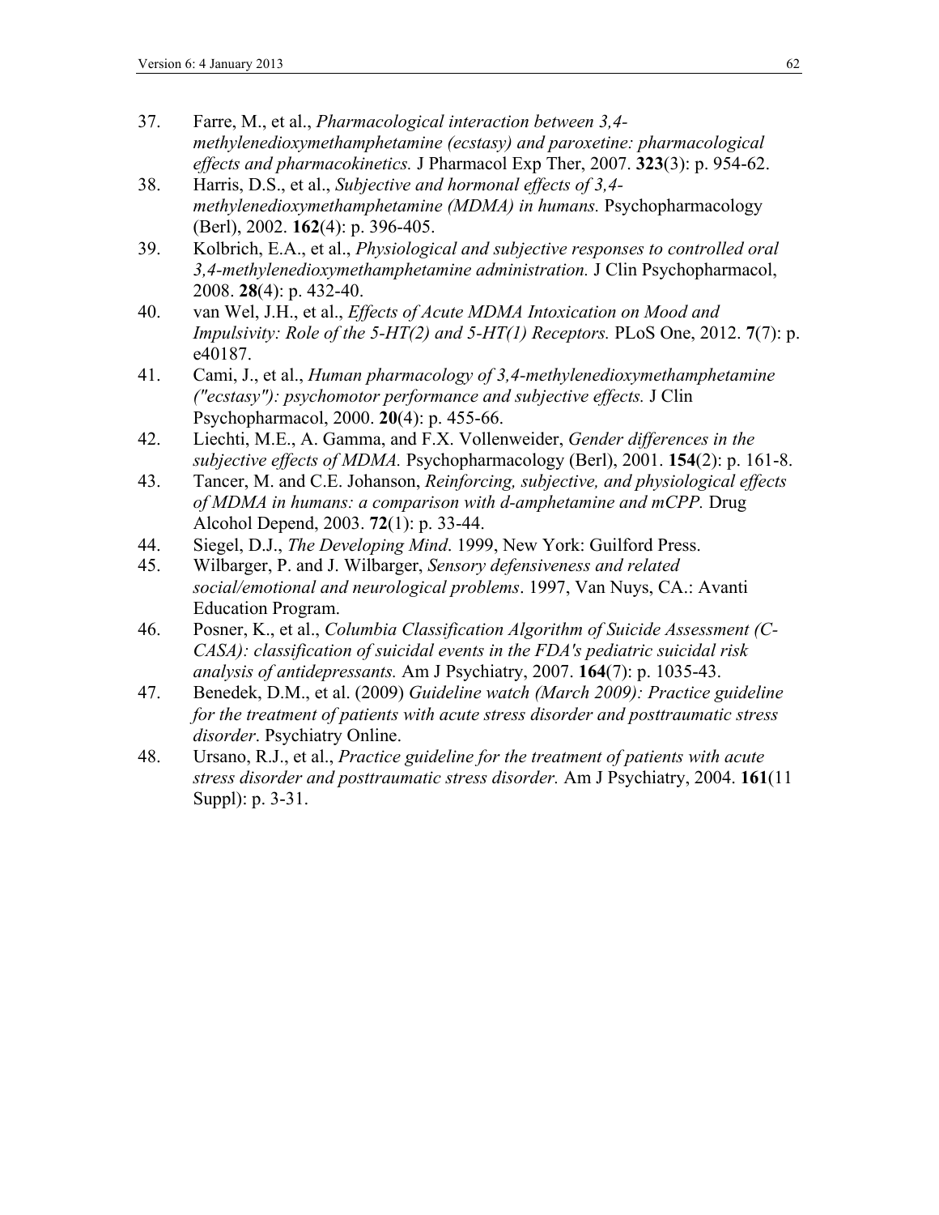37. Farre, M., et al., *Pharmacological interaction between 3,4-methylenedioxymethamphetamine (ecstasy) and paroxetine: pharmacological effects and pharmacokinetics.* J Pharmacol Exp Ther, 2007. **323**(3): p. 954-62.
38. Harris, D.S., et al., *Subjective and hormonal effects of 3,4-methylenedioxymethamphetamine (MDMA) in humans.* Psychopharmacology (Berl), 2002. **162**(4): p. 396-405.
39. Kolbrich, E.A., et al., *Physiological and subjective responses to controlled oral 3,4-methylenedioxymethamphetamine administration.* J Clin Psychopharmacol, 2008. **28**(4): p. 432-40.
40. van Wel, J.H., et al., *Effects of Acute MDMA Intoxication on Mood and Impulsivity: Role of the 5-HT(2) and 5-HT(1) Receptors.* PLoS One, 2012. **7**(7): p. e40187.
41. Cami, J., et al., *Human pharmacology of 3,4-methylenedioxymethamphetamine ("ecstasy"): psychomotor performance and subjective effects.* J Clin Psychopharmacol, 2000. **20**(4): p. 455-66.
42. Liechti, M.E., A. Gamma, and F.X. Vollenweider, *Gender differences in the subjective effects of MDMA.* Psychopharmacology (Berl), 2001. **154**(2): p. 161-8.
43. Tancer, M. and C.E. Johanson, *Reinforcing, subjective, and physiological effects of MDMA in humans: a comparison with d-amphetamine and mCPP.* Drug Alcohol Depend, 2003. **72**(1): p. 33-44.
44. Siegel, D.J., *The Developing Mind*. 1999, New York: Guilford Press.
45. Wilbarger, P. and J. Wilbarger, *Sensory defensiveness and related social/emotional and neurological problems*. 1997, Van Nuys, CA.: Avanti Education Program.
46. Posner, K., et al., *Columbia Classification Algorithm of Suicide Assessment (C-CASA): classification of suicidal events in the FDA's pediatric suicidal risk analysis of antidepressants.* Am J Psychiatry, 2007. **164**(7): p. 1035-43.
47. Benedek, D.M., et al. (2009) *Guideline watch (March 2009): Practice guideline for the treatment of patients with acute stress disorder and posttraumatic stress disorder*. Psychiatry Online.
48. Ursano, R.J., et al., *Practice guideline for the treatment of patients with acute stress disorder and posttraumatic stress disorder.* Am J Psychiatry, 2004. **161**(11 Suppl): p. 3-31.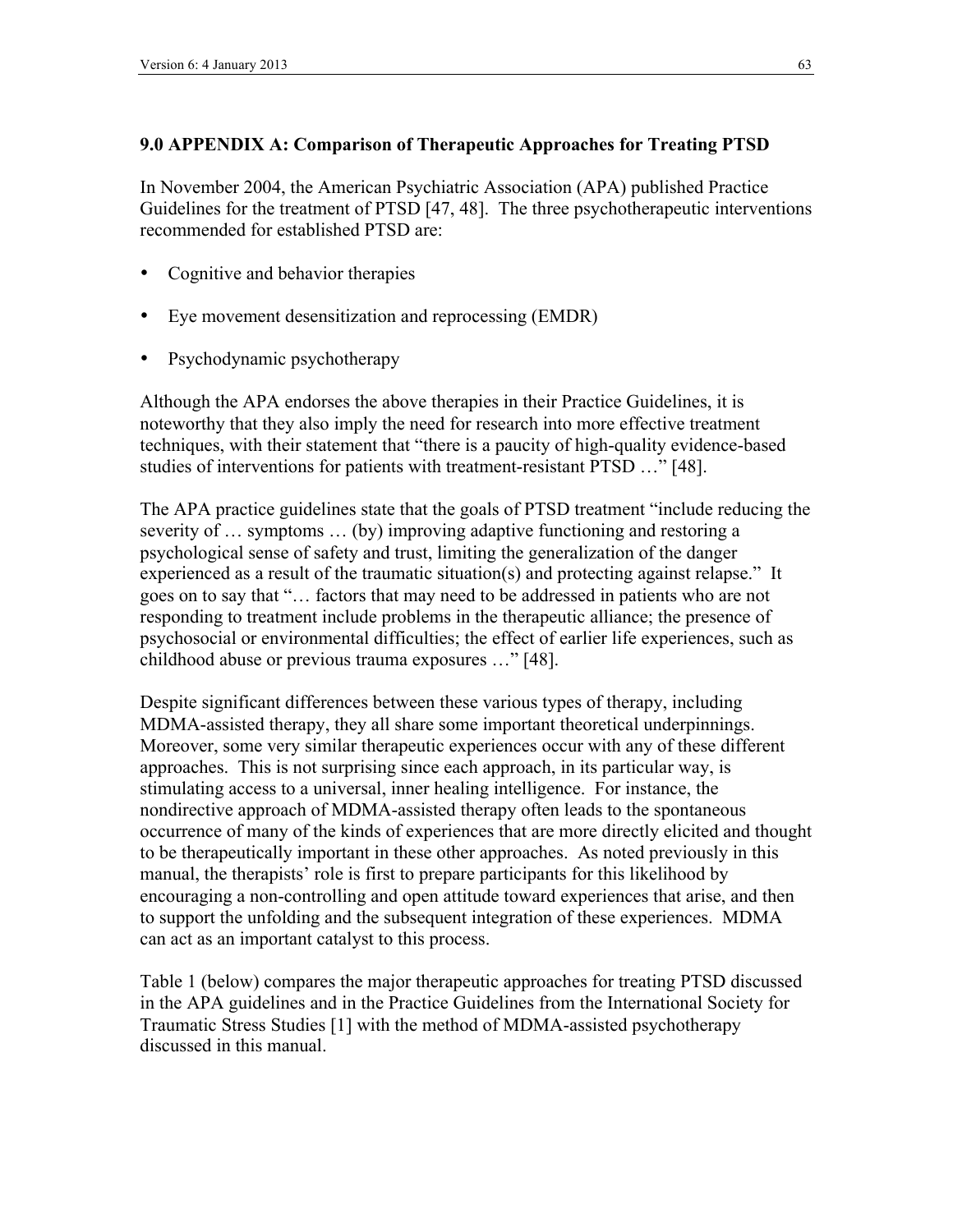## 9.0 APPENDIX A: Comparison of Therapeutic Approaches for Treating PTSD

In November 2004, the American Psychiatric Association (APA) published Practice Guidelines for the treatment of PTSD [47, 48]. The three psychotherapeutic interventions recommended for established PTSD are:

- Cognitive and behavior therapies
- Eye movement desensitization and reprocessing (EMDR)
- Psychodynamic psychotherapy

Although the APA endorses the above therapies in their Practice Guidelines, it is noteworthy that they also imply the need for research into more effective treatment techniques, with their statement that "there is a paucity of high-quality evidence-based studies of interventions for patients with treatment-resistant PTSD …" [48].

The APA practice guidelines state that the goals of PTSD treatment "include reducing the severity of … symptoms … (by) improving adaptive functioning and restoring a psychological sense of safety and trust, limiting the generalization of the danger experienced as a result of the traumatic situation(s) and protecting against relapse." It goes on to say that "… factors that may need to be addressed in patients who are not responding to treatment include problems in the therapeutic alliance; the presence of psychosocial or environmental difficulties; the effect of earlier life experiences, such as childhood abuse or previous trauma exposures …" [48].

Despite significant differences between these various types of therapy, including MDMA-assisted therapy, they all share some important theoretical underpinnings. Moreover, some very similar therapeutic experiences occur with any of these different approaches. This is not surprising since each approach, in its particular way, is stimulating access to a universal, inner healing intelligence. For instance, the nondirective approach of MDMA-assisted therapy often leads to the spontaneous occurrence of many of the kinds of experiences that are more directly elicited and thought to be therapeutically important in these other approaches. As noted previously in this manual, the therapists' role is first to prepare participants for this likelihood by encouraging a non-controlling and open attitude toward experiences that arise, and then to support the unfolding and the subsequent integration of these experiences. MDMA can act as an important catalyst to this process.

Table 1 (below) compares the major therapeutic approaches for treating PTSD discussed in the APA guidelines and in the Practice Guidelines from the International Society for Traumatic Stress Studies [1] with the method of MDMA-assisted psychotherapy discussed in this manual.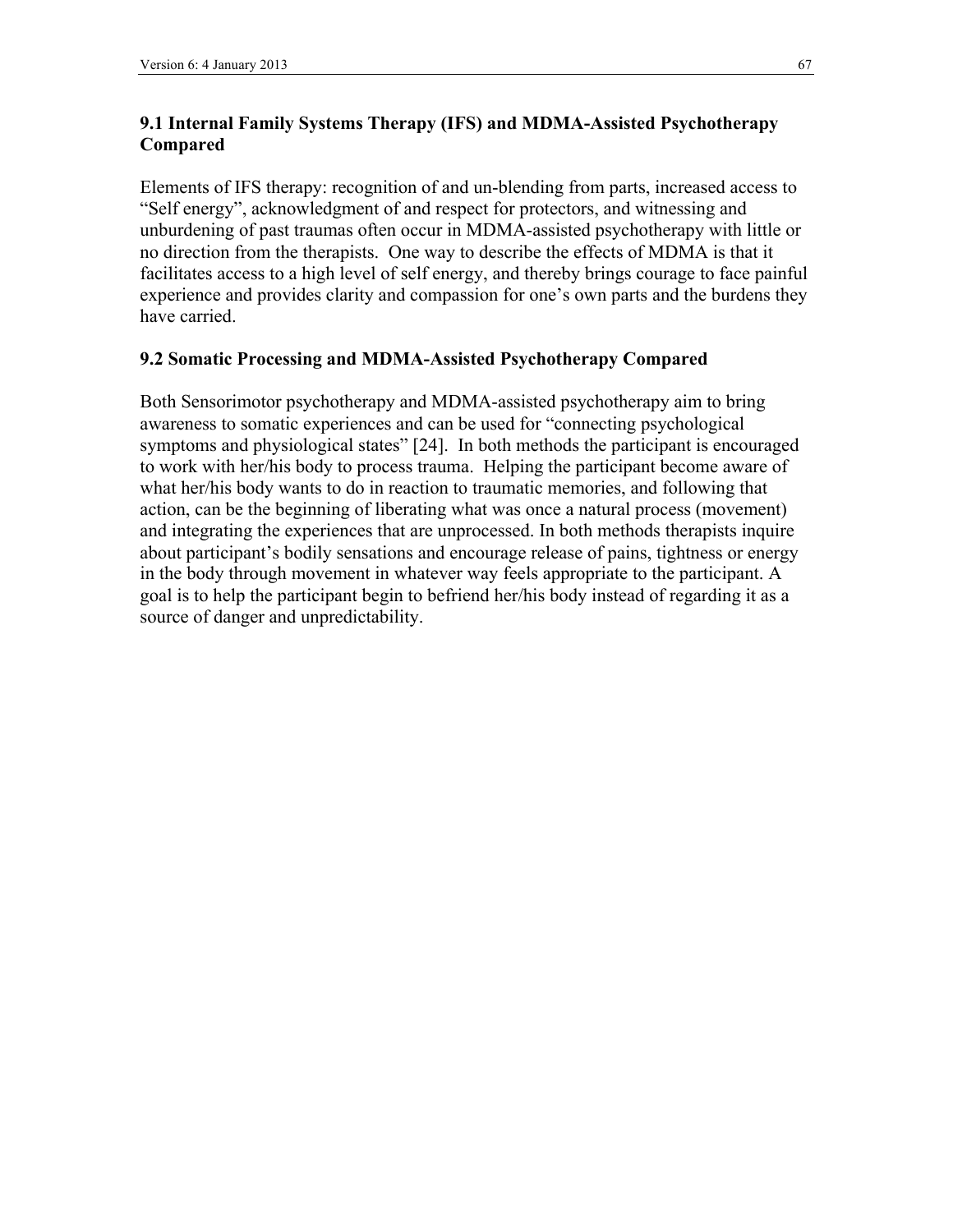## 9.1 Internal Family Systems Therapy (IFS) and MDMA-Assisted Psychotherapy Compared

Elements of IFS therapy: recognition of and un-blending from parts, increased access to “Self energy”, acknowledgment of and respect for protectors, and witnessing and unburdening of past traumas often occur in MDMA-assisted psychotherapy with little or no direction from the therapists. One way to describe the effects of MDMA is that it facilitates access to a high level of self energy, and thereby brings courage to face painful experience and provides clarity and compassion for one’s own parts and the burdens they have carried.

## 9.2 Somatic Processing and MDMA-Assisted Psychotherapy Compared

Both Sensorimotor psychotherapy and MDMA-assisted psychotherapy aim to bring awareness to somatic experiences and can be used for “connecting psychological symptoms and physiological states” [24]. In both methods the participant is encouraged to work with her/his body to process trauma. Helping the participant become aware of what her/his body wants to do in reaction to traumatic memories, and following that action, can be the beginning of liberating what was once a natural process (movement) and integrating the experiences that are unprocessed. In both methods therapists inquire about participant’s bodily sensations and encourage release of pains, tightness or energy in the body through movement in whatever way feels appropriate to the participant. A goal is to help the participant begin to befriend her/his body instead of regarding it as a source of danger and unpredictability.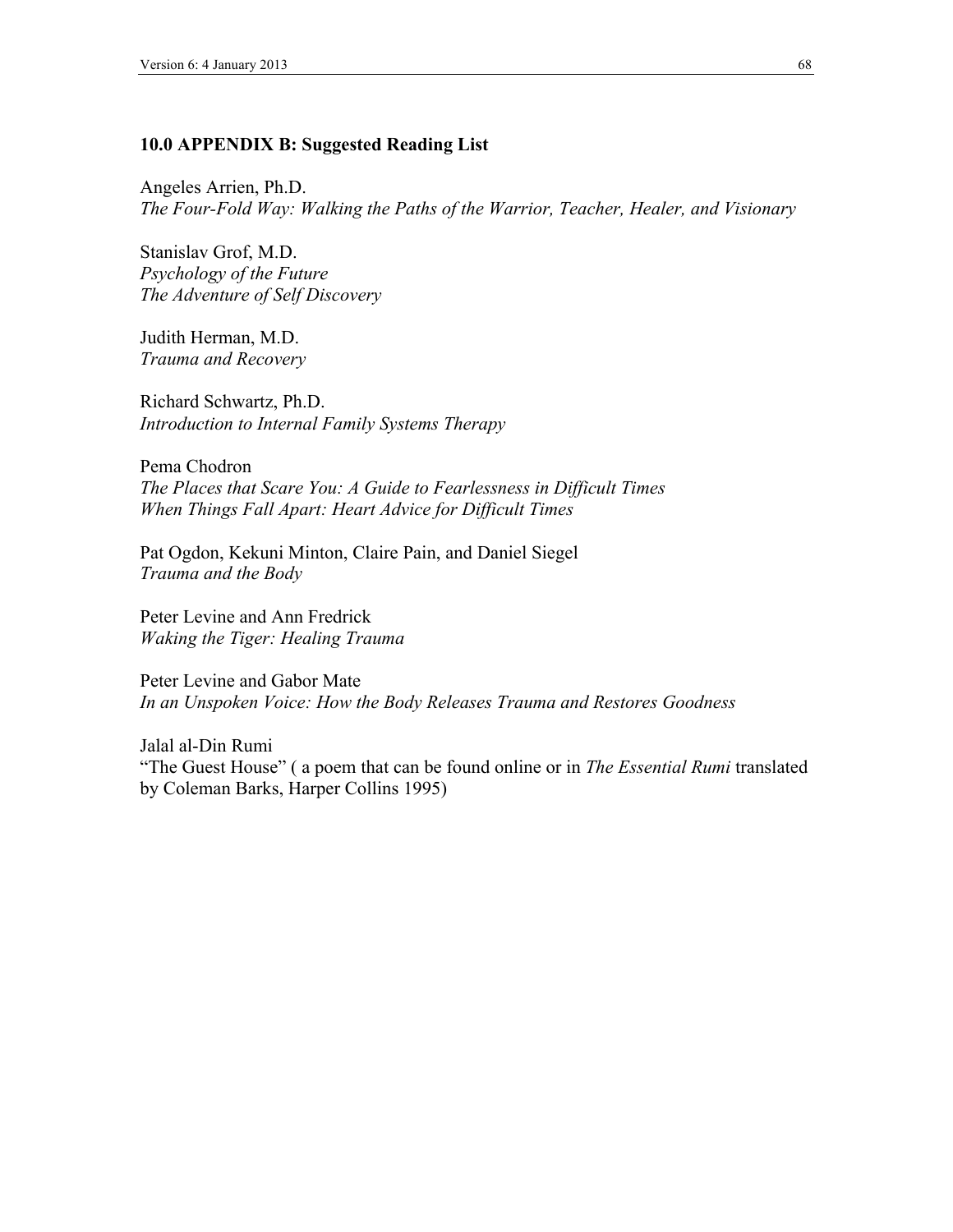## 10.0 APPENDIX B: Suggested Reading List

Angeles Arrien, Ph.D.
*The Four-Fold Way: Walking the Paths of the Warrior, Teacher, Healer, and Visionary*

Stanislav Grof, M.D.
*Psychology of the Future*
*The Adventure of Self Discovery*

Judith Herman, M.D.
*Trauma and Recovery*

Richard Schwartz, Ph.D.
*Introduction to Internal Family Systems Therapy*

Pema Chodron
*The Places that Scare You: A Guide to Fearlessness in Difficult Times*
*When Things Fall Apart: Heart Advice for Difficult Times*

Pat Ogdon, Kekuni Minton, Claire Pain, and Daniel Siegel
*Trauma and the Body*

Peter Levine and Ann Fredrick
*Waking the Tiger: Healing Trauma*

Peter Levine and Gabor Mate
*In an Unspoken Voice: How the Body Releases Trauma and Restores Goodness*

Jalal al-Din Rumi
"The Guest House" ( a poem that can be found online or in *The Essential Rumi* translated by Coleman Barks, Harper Collins 1995)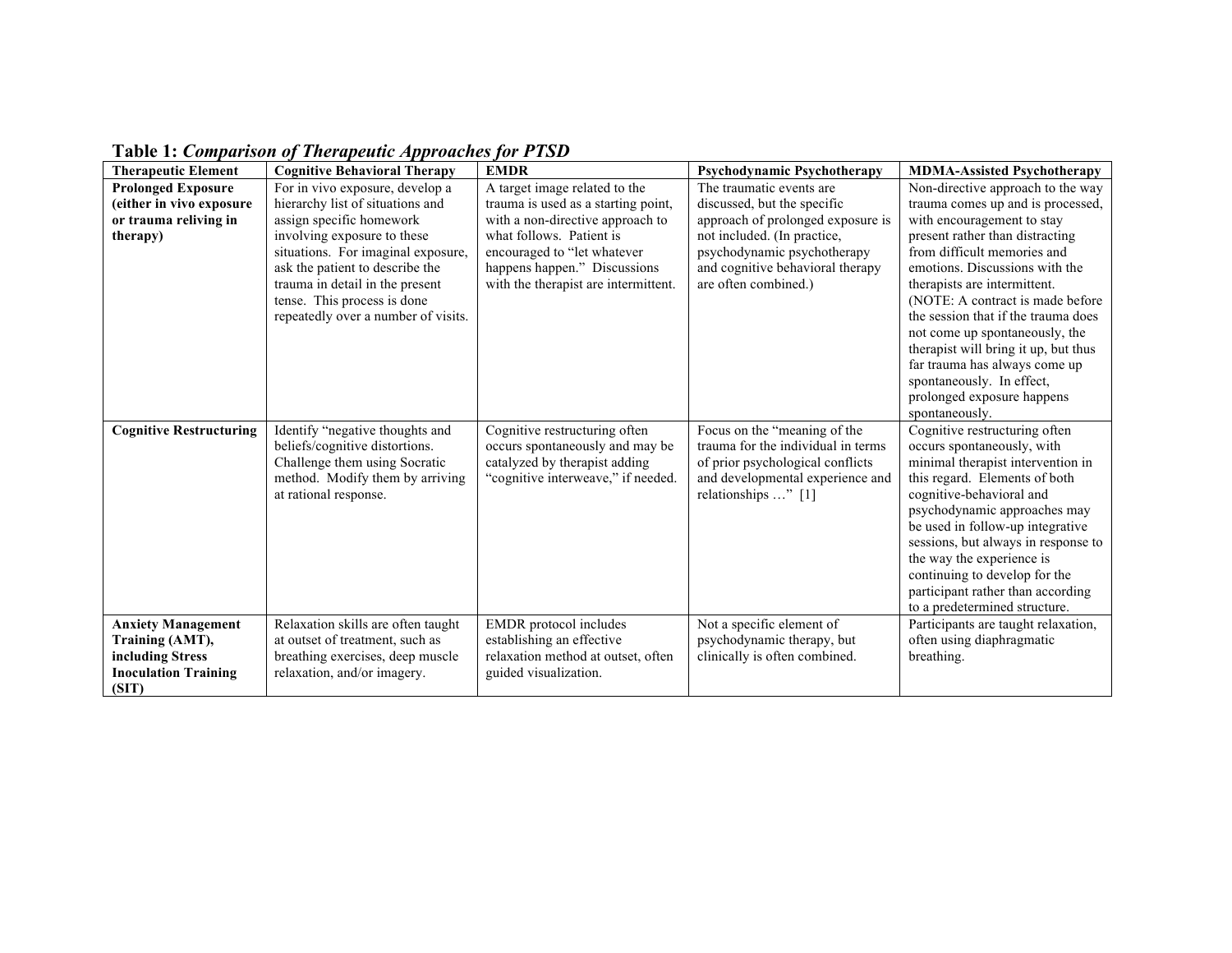**Table 1:** ***Comparison of Therapeutic Approaches for PTSD***

| Therapeutic Element | Cognitive Behavioral Therapy | EMDR | Psychodynamic Psychotherapy | MDMA-Assisted Psychotherapy |
|---|---|---|---|---|
| **Prolonged Exposure (either in vivo exposure or trauma reliving in therapy)** | For in vivo exposure, develop a hierarchy list of situations and assign specific homework involving exposure to these situations. For imaginal exposure, ask the patient to describe the trauma in detail in the present tense. This process is done repeatedly over a number of visits. | A target image related to the trauma is used as a starting point, with a non-directive approach to what follows. Patient is encouraged to "let whatever happens happen." Discussions with the therapist are intermittent. | The traumatic events are discussed, but the specific approach of prolonged exposure is not included. (In practice, psychodynamic psychotherapy and cognitive behavioral therapy are often combined.) | Non-directive approach to the way trauma comes up and is processed, with encouragement to stay present rather than distracting from difficult memories and emotions. Discussions with the therapists are intermittent. (NOTE: A contract is made before the session that if the trauma does not come up spontaneously, the therapist will bring it up, but thus far trauma has always come up spontaneously. In effect, prolonged exposure happens spontaneously. |
| **Cognitive Restructuring** | Identify "negative thoughts and beliefs/cognitive distortions. Challenge them using Socratic method. Modify them by arriving at rational response. | Cognitive restructuring often occurs spontaneously and may be catalyzed by therapist adding "cognitive interweave," if needed. | Focus on the "meaning of the trauma for the individual in terms of prior psychological conflicts and developmental experience and relationships …" [1] | Cognitive restructuring often occurs spontaneously, with minimal therapist intervention in this regard. Elements of both cognitive-behavioral and psychodynamic approaches may be used in follow-up integrative sessions, but always in response to the way the experience is continuing to develop for the participant rather than according to a predetermined structure. |
| **Anxiety Management Training (AMT), including Stress Inoculation Training (SIT)** | Relaxation skills are often taught at outset of treatment, such as breathing exercises, deep muscle relaxation, and/or imagery. | EMDR protocol includes establishing an effective relaxation method at outset, often guided visualization. | Not a specific element of psychodynamic therapy, but clinically is often combined. | Participants are taught relaxation, often using diaphragmatic breathing. |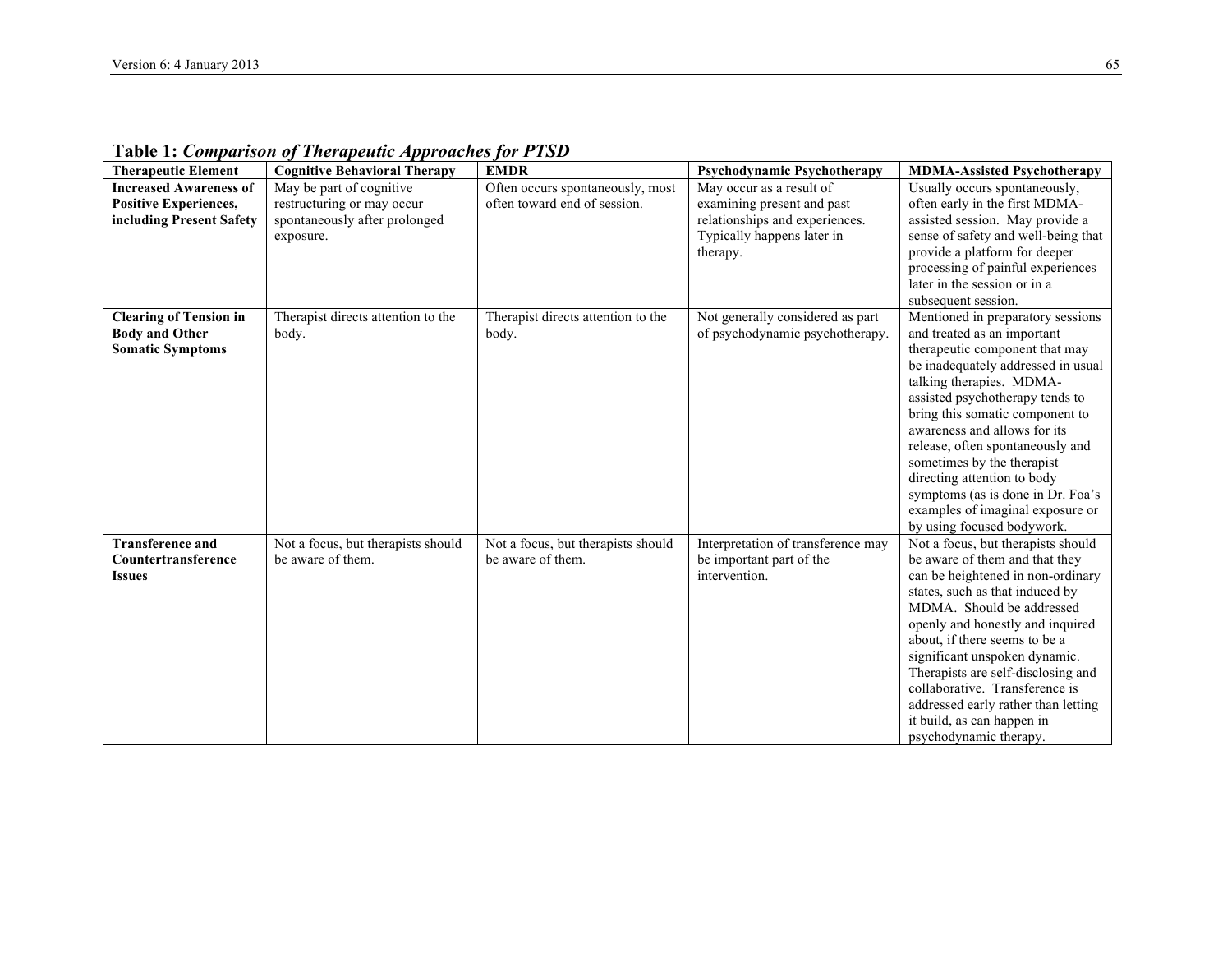**Table 1:** ***Comparison of Therapeutic Approaches for PTSD***

| Therapeutic Element | Cognitive Behavioral Therapy | EMDR | Psychodynamic Psychotherapy | MDMA-Assisted Psychotherapy |
|---|---|---|---|---|
| **Increased Awareness of Positive Experiences, including Present Safety** | May be part of cognitive restructuring or may occur spontaneously after prolonged exposure. | Often occurs spontaneously, most often toward end of session. | May occur as a result of examining present and past relationships and experiences. Typically happens later in therapy. | Usually occurs spontaneously, often early in the first MDMA-assisted session. May provide a sense of safety and well-being that provide a platform for deeper processing of painful experiences later in the session or in a subsequent session. |
| **Clearing of Tension in Body and Other Somatic Symptoms** | Therapist directs attention to the body. | Therapist directs attention to the body. | Not generally considered as part of psychodynamic psychotherapy. | Mentioned in preparatory sessions and treated as an important therapeutic component that may be inadequately addressed in usual talking therapies. MDMA-assisted psychotherapy tends to bring this somatic component to awareness and allows for its release, often spontaneously and sometimes by the therapist directing attention to body symptoms (as is done in Dr. Foa's examples of imaginal exposure or by using focused bodywork. |
| **Transference and Countertransference Issues** | Not a focus, but therapists should be aware of them. | Not a focus, but therapists should be aware of them. | Interpretation of transference may be important part of the intervention. | Not a focus, but therapists should be aware of them and that they can be heightened in non-ordinary states, such as that induced by MDMA. Should be addressed openly and honestly and inquired about, if there seems to be a significant unspoken dynamic. Therapists are self-disclosing and collaborative. Transference is addressed early rather than letting it build, as can happen in psychodynamic therapy. |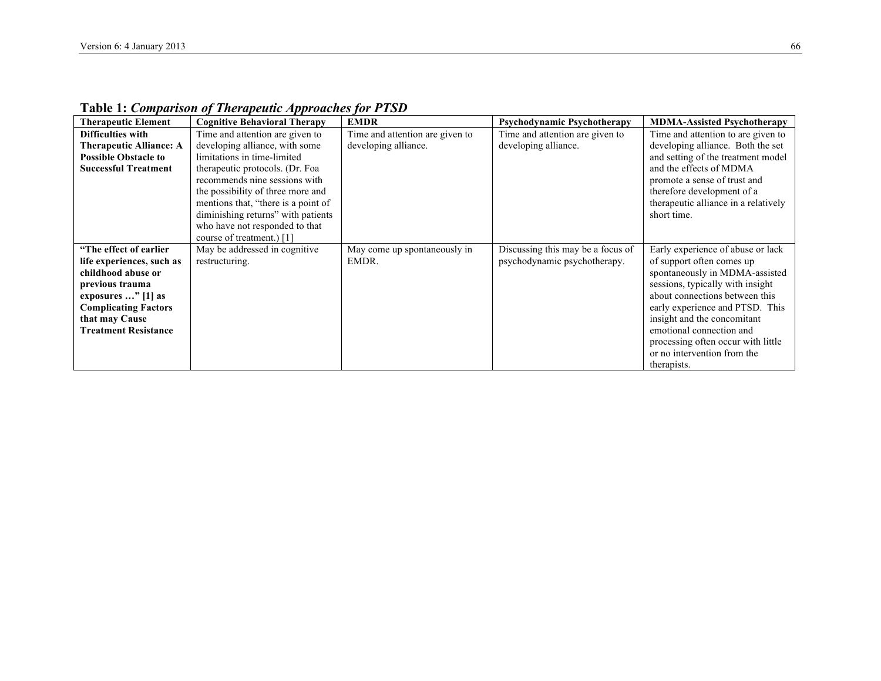**Table 1:** ***Comparison of Therapeutic Approaches for PTSD***

| Therapeutic Element | Cognitive Behavioral Therapy | EMDR | Psychodynamic Psychotherapy | MDMA-Assisted Psychotherapy |
|---|---|---|---|---|
| **Difficulties with Therapeutic Alliance: A Possible Obstacle to Successful Treatment** | Time and attention are given to developing alliance, with some limitations in time-limited therapeutic protocols. (Dr. Foa recommends nine sessions with the possibility of three more and mentions that, "there is a point of diminishing returns" with patients who have not responded to that course of treatment.) [1] | Time and attention are given to developing alliance. | Time and attention are given to developing alliance. | Time and attention to are given to developing alliance. Both the set and setting of the treatment model and the effects of MDMA promote a sense of trust and therefore development of a therapeutic alliance in a relatively short time. |
| **"The effect of earlier life experiences, such as childhood abuse or previous trauma exposures …" [1] as Complicating Factors that may Cause Treatment Resistance** | May be addressed in cognitive restructuring. | May come up spontaneously in EMDR. | Discussing this may be a focus of psychodynamic psychotherapy. | Early experience of abuse or lack of support often comes up spontaneously in MDMA-assisted sessions, typically with insight about connections between this early experience and PTSD. This insight and the concomitant emotional connection and processing often occur with little or no intervention from the therapists. |